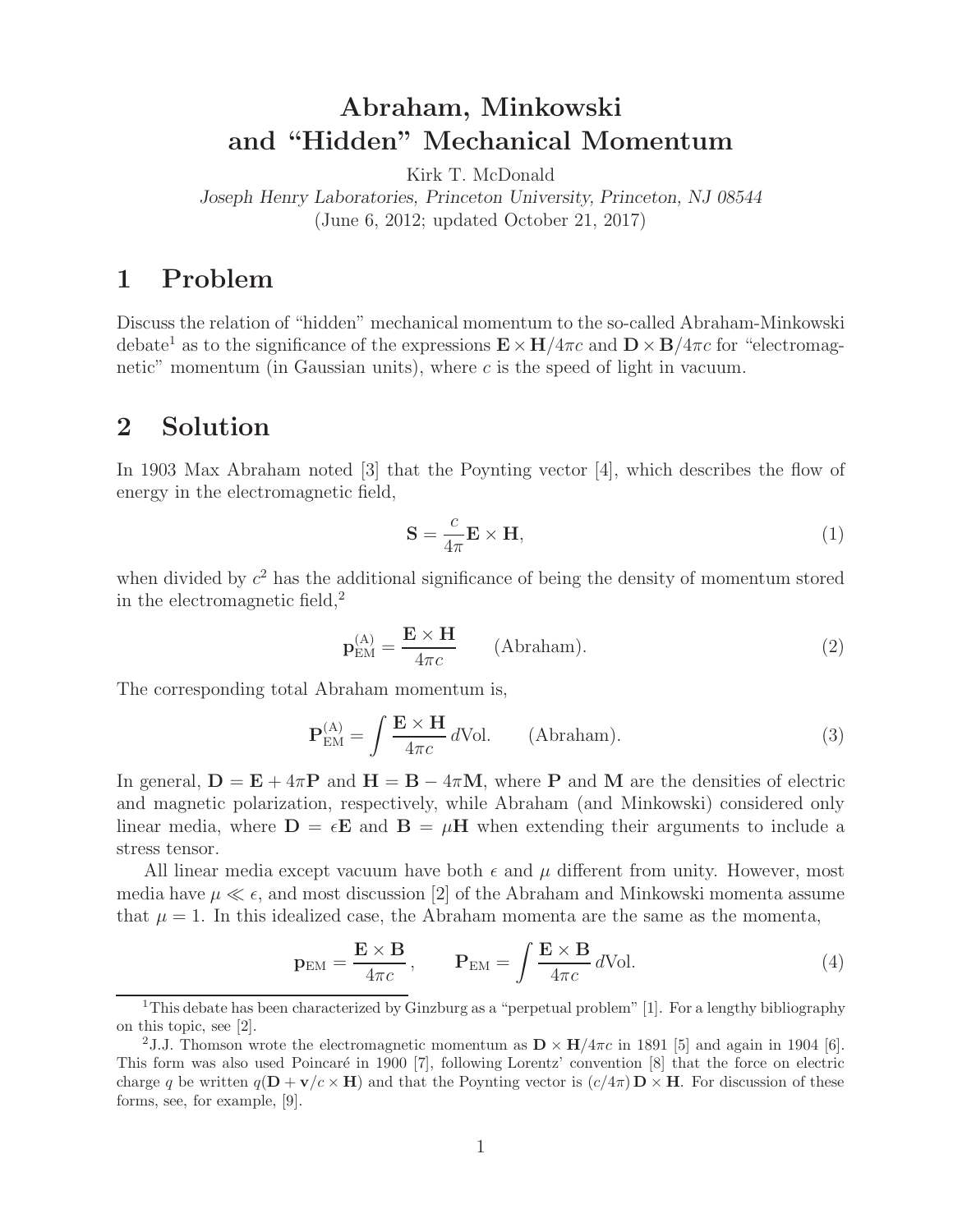# Abraham, Minkowski and "Hidden" Mechanical Momentum

Kirk T. McDonald

*Joseph Henry Laboratories, Princeton University, Princeton, NJ 08544*

(June 6, 2012; updated October 21, 2017)

## 1 Problem

Discuss the relation of "hidden" mechanical momentum to the so-called Abraham-Minkowski debate[1] as to the significance of the expressions $\mathbf{E} \times \mathbf{H}/4\pi c$ and $\mathbf{D} \times \mathbf{B}/4\pi c$ for "electromagnetic" momentum (in Gaussian units), where $c$ is the speed of light in vacuum.

## 2 Solution

In 1903 Max Abraham noted [3] that the Poynting vector [4], which describes the flow of energy in the electromagnetic field,

$$\mathbf{S} = \frac{c}{4\pi} \mathbf{E} \times \mathbf{H}, \tag{1}$$

when divided by $c^2$ has the additional significance of being the density of momentum stored in the electromagnetic field,[2]

$$\mathbf{p}_{\text{EM}}^{(\text{A})} = \frac{\mathbf{E} \times \mathbf{H}}{4\pi c} \qquad \text{(Abraham)}. \tag{2}$$

The corresponding total Abraham momentum is,

$$\mathbf{P}_{\text{EM}}^{(\text{A})} = \int \frac{\mathbf{E} \times \mathbf{H}}{4\pi c}\, d\text{Vol}. \qquad \text{(Abraham)}. \tag{3}$$

In general, $\mathbf{D} = \mathbf{E} + 4\pi\mathbf{P}$ and $\mathbf{H} = \mathbf{B} - 4\pi\mathbf{M}$, where $\mathbf{P}$ and $\mathbf{M}$ are the densities of electric and magnetic polarization, respectively, while Abraham (and Minkowski) considered only linear media, where $\mathbf{D} = \epsilon\mathbf{E}$ and $\mathbf{B} = \mu\mathbf{H}$ when extending their arguments to include a stress tensor.

All linear media except vacuum have both $\epsilon$ and $\mu$ different from unity. However, most media have $\mu \ll \epsilon$, and most discussion [2] of the Abraham and Minkowski momenta assume that $\mu = 1$. In this idealized case, the Abraham momenta are the same as the momenta,

$$\mathbf{p}_{\text{EM}} = \frac{\mathbf{E} \times \mathbf{B}}{4\pi c}, \qquad \mathbf{P}_{\text{EM}} = \int \frac{\mathbf{E} \times \mathbf{B}}{4\pi c}\, d\text{Vol}. \tag{4}$$

---

[1] This debate has been characterized by Ginzburg as a "perpetual problem" [1]. For a lengthy bibliography on this topic, see [2].

[2] J.J. Thomson wrote the electromagnetic momentum as $\mathbf{D} \times \mathbf{H}/4\pi c$ in 1891 [5] and again in 1904 [6]. This form was also used Poincaré in 1900 [7], following Lorentz' convention [8] that the force on electric charge $q$ be written $q(\mathbf{D} + \mathbf{v}/c \times \mathbf{H})$ and that the Poynting vector is $(c/4\pi)\, \mathbf{D} \times \mathbf{H}$. For discussion of these forms, see, for example, [9].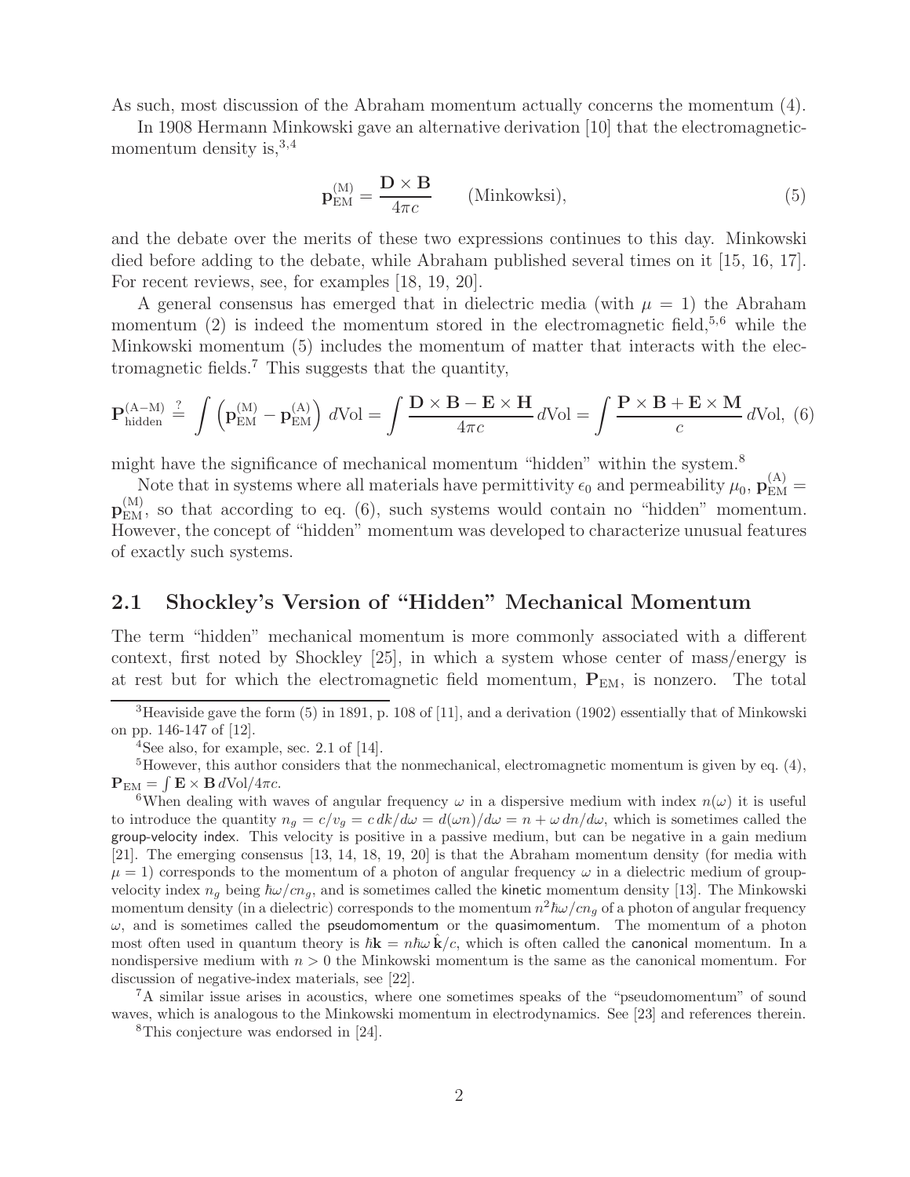As such, most discussion of the Abraham momentum actually concerns the momentum (4).

In 1908 Hermann Minkowski gave an alternative derivation [10] that the electromagnetic-momentum density is,[3,4]

$$\mathbf{p}_{\rm EM}^{(\rm M)} = \frac{\mathbf{D} \times \mathbf{B}}{4\pi c} \qquad \text{(Minkowksi)}, \tag{5}$$

and the debate over the merits of these two expressions continues to this day. Minkowski died before adding to the debate, while Abraham published several times on it [15, 16, 17]. For recent reviews, see, for examples [18, 19, 20].

A general consensus has emerged that in dielectric media (with $\mu = 1$) the Abraham momentum (2) is indeed the momentum stored in the electromagnetic field,[5,6] while the Minkowski momentum (5) includes the momentum of matter that interacts with the electromagnetic fields.[7] This suggests that the quantity,

$$\mathbf{P}_{\rm hidden}^{(\rm A-M)} \stackrel{?}{=} \int \left( \mathbf{p}_{\rm EM}^{(\rm M)} - \mathbf{p}_{\rm EM}^{(\rm A)} \right) d\text{Vol} = \int \frac{\mathbf{D} \times \mathbf{B} - \mathbf{E} \times \mathbf{H}}{4\pi c}\, d\text{Vol} = \int \frac{\mathbf{P} \times \mathbf{B} + \mathbf{E} \times \mathbf{M}}{c}\, d\text{Vol}, \tag{6}$$

might have the significance of mechanical momentum "hidden" within the system.[8]

Note that in systems where all materials have permittivity $\epsilon_0$ and permeability $\mu_0$, $\mathbf{p}_{\rm EM}^{(\rm A)} = \mathbf{p}_{\rm EM}^{(\rm M)}$, so that according to eq. (6), such systems would contain no "hidden" momentum. However, the concept of "hidden" momentum was developed to characterize unusual features of exactly such systems.

## 2.1 Shockley's Version of "Hidden" Mechanical Momentum

The term "hidden" mechanical momentum is more commonly associated with a different context, first noted by Shockley [25], in which a system whose center of mass/energy is at rest but for which the electromagnetic field momentum, $\mathbf{P}_{\rm EM}$, is nonzero. The total

---

[3] Heaviside gave the form (5) in 1891, p. 108 of [11], and a derivation (1902) essentially that of Minkowski on pp. 146-147 of [12].

[4] See also, for example, sec. 2.1 of [14].

[5] However, this author considers that the nonmechanical, electromagnetic momentum is given by eq. (4), $\mathbf{P}_{\rm EM} = \int \mathbf{E} \times \mathbf{B}\, d\text{Vol}/4\pi c$.

[6] When dealing with waves of angular frequency $\omega$ in a dispersive medium with index $n(\omega)$ it is useful to introduce the quantity $n_g = c/v_g = c\, dk/d\omega = d(\omega n)/d\omega = n + \omega\, dn/d\omega$, which is sometimes called the group-velocity index. This velocity is positive in a passive medium, but can be negative in a gain medium [21]. The emerging consensus [13, 14, 18, 19, 20] is that the Abraham momentum density (for media with $\mu = 1$) corresponds to the momentum of a photon of angular frequency $\omega$ in a dielectric medium of group-velocity index $n_g$ being $\hbar\omega/cn_g$, and is sometimes called the kinetic momentum density [13]. The Minkowski momentum density (in a dielectric) corresponds to the momentum $n^2\hbar\omega/cn_g$ of a photon of angular frequency $\omega$, and is sometimes called the pseudomomentum or the quasimomentum. The momentum of a photon most often used in quantum theory is $\hbar\mathbf{k} = n\hbar\omega\,\hat{\mathbf{k}}/c$, which is often called the canonical momentum. In a nondispersive medium with $n > 0$ the Minkowski momentum is the same as the canonical momentum. For discussion of negative-index materials, see [22].

[7] A similar issue arises in acoustics, where one sometimes speaks of the "pseudomomentum" of sound waves, which is analogous to the Minkowski momentum in electrodynamics. See [23] and references therein.

[8] This conjecture was endorsed in [24].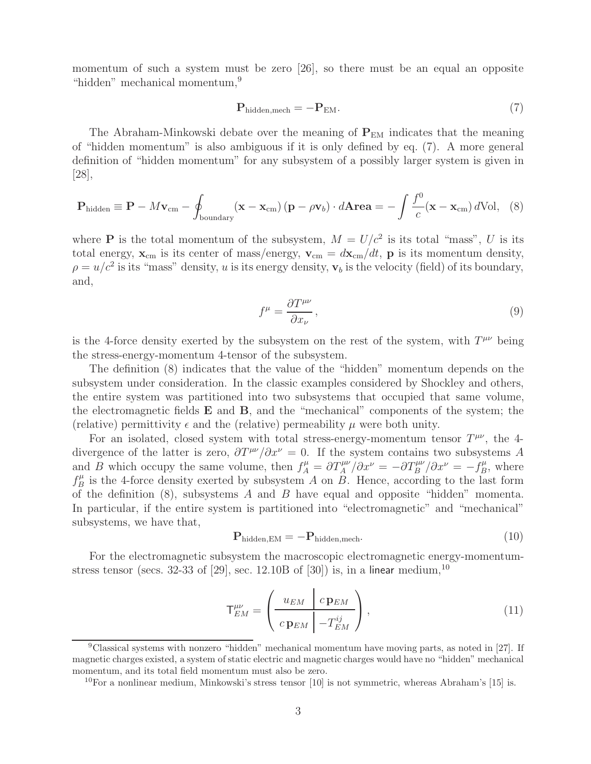momentum of such a system must be zero [26], so there must be an equal an opposite "hidden" mechanical momentum,[9]

$$\mathbf{P}_{\rm hidden,mech} = -\mathbf{P}_{\rm EM}. \tag{7}$$

The Abraham-Minkowski debate over the meaning of $\mathbf{P}_{\rm EM}$ indicates that the meaning of "hidden momentum" is also ambiguous if it is only defined by eq. (7). A more general definition of "hidden momentum" for any subsystem of a possibly larger system is given in [28],

$$\mathbf{P}_{\rm hidden} \equiv \mathbf{P} - M\mathbf{v}_{\rm cm} - \oint_{\rm boundary} (\mathbf{x} - \mathbf{x}_{\rm cm})\,(\mathbf{p} - \rho\mathbf{v}_b)\cdot d\mathbf{Area} = -\int \frac{f^0}{c}(\mathbf{x} - \mathbf{x}_{\rm cm})\,d{\rm Vol}, \tag{8}$$

where $\mathbf{P}$ is the total momentum of the subsystem, $M = U/c^2$ is its total "mass", $U$ is its total energy, $\mathbf{x}_{\rm cm}$ is its center of mass/energy, $\mathbf{v}_{\rm cm} = d\mathbf{x}_{\rm cm}/dt$, $\mathbf{p}$ is its momentum density, $\rho = u/c^2$ is its "mass" density, $u$ is its energy density, $\mathbf{v}_b$ is the velocity (field) of its boundary, and,

$$f^\mu = \frac{\partial T^{\mu\nu}}{\partial x_\nu}, \tag{9}$$

is the 4-force density exerted by the subsystem on the rest of the system, with $T^{\mu\nu}$ being the stress-energy-momentum 4-tensor of the subsystem.

The definition (8) indicates that the value of the "hidden" momentum depends on the subsystem under consideration. In the classic examples considered by Shockley and others, the entire system was partitioned into two subsystems that occupied that same volume, the electromagnetic fields $\mathbf{E}$ and $\mathbf{B}$, and the "mechanical" components of the system; the (relative) permittivity $\epsilon$ and the (relative) permeability $\mu$ were both unity.

For an isolated, closed system with total stress-energy-momentum tensor $T^{\mu\nu}$, the 4-divergence of the latter is zero, $\partial T^{\mu\nu}/\partial x^\nu = 0$. If the system contains two subsystems $A$ and $B$ which occupy the same volume, then $f_A^\mu = \partial T_A^{\mu\nu}/\partial x^\nu = -\partial T_B^{\mu\nu}/\partial x^\nu = -f_B^\mu$, where $f_B^\mu$ is the 4-force density exerted by subsystem $A$ on $B$. Hence, according to the last form of the definition (8), subsystems $A$ and $B$ have equal and opposite "hidden" momenta. In particular, if the entire system is partitioned into "electromagnetic" and "mechanical" subsystems, we have that,

$$\mathbf{P}_{\rm hidden,EM} = -\mathbf{P}_{\rm hidden,mech}. \tag{10}$$

For the electromagnetic subsystem the macroscopic electromagnetic energy-momentum-stress tensor (secs. 32-33 of [29], sec. 12.10B of [30]) is, in a linear medium,[10]

$$\mathsf{T}^{\mu\nu}_{EM} = \left(\begin{array}{c|c} u_{EM} & c\,\mathbf{p}_{EM} \\ \hline c\,\mathbf{p}_{EM} & -T^{ij}_{EM} \end{array}\right), \tag{11}$$

[9] Classical systems with nonzero "hidden" mechanical momentum have moving parts, as noted in [27]. If magnetic charges existed, a system of static electric and magnetic charges would have no "hidden" mechanical momentum, and its total field momentum must also be zero.

[10] For a nonlinear medium, Minkowski's stress tensor [10] is not symmetric, whereas Abraham's [15] is.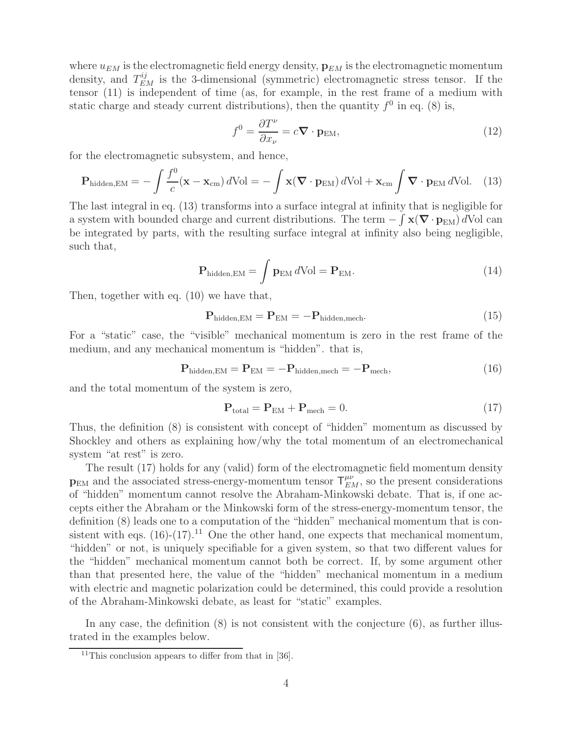where $u_{EM}$ is the electromagnetic field energy density, $\mathbf{p}_{EM}$ is the electromagnetic momentum density, and $T^{ij}_{EM}$ is the 3-dimensional (symmetric) electromagnetic stress tensor. If the tensor (11) is independent of time (as, for example, in the rest frame of a medium with static charge and steady current distributions), then the quantity $f^0$ in eq. (8) is,

$$f^0 = \frac{\partial T^\nu}{\partial x_\nu} = c\boldsymbol{\nabla}\cdot\mathbf{p}_{\rm EM}, \tag{12}$$

for the electromagnetic subsystem, and hence,

$$\mathbf{P}_{\rm hidden,EM} = -\int \frac{f^0}{c}(\mathbf{x}-\mathbf{x}_{\rm cm})\,d{\rm Vol} = -\int \mathbf{x}(\boldsymbol{\nabla}\cdot\mathbf{p}_{\rm EM})\,d{\rm Vol} + \mathbf{x}_{\rm cm}\int \boldsymbol{\nabla}\cdot\mathbf{p}_{\rm EM}\,d{\rm Vol}. \tag{13}$$

The last integral in eq. (13) transforms into a surface integral at infinity that is negligible for a system with bounded charge and current distributions. The term $-\int \mathbf{x}(\boldsymbol{\nabla}\cdot\mathbf{p}_{\rm EM})\,d{\rm Vol}$ can be integrated by parts, with the resulting surface integral at infinity also being negligible, such that,

$$\mathbf{P}_{\rm hidden,EM} = \int \mathbf{p}_{\rm EM}\,d{\rm Vol} = \mathbf{P}_{\rm EM}. \tag{14}$$

Then, together with eq. (10) we have that,

$$\mathbf{P}_{\rm hidden,EM} = \mathbf{P}_{\rm EM} = -\mathbf{P}_{\rm hidden,mech}. \tag{15}$$

For a "static" case, the "visible" mechanical momentum is zero in the rest frame of the medium, and any mechanical momentum is "hidden". that is,

$$\mathbf{P}_{\rm hidden,EM} = \mathbf{P}_{\rm EM} = -\mathbf{P}_{\rm hidden,mech} = -\mathbf{P}_{\rm mech}, \tag{16}$$

and the total momentum of the system is zero,

$$\mathbf{P}_{\rm total} = \mathbf{P}_{\rm EM} + \mathbf{P}_{\rm mech} = 0. \tag{17}$$

Thus, the definition (8) is consistent with concept of "hidden" momentum as discussed by Shockley and others as explaining how/why the total momentum of an electromechanical system "at rest" is zero.

The result (17) holds for any (valid) form of the electromagnetic field momentum density $\mathbf{p}_{\rm EM}$ and the associated stress-energy-momentum tensor $\mathsf{T}^{\mu\nu}_{EM}$, so the present considerations of "hidden" momentum cannot resolve the Abraham-Minkowski debate. That is, if one accepts either the Abraham or the Minkowski form of the stress-energy-momentum tensor, the definition (8) leads one to a computation of the "hidden" mechanical momentum that is consistent with eqs. (16)-(17).[11] One the other hand, one expects that mechanical momentum, "hidden" or not, is uniquely specifiable for a given system, so that two different values for the "hidden" mechanical momentum cannot both be correct. If, by some argument other than that presented here, the value of the "hidden" mechanical momentum in a medium with electric and magnetic polarization could be determined, this could provide a resolution of the Abraham-Minkowski debate, as least for "static" examples.

In any case, the definition (8) is not consistent with the conjecture (6), as further illustrated in the examples below.

[11] This conclusion appears to differ from that in [36].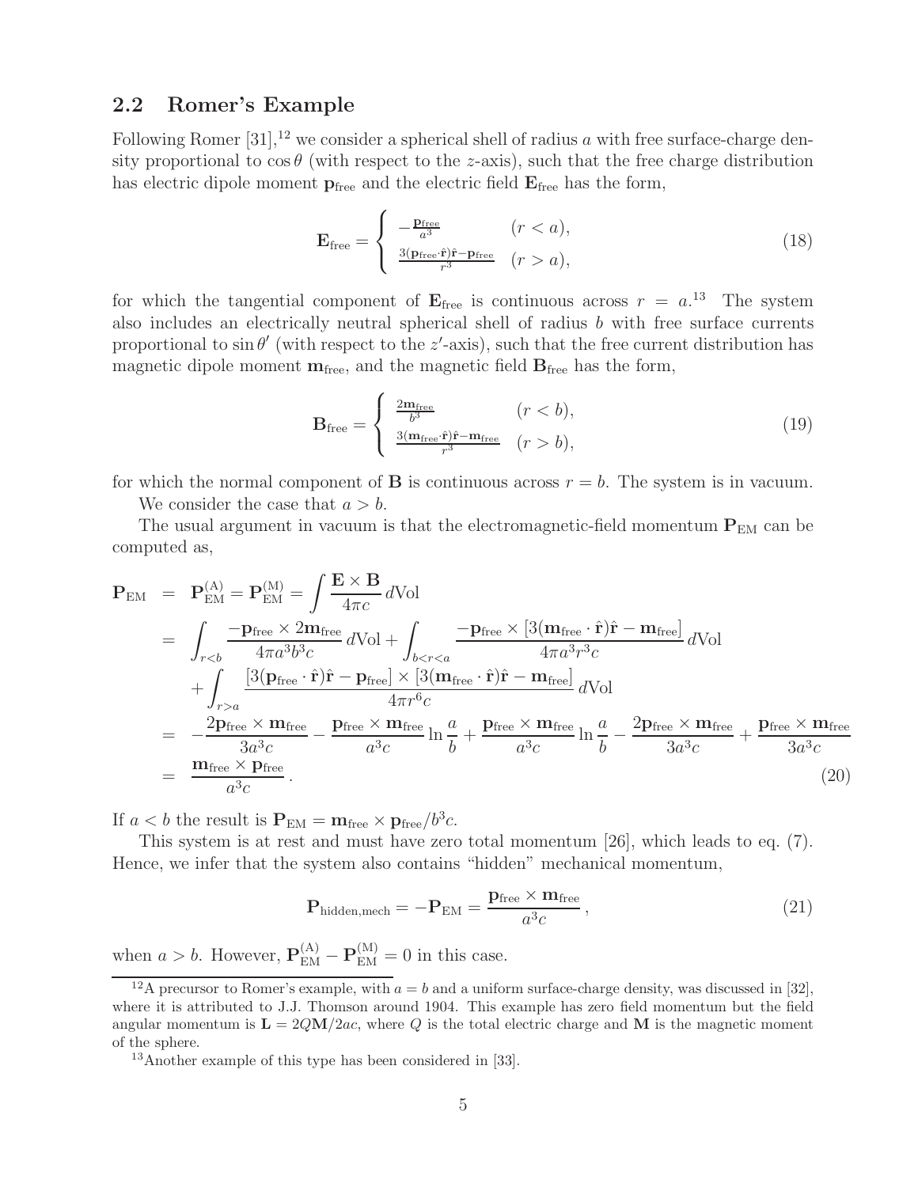## 2.2 Romer's Example

Following Romer [31],[12] we consider a spherical shell of radius $a$ with free surface-charge density proportional to $\cos\theta$ (with respect to the $z$-axis), such that the free charge distribution has electric dipole moment $\mathbf{p}_{\rm free}$ and the electric field $\mathbf{E}_{\rm free}$ has the form,

$$
\mathbf{E}_{\rm free} = \begin{cases} -\frac{\mathbf{p}_{\rm free}}{a^3} & (r < a), \\ \frac{3(\mathbf{p}_{\rm free}\cdot\hat{\mathbf{r}})\hat{\mathbf{r}} - \mathbf{p}_{\rm free}}{r^3} & (r > a), \end{cases} \tag{18}
$$

for which the tangential component of $\mathbf{E}_{\rm free}$ is continuous across $r = a$.[13] The system also includes an electrically neutral spherical shell of radius $b$ with free surface currents proportional to $\sin\theta'$ (with respect to the $z'$-axis), such that the free current distribution has magnetic dipole moment $\mathbf{m}_{\rm free}$, and the magnetic field $\mathbf{B}_{\rm free}$ has the form,

$$
\mathbf{B}_{\rm free} = \begin{cases} \frac{2\mathbf{m}_{\rm free}}{b^3} & (r < b), \\ \frac{3(\mathbf{m}_{\rm free}\cdot\hat{\mathbf{r}})\hat{\mathbf{r}} - \mathbf{m}_{\rm free}}{r^3} & (r > b), \end{cases} \tag{19}
$$

for which the normal component of $\mathbf{B}$ is continuous across $r = b$. The system is in vacuum.

We consider the case that $a > b$.

The usual argument in vacuum is that the electromagnetic-field momentum $\mathbf{P}_{\rm EM}$ can be computed as,

$$
\begin{aligned}
\mathbf{P}_{\rm EM} &= \mathbf{P}_{\rm EM}^{(A)} = \mathbf{P}_{\rm EM}^{(M)} = \int \frac{\mathbf{E}\times\mathbf{B}}{4\pi c}\, d{\rm Vol} \\
&= \int_{r<b} \frac{-\mathbf{p}_{\rm free}\times 2\mathbf{m}_{\rm free}}{4\pi a^3 b^3 c}\, d{\rm Vol} + \int_{b<r<a} \frac{-\mathbf{p}_{\rm free}\times[3(\mathbf{m}_{\rm free}\cdot\hat{\mathbf{r}})\hat{\mathbf{r}} - \mathbf{m}_{\rm free}]}{4\pi a^3 r^3 c}\, d{\rm Vol} \\
&\quad + \int_{r>a} \frac{[3(\mathbf{p}_{\rm free}\cdot\hat{\mathbf{r}})\hat{\mathbf{r}} - \mathbf{p}_{\rm free}]\times[3(\mathbf{m}_{\rm free}\cdot\hat{\mathbf{r}})\hat{\mathbf{r}} - \mathbf{m}_{\rm free}]}{4\pi r^6 c}\, d{\rm Vol} \\
&= -\frac{2\mathbf{p}_{\rm free}\times\mathbf{m}_{\rm free}}{3a^3 c} - \frac{\mathbf{p}_{\rm free}\times\mathbf{m}_{\rm free}}{a^3 c}\ln\frac{a}{b} + \frac{\mathbf{p}_{\rm free}\times\mathbf{m}_{\rm free}}{a^3 c}\ln\frac{a}{b} - \frac{2\mathbf{p}_{\rm free}\times\mathbf{m}_{\rm free}}{3a^3 c} + \frac{\mathbf{p}_{\rm free}\times\mathbf{m}_{\rm free}}{3a^3 c} \\
&= \frac{\mathbf{m}_{\rm free}\times\mathbf{p}_{\rm free}}{a^3 c}\,.
\end{aligned} \tag{20}
$$

If $a < b$ the result is $\mathbf{P}_{\rm EM} = \mathbf{m}_{\rm free}\times\mathbf{p}_{\rm free}/b^3 c$.

This system is at rest and must have zero total momentum [26], which leads to eq. (7). Hence, we infer that the system also contains "hidden" mechanical momentum,

$$
\mathbf{P}_{\rm hidden,mech} = -\mathbf{P}_{\rm EM} = \frac{\mathbf{p}_{\rm free}\times\mathbf{m}_{\rm free}}{a^3 c}\,, \tag{21}
$$

when $a > b$. However, $\mathbf{P}_{\rm EM}^{(A)} - \mathbf{P}_{\rm EM}^{(M)} = 0$ in this case.

---

[12] A precursor to Romer's example, with $a = b$ and a uniform surface-charge density, was discussed in [32], where it is attributed to J.J. Thomson around 1904. This example has zero field momentum but the field angular momentum is $\mathbf{L} = 2Q\mathbf{M}/2ac$, where $Q$ is the total electric charge and $\mathbf{M}$ is the magnetic moment of the sphere.

[13] Another example of this type has been considered in [33].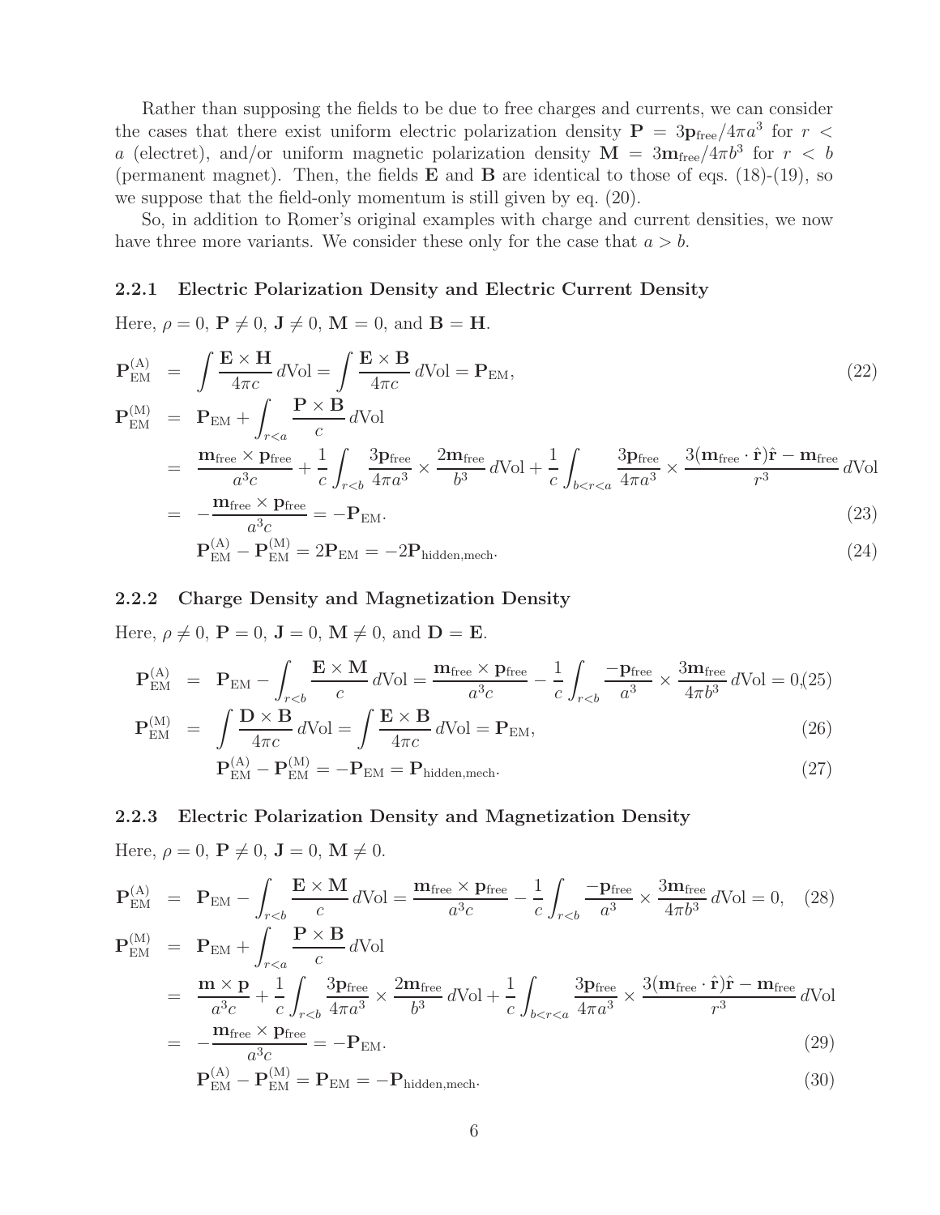Rather than supposing the fields to be due to free charges and currents, we can consider the cases that there exist uniform electric polarization density $\mathbf{P} = 3\mathbf{p}_{\rm free}/4\pi a^3$ for $r < a$ (electret), and/or uniform magnetic polarization density $\mathbf{M} = 3\mathbf{m}_{\rm free}/4\pi b^3$ for $r < b$ (permanent magnet). Then, the fields $\mathbf{E}$ and $\mathbf{B}$ are identical to those of eqs. (18)-(19), so we suppose that the field-only momentum is still given by eq. (20).

So, in addition to Romer's original examples with charge and current densities, we now have three more variants. We consider these only for the case that $a > b$.

### 2.2.1 Electric Polarization Density and Electric Current Density

Here, $\rho = 0$, $\mathbf{P} \neq 0$, $\mathbf{J} \neq 0$, $\mathbf{M} = 0$, and $\mathbf{B} = \mathbf{H}$.

$$\mathbf{P}_{\rm EM}^{\rm (A)} = \int \frac{\mathbf{E}\times\mathbf{H}}{4\pi c}\, d{\rm Vol} = \int \frac{\mathbf{E}\times\mathbf{B}}{4\pi c}\, d{\rm Vol} = \mathbf{P}_{\rm EM}, \tag{22}$$

$$\begin{aligned}
\mathbf{P}_{\rm EM}^{\rm (M)} &= \mathbf{P}_{\rm EM} + \int_{r<a} \frac{\mathbf{P}\times\mathbf{B}}{c}\, d{\rm Vol} \\
&= \frac{\mathbf{m}_{\rm free}\times\mathbf{p}_{\rm free}}{a^3 c} + \frac{1}{c}\int_{r<b} \frac{3\mathbf{p}_{\rm free}}{4\pi a^3}\times\frac{2\mathbf{m}_{\rm free}}{b^3}\, d{\rm Vol} + \frac{1}{c}\int_{b<r<a} \frac{3\mathbf{p}_{\rm free}}{4\pi a^3}\times\frac{3(\mathbf{m}_{\rm free}\cdot\hat{\mathbf{r}})\hat{\mathbf{r}} - \mathbf{m}_{\rm free}}{r^3}\, d{\rm Vol} \\
&= -\frac{\mathbf{m}_{\rm free}\times\mathbf{p}_{\rm free}}{a^3 c} = -\mathbf{P}_{\rm EM}.
\end{aligned} \tag{23}$$

$$\mathbf{P}_{\rm EM}^{\rm (A)} - \mathbf{P}_{\rm EM}^{\rm (M)} = 2\mathbf{P}_{\rm EM} = -2\mathbf{P}_{\rm hidden,mech}. \tag{24}$$

### 2.2.2 Charge Density and Magnetization Density

Here, $\rho \neq 0$, $\mathbf{P} = 0$, $\mathbf{J} = 0$, $\mathbf{M} \neq 0$, and $\mathbf{D} = \mathbf{E}$.

$$\mathbf{P}_{\rm EM}^{\rm (A)} = \mathbf{P}_{\rm EM} - \int_{r<b} \frac{\mathbf{E}\times\mathbf{M}}{c}\, d{\rm Vol} = \frac{\mathbf{m}_{\rm free}\times\mathbf{p}_{\rm free}}{a^3 c} - \frac{1}{c}\int_{r<b} \frac{-\mathbf{p}_{\rm free}}{a^3}\times\frac{3\mathbf{m}_{\rm free}}{4\pi b^3}\, d{\rm Vol} = 0, \tag{25}$$

$$\mathbf{P}_{\rm EM}^{\rm (M)} = \int \frac{\mathbf{D}\times\mathbf{B}}{4\pi c}\, d{\rm Vol} = \int \frac{\mathbf{E}\times\mathbf{B}}{4\pi c}\, d{\rm Vol} = \mathbf{P}_{\rm EM}, \tag{26}$$

$$\mathbf{P}_{\rm EM}^{\rm (A)} - \mathbf{P}_{\rm EM}^{\rm (M)} = -\mathbf{P}_{\rm EM} = \mathbf{P}_{\rm hidden,mech}. \tag{27}$$

### 2.2.3 Electric Polarization Density and Magnetization Density

Here, $\rho = 0$, $\mathbf{P} \neq 0$, $\mathbf{J} = 0$, $\mathbf{M} \neq 0$.

$$\mathbf{P}_{\rm EM}^{\rm (A)} = \mathbf{P}_{\rm EM} - \int_{r<b} \frac{\mathbf{E}\times\mathbf{M}}{c}\, d{\rm Vol} = \frac{\mathbf{m}_{\rm free}\times\mathbf{p}_{\rm free}}{a^3 c} - \frac{1}{c}\int_{r<b} \frac{-\mathbf{p}_{\rm free}}{a^3}\times\frac{3\mathbf{m}_{\rm free}}{4\pi b^3}\, d{\rm Vol} = 0, \tag{28}$$

$$\begin{aligned}
\mathbf{P}_{\rm EM}^{\rm (M)} &= \mathbf{P}_{\rm EM} + \int_{r<a} \frac{\mathbf{P}\times\mathbf{B}}{c}\, d{\rm Vol} \\
&= \frac{\mathbf{m}\times\mathbf{p}}{a^3 c} + \frac{1}{c}\int_{r<b} \frac{3\mathbf{p}_{\rm free}}{4\pi a^3}\times\frac{2\mathbf{m}_{\rm free}}{b^3}\, d{\rm Vol} + \frac{1}{c}\int_{b<r<a} \frac{3\mathbf{p}_{\rm free}}{4\pi a^3}\times\frac{3(\mathbf{m}_{\rm free}\cdot\hat{\mathbf{r}})\hat{\mathbf{r}} - \mathbf{m}_{\rm free}}{r^3}\, d{\rm Vol} \\
&= -\frac{\mathbf{m}_{\rm free}\times\mathbf{p}_{\rm free}}{a^3 c} = -\mathbf{P}_{\rm EM}.
\end{aligned} \tag{29}$$

$$\mathbf{P}_{\rm EM}^{\rm (A)} - \mathbf{P}_{\rm EM}^{\rm (M)} = \mathbf{P}_{\rm EM} = -\mathbf{P}_{\rm hidden,mech}. \tag{30}$$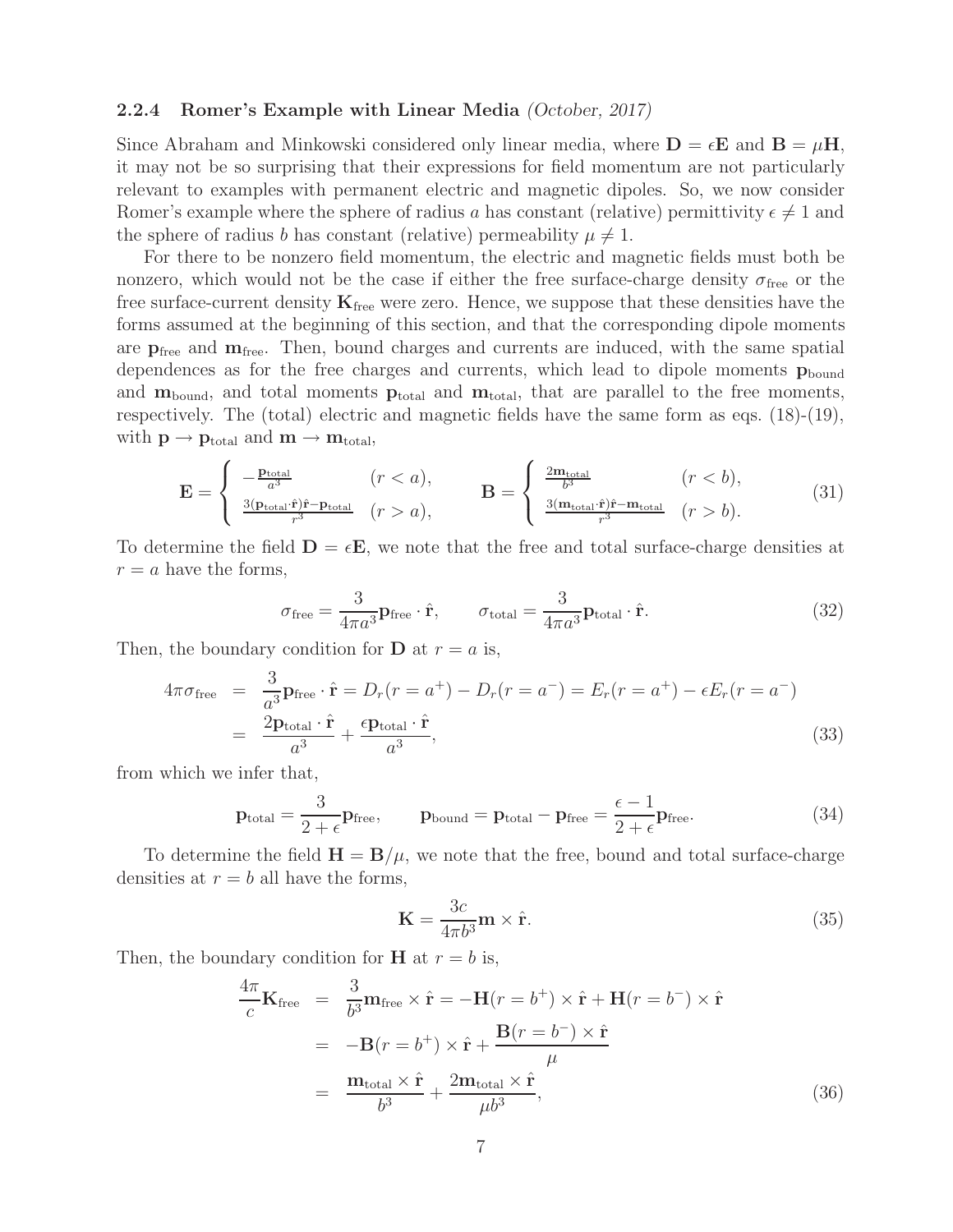### 2.2.4 Romer's Example with Linear Media *(October, 2017)*

Since Abraham and Minkowski considered only linear media, where $\mathbf{D} = \epsilon\mathbf{E}$ and $\mathbf{B} = \mu\mathbf{H}$, it may not be so surprising that their expressions for field momentum are not particularly relevant to examples with permanent electric and magnetic dipoles. So, we now consider Romer's example where the sphere of radius $a$ has constant (relative) permittivity $\epsilon \neq 1$ and the sphere of radius $b$ has constant (relative) permeability $\mu \neq 1$.

For there to be nonzero field momentum, the electric and magnetic fields must both be nonzero, which would not be the case if either the free surface-charge density $\sigma_{\rm free}$ or the free surface-current density $\mathbf{K}_{\rm free}$ were zero. Hence, we suppose that these densities have the forms assumed at the beginning of this section, and that the corresponding dipole moments are $\mathbf{p}_{\rm free}$ and $\mathbf{m}_{\rm free}$. Then, bound charges and currents are induced, with the same spatial dependences as for the free charges and currents, which lead to dipole moments $\mathbf{p}_{\rm bound}$ and $\mathbf{m}_{\rm bound}$, and total moments $\mathbf{p}_{\rm total}$ and $\mathbf{m}_{\rm total}$, that are parallel to the free moments, respectively. The (total) electric and magnetic fields have the same form as eqs. (18)-(19), with $\mathbf{p} \to \mathbf{p}_{\rm total}$ and $\mathbf{m} \to \mathbf{m}_{\rm total}$,

$$\mathbf{E} = \begin{cases} -\frac{\mathbf{p}_{\rm total}}{a^3} & (r < a), \\ \frac{3(\mathbf{p}_{\rm total}\cdot\hat{\mathbf{r}})\hat{\mathbf{r}} - \mathbf{p}_{\rm total}}{r^3} & (r > a), \end{cases} \qquad \mathbf{B} = \begin{cases} \frac{2\mathbf{m}_{\rm total}}{b^3} & (r < b), \\ \frac{3(\mathbf{m}_{\rm total}\cdot\hat{\mathbf{r}})\hat{\mathbf{r}} - \mathbf{m}_{\rm total}}{r^3} & (r > b). \end{cases} \tag{31}$$

To determine the field $\mathbf{D} = \epsilon\mathbf{E}$, we note that the free and total surface-charge densities at $r = a$ have the forms,

$$\sigma_{\rm free} = \frac{3}{4\pi a^3}\mathbf{p}_{\rm free}\cdot\hat{\mathbf{r}}, \qquad \sigma_{\rm total} = \frac{3}{4\pi a^3}\mathbf{p}_{\rm total}\cdot\hat{\mathbf{r}}. \tag{32}$$

Then, the boundary condition for $\mathbf{D}$ at $r = a$ is,

$$\begin{aligned} 4\pi\sigma_{\rm free} &= \frac{3}{a^3}\mathbf{p}_{\rm free}\cdot\hat{\mathbf{r}} = D_r(r = a^+) - D_r(r = a^-) = E_r(r = a^+) - \epsilon E_r(r = a^-) \\ &= \frac{2\mathbf{p}_{\rm total}\cdot\hat{\mathbf{r}}}{a^3} + \frac{\epsilon\mathbf{p}_{\rm total}\cdot\hat{\mathbf{r}}}{a^3}, \end{aligned} \tag{33}$$

from which we infer that,

$$\mathbf{p}_{\rm total} = \frac{3}{2+\epsilon}\mathbf{p}_{\rm free}, \qquad \mathbf{p}_{\rm bound} = \mathbf{p}_{\rm total} - \mathbf{p}_{\rm free} = \frac{\epsilon - 1}{2+\epsilon}\mathbf{p}_{\rm free}. \tag{34}$$

To determine the field $\mathbf{H} = \mathbf{B}/\mu$, we note that the free, bound and total surface-charge densities at $r = b$ all have the forms,

$$\mathbf{K} = \frac{3c}{4\pi b^3}\mathbf{m}\times\hat{\mathbf{r}}. \tag{35}$$

Then, the boundary condition for $\mathbf{H}$ at $r = b$ is,

$$\begin{aligned} \frac{4\pi}{c}\mathbf{K}_{\rm free} &= \frac{3}{b^3}\mathbf{m}_{\rm free}\times\hat{\mathbf{r}} = -\mathbf{H}(r = b^+)\times\hat{\mathbf{r}} + \mathbf{H}(r = b^-)\times\hat{\mathbf{r}} \\ &= -\mathbf{B}(r = b^+)\times\hat{\mathbf{r}} + \frac{\mathbf{B}(r = b^-)\times\hat{\mathbf{r}}}{\mu} \\ &= \frac{\mathbf{m}_{\rm total}\times\hat{\mathbf{r}}}{b^3} + \frac{2\mathbf{m}_{\rm total}\times\hat{\mathbf{r}}}{\mu b^3}, \end{aligned} \tag{36}$$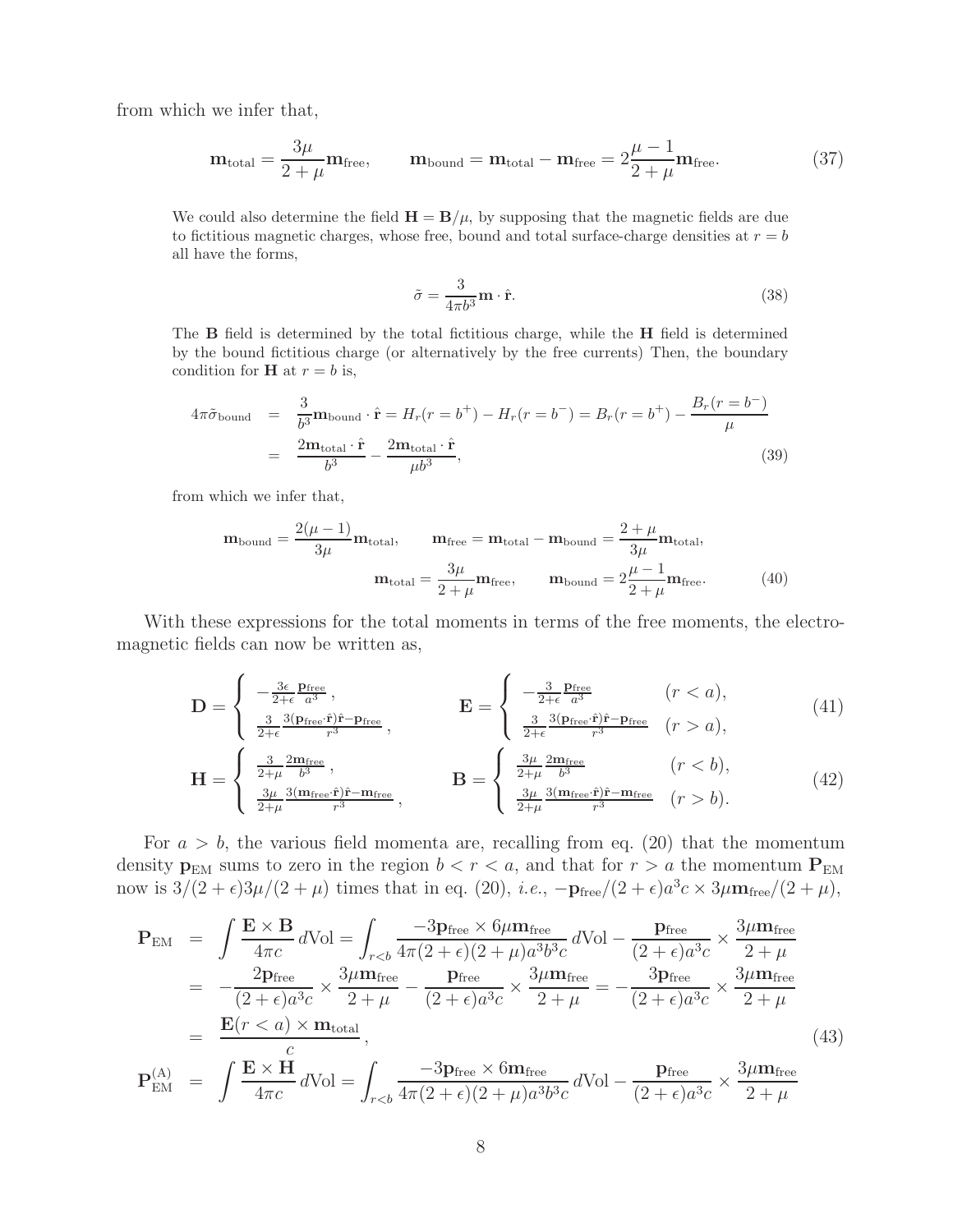from which we infer that,

$$\mathbf{m}_{\rm total} = \frac{3\mu}{2+\mu}\mathbf{m}_{\rm free}, \qquad \mathbf{m}_{\rm bound} = \mathbf{m}_{\rm total} - \mathbf{m}_{\rm free} = 2\frac{\mu-1}{2+\mu}\mathbf{m}_{\rm free}. \tag{37}$$

We could also determine the field $\mathbf{H} = \mathbf{B}/\mu$, by supposing that the magnetic fields are due to fictitious magnetic charges, whose free, bound and total surface-charge densities at $r = b$ all have the forms,

$$\tilde{\sigma} = \frac{3}{4\pi b^3}\mathbf{m}\cdot\hat{\mathbf{r}}. \tag{38}$$

The $\mathbf{B}$ field is determined by the total fictitious charge, while the $\mathbf{H}$ field is determined by the bound fictitious charge (or alternatively by the free currents) Then, the boundary condition for $\mathbf{H}$ at $r = b$ is,

$$\begin{aligned}
4\pi\tilde{\sigma}_{\rm bound} &= \frac{3}{b^3}\mathbf{m}_{\rm bound}\cdot\hat{\mathbf{r}} = H_r(r=b^+) - H_r(r=b^-) = B_r(r=b^+) - \frac{B_r(r=b^-)}{\mu} \\
&= \frac{2\mathbf{m}_{\rm total}\cdot\hat{\mathbf{r}}}{b^3} - \frac{2\mathbf{m}_{\rm total}\cdot\hat{\mathbf{r}}}{\mu b^3},
\end{aligned} \tag{39}$$

from which we infer that,

$$\mathbf{m}_{\rm bound} = \frac{2(\mu-1)}{3\mu}\mathbf{m}_{\rm total}, \qquad \mathbf{m}_{\rm free} = \mathbf{m}_{\rm total} - \mathbf{m}_{\rm bound} = \frac{2+\mu}{3\mu}\mathbf{m}_{\rm total},$$
$$\mathbf{m}_{\rm total} = \frac{3\mu}{2+\mu}\mathbf{m}_{\rm free}, \qquad \mathbf{m}_{\rm bound} = 2\frac{\mu-1}{2+\mu}\mathbf{m}_{\rm free}. \tag{40}$$

With these expressions for the total moments in terms of the free moments, the electromagnetic fields can now be written as,

$$\mathbf{D} = \begin{cases} -\frac{3\epsilon}{2+\epsilon}\frac{\mathbf{p}_{\rm free}}{a^3}, \\ \frac{3}{2+\epsilon}\frac{3(\mathbf{p}_{\rm free}\cdot\hat{\mathbf{r}})\hat{\mathbf{r}} - \mathbf{p}_{\rm free}}{r^3}, \end{cases} \qquad \mathbf{E} = \begin{cases} -\frac{3}{2+\epsilon}\frac{\mathbf{p}_{\rm free}}{a^3} & (r<a), \\ \frac{3}{2+\epsilon}\frac{3(\mathbf{p}_{\rm free}\cdot\hat{\mathbf{r}})\hat{\mathbf{r}} - \mathbf{p}_{\rm free}}{r^3} & (r>a), \end{cases} \tag{41}$$

$$\mathbf{H} = \begin{cases} \frac{3}{2+\mu}\frac{2\mathbf{m}_{\rm free}}{b^3}, \\ \frac{3\mu}{2+\mu}\frac{3(\mathbf{m}_{\rm free}\cdot\hat{\mathbf{r}})\hat{\mathbf{r}} - \mathbf{m}_{\rm free}}{r^3}, \end{cases} \qquad \mathbf{B} = \begin{cases} \frac{3\mu}{2+\mu}\frac{2\mathbf{m}_{\rm free}}{b^3} & (r<b), \\ \frac{3\mu}{2+\mu}\frac{3(\mathbf{m}_{\rm free}\cdot\hat{\mathbf{r}})\hat{\mathbf{r}} - \mathbf{m}_{\rm free}}{r^3} & (r>b). \end{cases} \tag{42}$$

For $a > b$, the various field momenta are, recalling from eq. (20) that the momentum density $\mathbf{p}_{\rm EM}$ sums to zero in the region $b < r < a$, and that for $r > a$ the momentum $\mathbf{P}_{\rm EM}$ now is $3/(2+\epsilon)3\mu/(2+\mu)$ times that in eq. (20), *i.e.*, $-\mathbf{p}_{\rm free}/(2+\epsilon)a^3c \times 3\mu\mathbf{m}_{\rm free}/(2+\mu)$,

$$\begin{aligned}
\mathbf{P}_{\rm EM} &= \int \frac{\mathbf{E}\times\mathbf{B}}{4\pi c}\,d{\rm Vol} = \int_{r<b} \frac{-3\mathbf{p}_{\rm free}\times 6\mu\mathbf{m}_{\rm free}}{4\pi(2+\epsilon)(2+\mu)a^3b^3c}\,d{\rm Vol} - \frac{\mathbf{p}_{\rm free}}{(2+\epsilon)a^3c}\times\frac{3\mu\mathbf{m}_{\rm free}}{2+\mu} \\
&= -\frac{2\mathbf{p}_{\rm free}}{(2+\epsilon)a^3c}\times\frac{3\mu\mathbf{m}_{\rm free}}{2+\mu} - \frac{\mathbf{p}_{\rm free}}{(2+\epsilon)a^3c}\times\frac{3\mu\mathbf{m}_{\rm free}}{2+\mu} = -\frac{3\mathbf{p}_{\rm free}}{(2+\epsilon)a^3c}\times\frac{3\mu\mathbf{m}_{\rm free}}{2+\mu} \\
&= \frac{\mathbf{E}(r<a)\times\mathbf{m}_{\rm total}}{c},
\end{aligned} \tag{43}$$

$$\mathbf{P}_{\rm EM}^{\rm (A)} = \int \frac{\mathbf{E}\times\mathbf{H}}{4\pi c}\,d{\rm Vol} = \int_{r<b} \frac{-3\mathbf{p}_{\rm free}\times 6\mathbf{m}_{\rm free}}{4\pi(2+\epsilon)(2+\mu)a^3b^3c}\,d{\rm Vol} - \frac{\mathbf{p}_{\rm free}}{(2+\epsilon)a^3c}\times\frac{3\mu\mathbf{m}_{\rm free}}{2+\mu}$$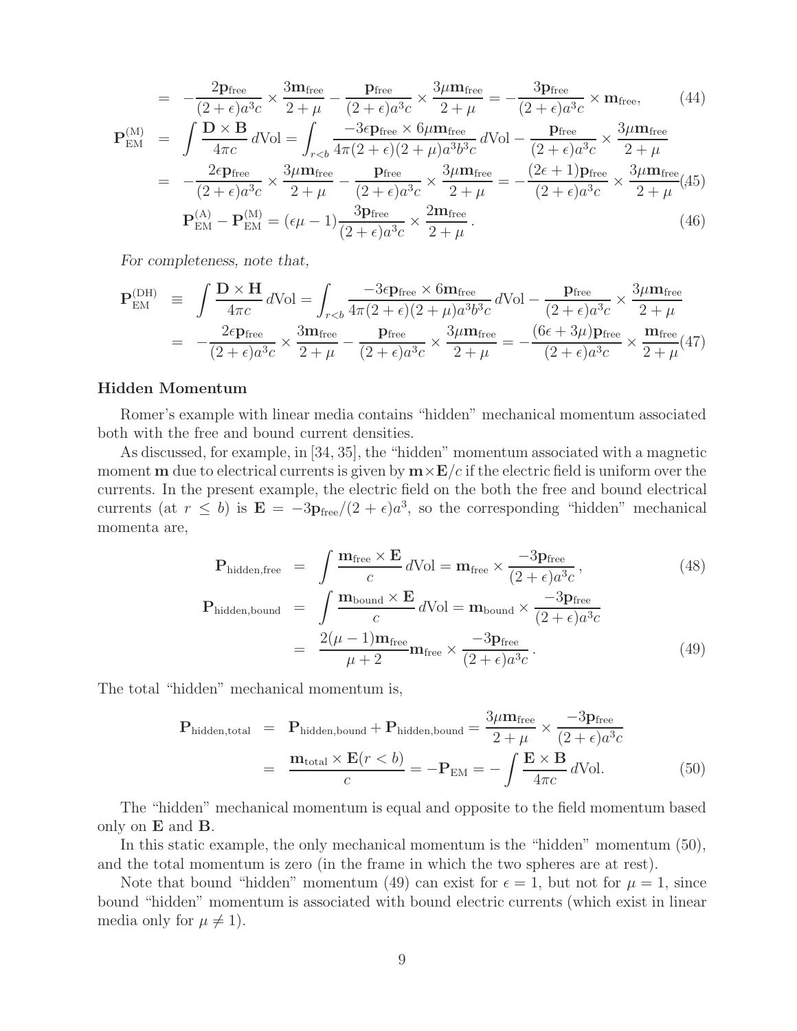$$
= -\frac{2\mathbf{p}_{\rm free}}{(2+\epsilon)a^3 c} \times \frac{3\mathbf{m}_{\rm free}}{2+\mu} - \frac{\mathbf{p}_{\rm free}}{(2+\epsilon)a^3 c} \times \frac{3\mu\mathbf{m}_{\rm free}}{2+\mu} = -\frac{3\mathbf{p}_{\rm free}}{(2+\epsilon)a^3 c} \times \mathbf{m}_{\rm free}, \qquad (44)
$$

$$
\begin{aligned}
\mathbf{P}_{\rm EM}^{\rm (M)} &= \int \frac{\mathbf{D}\times\mathbf{B}}{4\pi c}\,d{\rm Vol} = \int_{r<b} \frac{-3\epsilon\mathbf{p}_{\rm free}\times 6\mu\mathbf{m}_{\rm free}}{4\pi(2+\epsilon)(2+\mu)a^3 b^3 c}\,d{\rm Vol} - \frac{\mathbf{p}_{\rm free}}{(2+\epsilon)a^3 c} \times \frac{3\mu\mathbf{m}_{\rm free}}{2+\mu} \\
&= -\frac{2\epsilon\mathbf{p}_{\rm free}}{(2+\epsilon)a^3 c} \times \frac{3\mu\mathbf{m}_{\rm free}}{2+\mu} - \frac{\mathbf{p}_{\rm free}}{(2+\epsilon)a^3 c} \times \frac{3\mu\mathbf{m}_{\rm free}}{2+\mu} = -\frac{(2\epsilon+1)\mathbf{p}_{\rm free}}{(2+\epsilon)a^3 c} \times \frac{3\mu\mathbf{m}_{\rm free}}{2+\mu}, \qquad (45)
\end{aligned}
$$

$$
\mathbf{P}_{\rm EM}^{\rm (A)} - \mathbf{P}_{\rm EM}^{\rm (M)} = (\epsilon\mu - 1)\frac{3\mathbf{p}_{\rm free}}{(2+\epsilon)a^3 c} \times \frac{2\mathbf{m}_{\rm free}}{2+\mu}\,. \qquad (46)
$$

*For completeness, note that,*

$$
\begin{aligned}
\mathbf{P}_{\rm EM}^{\rm (DH)} &\equiv \int \frac{\mathbf{D}\times\mathbf{H}}{4\pi c}\,d{\rm Vol} = \int_{r<b} \frac{-3\epsilon\mathbf{p}_{\rm free}\times 6\mathbf{m}_{\rm free}}{4\pi(2+\epsilon)(2+\mu)a^3 b^3 c}\,d{\rm Vol} - \frac{\mathbf{p}_{\rm free}}{(2+\epsilon)a^3 c} \times \frac{3\mu\mathbf{m}_{\rm free}}{2+\mu} \\
&= -\frac{2\epsilon\mathbf{p}_{\rm free}}{(2+\epsilon)a^3 c} \times \frac{3\mathbf{m}_{\rm free}}{2+\mu} - \frac{\mathbf{p}_{\rm free}}{(2+\epsilon)a^3 c} \times \frac{3\mu\mathbf{m}_{\rm free}}{2+\mu} = -\frac{(6\epsilon+3\mu)\mathbf{p}_{\rm free}}{(2+\epsilon)a^3 c} \times \frac{\mathbf{m}_{\rm free}}{2+\mu} \qquad (47)
\end{aligned}
$$

### Hidden Momentum

Romer's example with linear media contains "hidden" mechanical momentum associated both with the free and bound current densities.

As discussed, for example, in [34, 35], the "hidden" momentum associated with a magnetic moment $\mathbf{m}$ due to electrical currents is given by $\mathbf{m}\times\mathbf{E}/c$ if the electric field is uniform over the currents. In the present example, the electric field on the both the free and bound electrical currents (at $r \le b$) is $\mathbf{E} = -3\mathbf{p}_{\rm free}/(2+\epsilon)a^3$, so the corresponding "hidden" mechanical momenta are,

$$
\mathbf{P}_{\rm hidden,free} = \int \frac{\mathbf{m}_{\rm free}\times\mathbf{E}}{c}\,d{\rm Vol} = \mathbf{m}_{\rm free} \times \frac{-3\mathbf{p}_{\rm free}}{(2+\epsilon)a^3 c}\,, \qquad (48)
$$

$$
\begin{aligned}
\mathbf{P}_{\rm hidden,bound} &= \int \frac{\mathbf{m}_{\rm bound}\times\mathbf{E}}{c}\,d{\rm Vol} = \mathbf{m}_{\rm bound} \times \frac{-3\mathbf{p}_{\rm free}}{(2+\epsilon)a^3 c} \\
&= \frac{2(\mu-1)\mathbf{m}_{\rm free}}{\mu+2}\mathbf{m}_{\rm free} \times \frac{-3\mathbf{p}_{\rm free}}{(2+\epsilon)a^3 c}\,. \qquad (49)
\end{aligned}
$$

The total "hidden" mechanical momentum is,

$$
\begin{aligned}
\mathbf{P}_{\rm hidden,total} &= \mathbf{P}_{\rm hidden,bound} + \mathbf{P}_{\rm hidden,bound} = \frac{3\mu\mathbf{m}_{\rm free}}{2+\mu} \times \frac{-3\mathbf{p}_{\rm free}}{(2+\epsilon)a^3 c} \\
&= \frac{\mathbf{m}_{\rm total}\times\mathbf{E}(r<b)}{c} = -\mathbf{P}_{\rm EM} = -\int \frac{\mathbf{E}\times\mathbf{B}}{4\pi c}\,d{\rm Vol}. \qquad (50)
\end{aligned}
$$

The "hidden" mechanical momentum is equal and opposite to the field momentum based only on $\mathbf{E}$ and $\mathbf{B}$.

In this static example, the only mechanical momentum is the "hidden" momentum (50), and the total momentum is zero (in the frame in which the two spheres are at rest).

Note that bound "hidden" momentum (49) can exist for $\epsilon = 1$, but not for $\mu = 1$, since bound "hidden" momentum is associated with bound electric currents (which exist in linear media only for $\mu \neq 1$).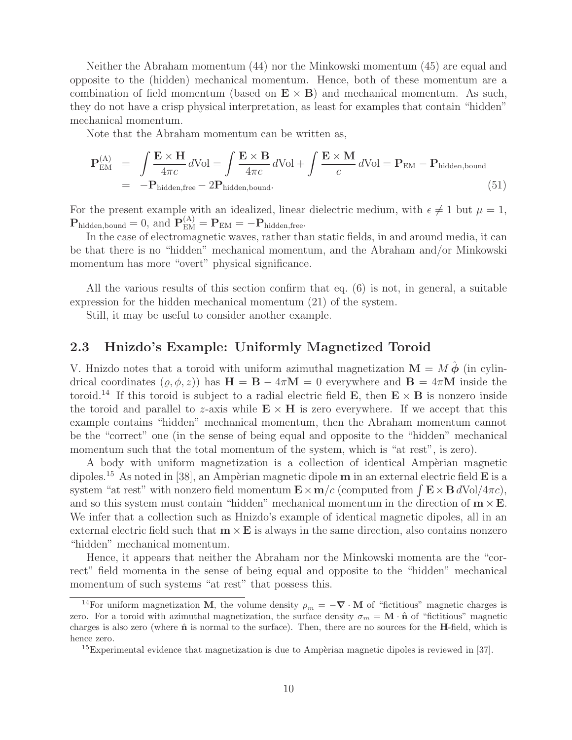Neither the Abraham momentum (44) nor the Minkowski momentum (45) are equal and opposite to the (hidden) mechanical momentum. Hence, both of these momentum are a combination of field momentum (based on $\mathbf{E} \times \mathbf{B}$) and mechanical momentum. As such, they do not have a crisp physical interpretation, as least for examples that contain "hidden" mechanical momentum.

Note that the Abraham momentum can be written as,

$$
\begin{aligned}
\mathbf{P}_{\rm EM}^{(\rm A)} &= \int \frac{\mathbf{E} \times \mathbf{H}}{4\pi c}\, d\text{Vol} = \int \frac{\mathbf{E} \times \mathbf{B}}{4\pi c}\, d\text{Vol} + \int \frac{\mathbf{E} \times \mathbf{M}}{c}\, d\text{Vol} = \mathbf{P}_{\rm EM} - \mathbf{P}_{\rm hidden,bound} \\
&= -\mathbf{P}_{\rm hidden,free} - 2\mathbf{P}_{\rm hidden,bound}. \qquad (51)
\end{aligned}
$$

For the present example with an idealized, linear dielectric medium, with $\epsilon \neq 1$ but $\mu = 1$, $\mathbf{P}_{\rm hidden,bound} = 0$, and $\mathbf{P}_{\rm EM}^{(\rm A)} = \mathbf{P}_{\rm EM} = -\mathbf{P}_{\rm hidden,free}$.

In the case of electromagnetic waves, rather than static fields, in and around media, it can be that there is no "hidden" mechanical momentum, and the Abraham and/or Minkowski momentum has more "overt" physical significance.

All the various results of this section confirm that eq. (6) is not, in general, a suitable expression for the hidden mechanical momentum (21) of the system.

Still, it may be useful to consider another example.

## 2.3 Hnizdo's Example: Uniformly Magnetized Toroid

V. Hnizdo notes that a toroid with uniform azimuthal magnetization $\mathbf{M} = M\,\hat{\boldsymbol{\phi}}$ (in cylindrical coordinates $(\varrho, \phi, z)$) has $\mathbf{H} = \mathbf{B} - 4\pi\mathbf{M} = 0$ everywhere and $\mathbf{B} = 4\pi\mathbf{M}$ inside the toroid.[14] If this toroid is subject to a radial electric field $\mathbf{E}$, then $\mathbf{E} \times \mathbf{B}$ is nonzero inside the toroid and parallel to $z$-axis while $\mathbf{E} \times \mathbf{H}$ is zero everywhere. If we accept that this example contains "hidden" mechanical momentum, then the Abraham momentum cannot be the "correct" one (in the sense of being equal and opposite to the "hidden" mechanical momentum such that the total momentum of the system, which is "at rest", is zero).

A body with uniform magnetization is a collection of identical Ampèrian magnetic dipoles.[15] As noted in [38], an Ampèrian magnetic dipole $\mathbf{m}$ in an external electric field $\mathbf{E}$ is a system "at rest" with nonzero field momentum $\mathbf{E} \times \mathbf{m}/c$ (computed from $\int \mathbf{E} \times \mathbf{B}\, d\text{Vol}/4\pi c$), and so this system must contain "hidden" mechanical momentum in the direction of $\mathbf{m} \times \mathbf{E}$. We infer that a collection such as Hnizdo's example of identical magnetic dipoles, all in an external electric field such that $\mathbf{m} \times \mathbf{E}$ is always in the same direction, also contains nonzero "hidden" mechanical momentum.

Hence, it appears that neither the Abraham nor the Minkowski momenta are the "correct" field momenta in the sense of being equal and opposite to the "hidden" mechanical momentum of such systems "at rest" that possess this.

---

[14] For uniform magnetization $\mathbf{M}$, the volume density $\rho_m = -\boldsymbol{\nabla} \cdot \mathbf{M}$ of "fictitious" magnetic charges is zero. For a toroid with azimuthal magnetization, the surface density $\sigma_m = \mathbf{M} \cdot \hat{\mathbf{n}}$ of "fictitious" magnetic charges is also zero (where $\hat{\mathbf{n}}$ is normal to the surface). Then, there are no sources for the $\mathbf{H}$-field, which is hence zero.

[15] Experimental evidence that magnetization is due to Ampèrian magnetic dipoles is reviewed in [37].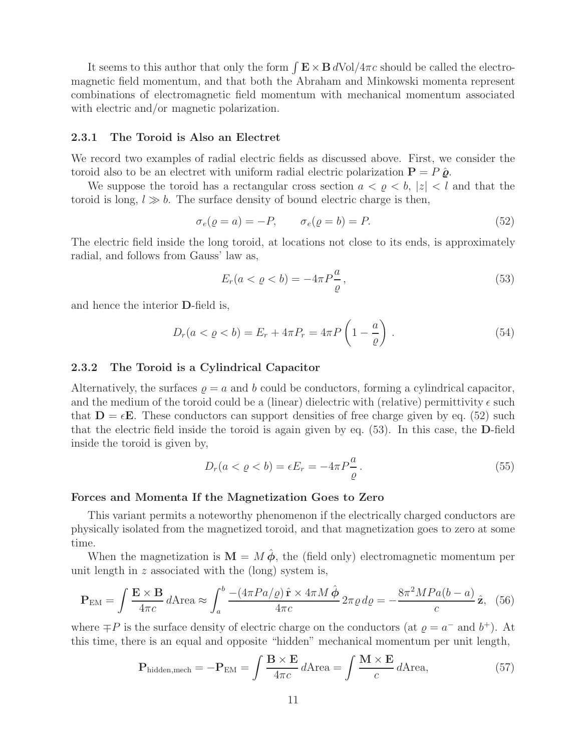It seems to this author that only the form $\int \mathbf{E}\times\mathbf{B}\, d\text{Vol}/4\pi c$ should be called the electromagnetic field momentum, and that both the Abraham and Minkowski momenta represent combinations of electromagnetic field momentum with mechanical momentum associated with electric and/or magnetic polarization.

### 2.3.1 The Toroid is Also an Electret

We record two examples of radial electric fields as discussed above. First, we consider the toroid also to be an electret with uniform radial electric polarization $\mathbf{P} = P\,\hat{\boldsymbol{\varrho}}$.

We suppose the toroid has a rectangular cross section $a < \varrho < b$, $|z| < l$ and that the toroid is long, $l \gg b$. The surface density of bound electric charge is then,

$$\sigma_e(\varrho = a) = -P, \qquad \sigma_e(\varrho = b) = P. \tag{52}$$

The electric field inside the long toroid, at locations not close to its ends, is approximately radial, and follows from Gauss' law as,

$$E_r(a < \varrho < b) = -4\pi P \frac{a}{\varrho}\,, \tag{53}$$

and hence the interior $\mathbf{D}$-field is,

$$D_r(a < \varrho < b) = E_r + 4\pi P_r = 4\pi P\left(1 - \frac{a}{\varrho}\right)\,. \tag{54}$$

### 2.3.2 The Toroid is a Cylindrical Capacitor

Alternatively, the surfaces $\varrho = a$ and $b$ could be conductors, forming a cylindrical capacitor, and the medium of the toroid could be a (linear) dielectric with (relative) permittivity $\epsilon$ such that $\mathbf{D} = \epsilon\mathbf{E}$. These conductors can support densities of free charge given by eq. (52) such that the electric field inside the toroid is again given by eq. (53). In this case, the $\mathbf{D}$-field inside the toroid is given by,

$$D_r(a < \varrho < b) = \epsilon E_r = -4\pi P \frac{a}{\varrho}\,. \tag{55}$$

**Forces and Momenta If the Magnetization Goes to Zero**

This variant permits a noteworthy phenomenon if the electrically charged conductors are physically isolated from the magnetized toroid, and that magnetization goes to zero at some time.

When the magnetization is $\mathbf{M} = M\,\hat{\boldsymbol{\phi}}$, the (field only) electromagnetic momentum per unit length in $z$ associated with the (long) system is,

$$\mathbf{P}_{\text{EM}} = \int \frac{\mathbf{E}\times\mathbf{B}}{4\pi c}\, d\text{Area} \approx \int_a^b \frac{-(4\pi P a/\varrho)\,\hat{\mathbf{r}} \times 4\pi M\,\hat{\boldsymbol{\phi}}}{4\pi c}\, 2\pi\varrho\, d\varrho = -\frac{8\pi^2 M P a(b-a)}{c}\,\hat{\mathbf{z}}, \tag{56}$$

where $\mp P$ is the surface density of electric charge on the conductors (at $\varrho = a^-$ and $b^+$). At this time, there is an equal and opposite "hidden" mechanical momentum per unit length,

$$\mathbf{P}_{\text{hidden,mech}} = -\mathbf{P}_{\text{EM}} = \int \frac{\mathbf{B}\times\mathbf{E}}{4\pi c}\, d\text{Area} = \int \frac{\mathbf{M}\times\mathbf{E}}{c}\, d\text{Area}, \tag{57}$$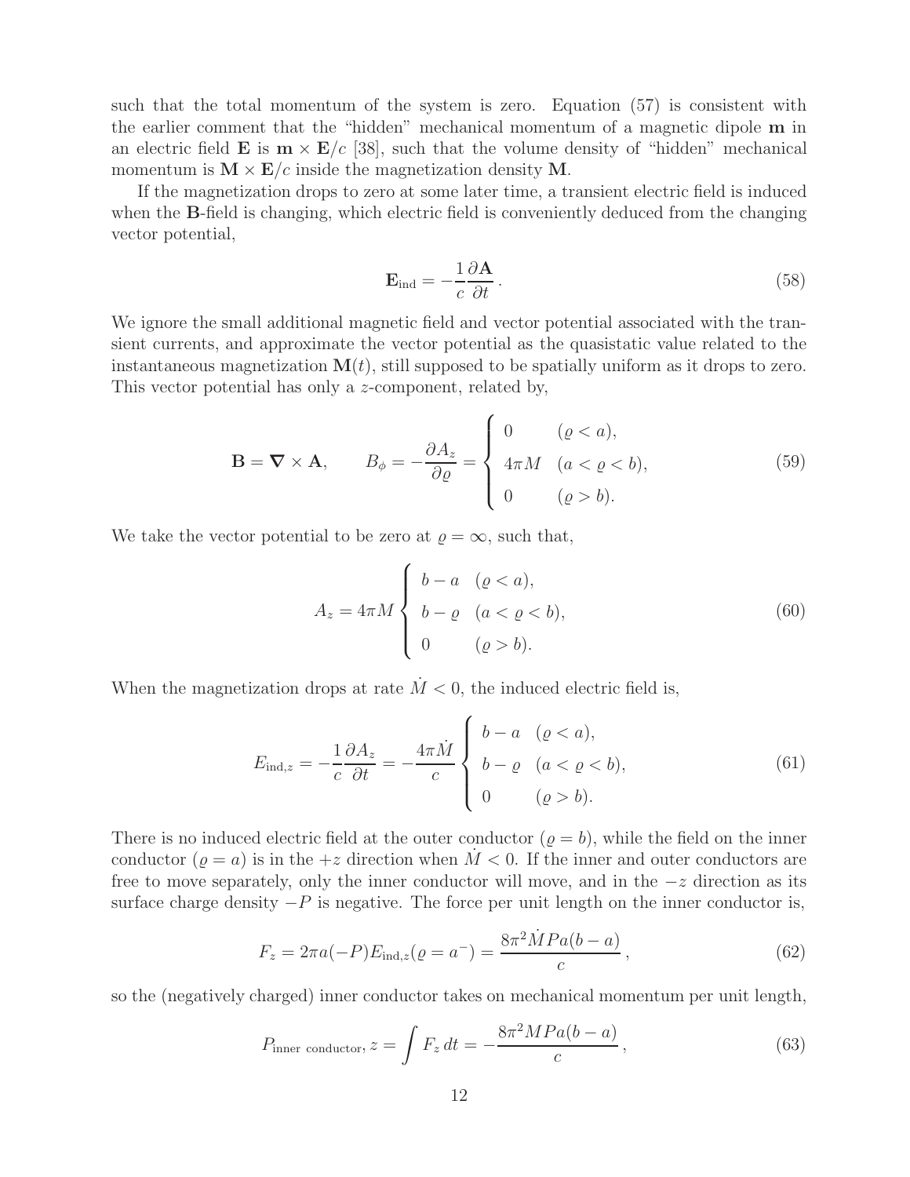such that the total momentum of the system is zero. Equation (57) is consistent with the earlier comment that the "hidden" mechanical momentum of a magnetic dipole $\mathbf{m}$ in an electric field $\mathbf{E}$ is $\mathbf{m} \times \mathbf{E}/c$ [38], such that the volume density of "hidden" mechanical momentum is $\mathbf{M} \times \mathbf{E}/c$ inside the magnetization density $\mathbf{M}$.

If the magnetization drops to zero at some later time, a transient electric field is induced when the $\mathbf{B}$-field is changing, which electric field is conveniently deduced from the changing vector potential,

$$\mathbf{E}_{\text{ind}} = -\frac{1}{c}\frac{\partial \mathbf{A}}{\partial t}. \tag{58}$$

We ignore the small additional magnetic field and vector potential associated with the transient currents, and approximate the vector potential as the quasistatic value related to the instantaneous magnetization $\mathbf{M}(t)$, still supposed to be spatially uniform as it drops to zero. This vector potential has only a $z$-component, related by,

$$\mathbf{B} = \boldsymbol{\nabla} \times \mathbf{A}, \qquad B_\phi = -\frac{\partial A_z}{\partial \varrho} = \begin{cases} 0 & (\varrho < a), \\ 4\pi M & (a < \varrho < b), \\ 0 & (\varrho > b). \end{cases} \tag{59}$$

We take the vector potential to be zero at $\varrho = \infty$, such that,

$$A_z = 4\pi M \begin{cases} b - a & (\varrho < a), \\ b - \varrho & (a < \varrho < b), \\ 0 & (\varrho > b). \end{cases} \tag{60}$$

When the magnetization drops at rate $\dot{M} < 0$, the induced electric field is,

$$E_{\text{ind},z} = -\frac{1}{c}\frac{\partial A_z}{\partial t} = -\frac{4\pi \dot{M}}{c} \begin{cases} b - a & (\varrho < a), \\ b - \varrho & (a < \varrho < b), \\ 0 & (\varrho > b). \end{cases} \tag{61}$$

There is no induced electric field at the outer conductor ($\varrho = b$), while the field on the inner conductor ($\varrho = a$) is in the $+z$ direction when $\dot{M} < 0$. If the inner and outer conductors are free to move separately, only the inner conductor will move, and in the $-z$ direction as its surface charge density $-P$ is negative. The force per unit length on the inner conductor is,

$$F_z = 2\pi a(-P)E_{\text{ind},z}(\varrho = a^-) = \frac{8\pi^2 \dot{M} P a(b - a)}{c}, \tag{62}$$

so the (negatively charged) inner conductor takes on mechanical momentum per unit length,

$$P_{\text{inner conductor},\, z} = \int F_z \, dt = -\frac{8\pi^2 M P a(b - a)}{c}, \tag{63}$$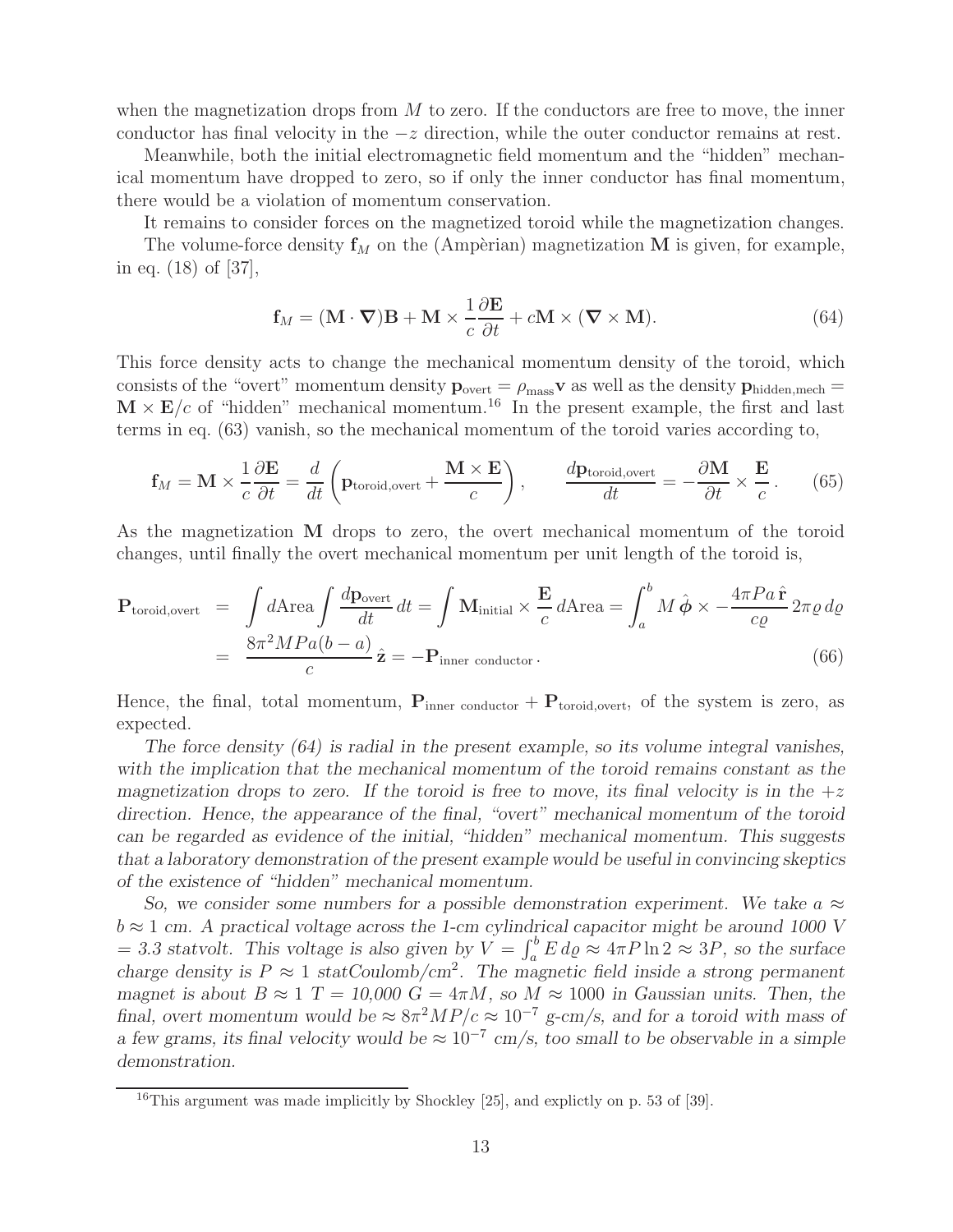when the magnetization drops from $M$ to zero. If the conductors are free to move, the inner conductor has final velocity in the $-z$ direction, while the outer conductor remains at rest.

Meanwhile, both the initial electromagnetic field momentum and the "hidden" mechanical momentum have dropped to zero, so if only the inner conductor has final momentum, there would be a violation of momentum conservation.

It remains to consider forces on the magnetized toroid while the magnetization changes.

The volume-force density $\mathbf{f}_M$ on the (Ampèrian) magnetization $\mathbf{M}$ is given, for example, in eq. (18) of [37],

$$\mathbf{f}_M = (\mathbf{M} \cdot \boldsymbol{\nabla})\mathbf{B} + \mathbf{M} \times \frac{1}{c}\frac{\partial \mathbf{E}}{\partial t} + c\mathbf{M} \times (\boldsymbol{\nabla} \times \mathbf{M}). \tag{64}$$

This force density acts to change the mechanical momentum density of the toroid, which consists of the "overt" momentum density $\mathbf{p}_{\rm overt} = \rho_{\rm mass}\mathbf{v}$ as well as the density $\mathbf{p}_{\rm hidden,mech} = \mathbf{M} \times \mathbf{E}/c$ of "hidden" mechanical momentum.[16] In the present example, the first and last terms in eq. (63) vanish, so the mechanical momentum of the toroid varies according to,

$$\mathbf{f}_M = \mathbf{M} \times \frac{1}{c}\frac{\partial \mathbf{E}}{\partial t} = \frac{d}{dt}\left(\mathbf{p}_{\rm toroid,overt} + \frac{\mathbf{M} \times \mathbf{E}}{c}\right), \qquad \frac{d\mathbf{p}_{\rm toroid,overt}}{dt} = -\frac{\partial \mathbf{M}}{\partial t} \times \frac{\mathbf{E}}{c}\,. \tag{65}$$

As the magnetization $\mathbf{M}$ drops to zero, the overt mechanical momentum of the toroid changes, until finally the overt mechanical momentum per unit length of the toroid is,

$$\begin{aligned}\mathbf{P}_{\rm toroid,overt} &= \int d\text{Area} \int \frac{d\mathbf{p}_{\rm overt}}{dt}\,dt = \int \mathbf{M}_{\rm initial} \times \frac{\mathbf{E}}{c}\,d\text{Area} = \int_a^b M\,\hat{\boldsymbol{\phi}} \times -\frac{4\pi P a\,\hat{\mathbf{r}}}{c\varrho}\,2\pi\varrho\,d\varrho \\ &= \frac{8\pi^2 MPa(b-a)}{c}\,\hat{\mathbf{z}} = -\mathbf{P}_{\rm inner\ conductor}\,. \end{aligned} \tag{66}$$

Hence, the final, total momentum, $\mathbf{P}_{\rm inner\ conductor} + \mathbf{P}_{\rm toroid,overt}$, of the system is zero, as expected.

*The force density (64) is radial in the present example, so its volume integral vanishes, with the implication that the mechanical momentum of the toroid remains constant as the magnetization drops to zero. If the toroid is free to move, its final velocity is in the $+z$ direction. Hence, the appearance of the final, "overt" mechanical momentum of the toroid can be regarded as evidence of the initial, "hidden" mechanical momentum. This suggests that a laboratory demonstration of the present example would be useful in convincing skeptics of the existence of "hidden" mechanical momentum.*

*So, we consider some numbers for a possible demonstration experiment. We take $a \approx b \approx 1$ cm. A practical voltage across the 1-cm cylindrical capacitor might be around 1000 V = 3.3 statvolt. This voltage is also given by $V = \int_a^b E\,d\varrho \approx 4\pi P \ln 2 \approx 3P$, so the surface charge density is $P \approx 1$ statCoulomb/cm$^2$. The magnetic field inside a strong permanent magnet is about $B \approx 1$ T = 10,000 G = $4\pi M$, so $M \approx 1000$ in Gaussian units. Then, the final, overt momentum would be $\approx 8\pi^2 MP/c \approx 10^{-7}$ g-cm/s, and for a toroid with mass of a few grams, its final velocity would be $\approx 10^{-7}$ cm/s, too small to be observable in a simple demonstration.*

---

[16] This argument was made implicitly by Shockley [25], and explictly on p. 53 of [39].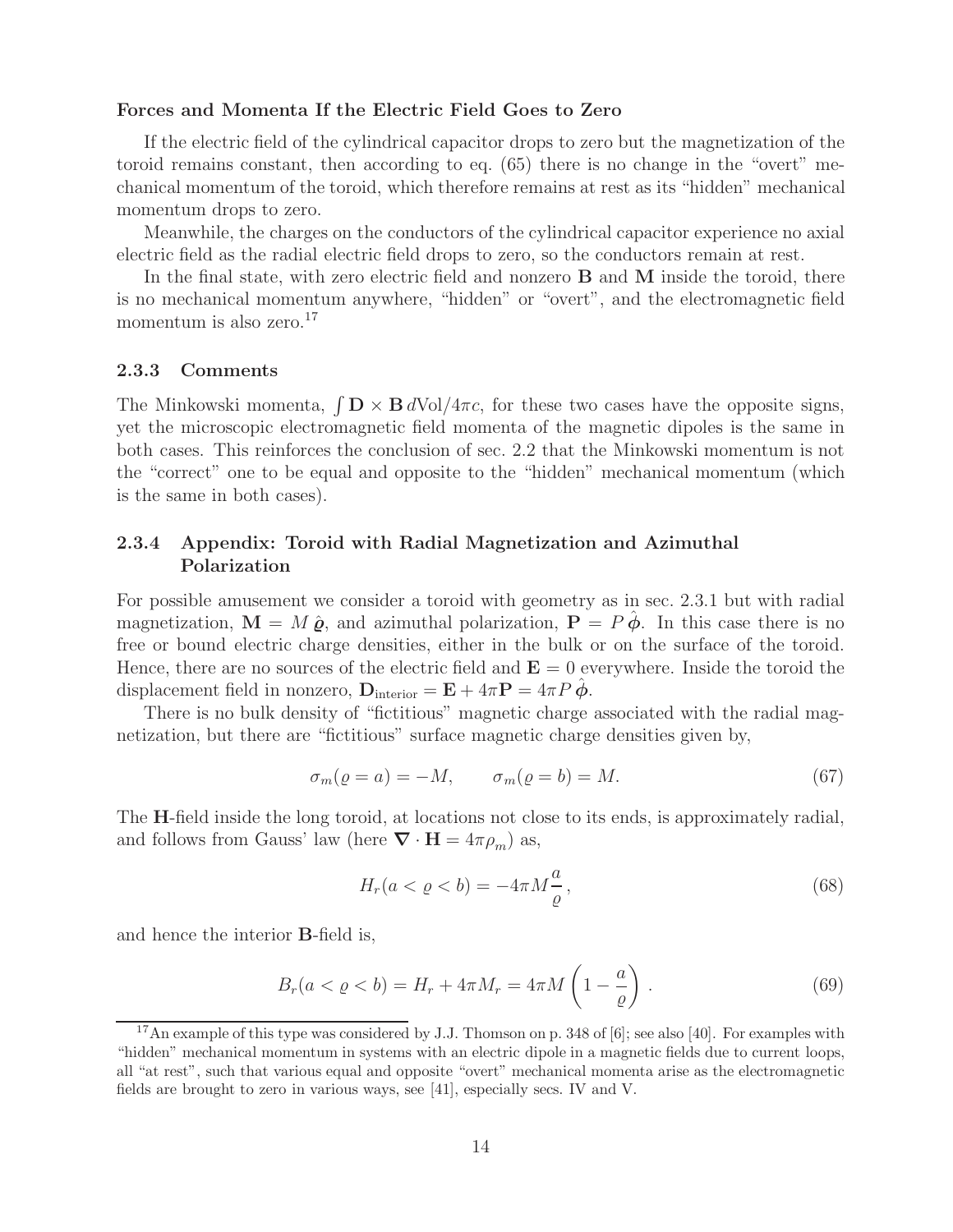**Forces and Momenta If the Electric Field Goes to Zero**

If the electric field of the cylindrical capacitor drops to zero but the magnetization of the toroid remains constant, then according to eq. (65) there is no change in the "overt" mechanical momentum of the toroid, which therefore remains at rest as its "hidden" mechanical momentum drops to zero.

Meanwhile, the charges on the conductors of the cylindrical capacitor experience no axial electric field as the radial electric field drops to zero, so the conductors remain at rest.

In the final state, with zero electric field and nonzero $\mathbf{B}$ and $\mathbf{M}$ inside the toroid, there is no mechanical momentum anywhere, "hidden" or "overt", and the electromagnetic field momentum is also zero.[17]

### 2.3.3 Comments

The Minkowski momenta, $\int \mathbf{D} \times \mathbf{B}\, d\text{Vol}/4\pi c$, for these two cases have the opposite signs, yet the microscopic electromagnetic field momenta of the magnetic dipoles is the same in both cases. This reinforces the conclusion of sec. 2.2 that the Minkowski momentum is not the "correct" one to be equal and opposite to the "hidden" mechanical momentum (which is the same in both cases).

### 2.3.4 Appendix: Toroid with Radial Magnetization and Azimuthal Polarization

For possible amusement we consider a toroid with geometry as in sec. 2.3.1 but with radial magnetization, $\mathbf{M} = M\,\hat{\boldsymbol{\varrho}}$, and azimuthal polarization, $\mathbf{P} = P\,\hat{\boldsymbol{\phi}}$. In this case there is no free or bound electric charge densities, either in the bulk or on the surface of the toroid. Hence, there are no sources of the electric field and $\mathbf{E} = 0$ everywhere. Inside the toroid the displacement field in nonzero, $\mathbf{D}_{\text{interior}} = \mathbf{E} + 4\pi\mathbf{P} = 4\pi P\,\hat{\boldsymbol{\phi}}$.

There is no bulk density of "fictitious" magnetic charge associated with the radial magnetization, but there are "fictitious" surface magnetic charge densities given by,

$$\sigma_m(\varrho = a) = -M, \qquad \sigma_m(\varrho = b) = M. \tag{67}$$

The $\mathbf{H}$-field inside the long toroid, at locations not close to its ends, is approximately radial, and follows from Gauss' law (here $\boldsymbol{\nabla} \cdot \mathbf{H} = 4\pi\rho_m$) as,

$$H_r(a < \varrho < b) = -4\pi M \frac{a}{\varrho}\,, \tag{68}$$

and hence the interior $\mathbf{B}$-field is,

$$B_r(a < \varrho < b) = H_r + 4\pi M_r = 4\pi M \left(1 - \frac{a}{\varrho}\right). \tag{69}$$

---

[17] An example of this type was considered by J.J. Thomson on p. 348 of [6]; see also [40]. For examples with "hidden" mechanical momentum in systems with an electric dipole in a magnetic fields due to current loops, all "at rest", such that various equal and opposite "overt" mechanical momenta arise as the electromagnetic fields are brought to zero in various ways, see [41], especially secs. IV and V.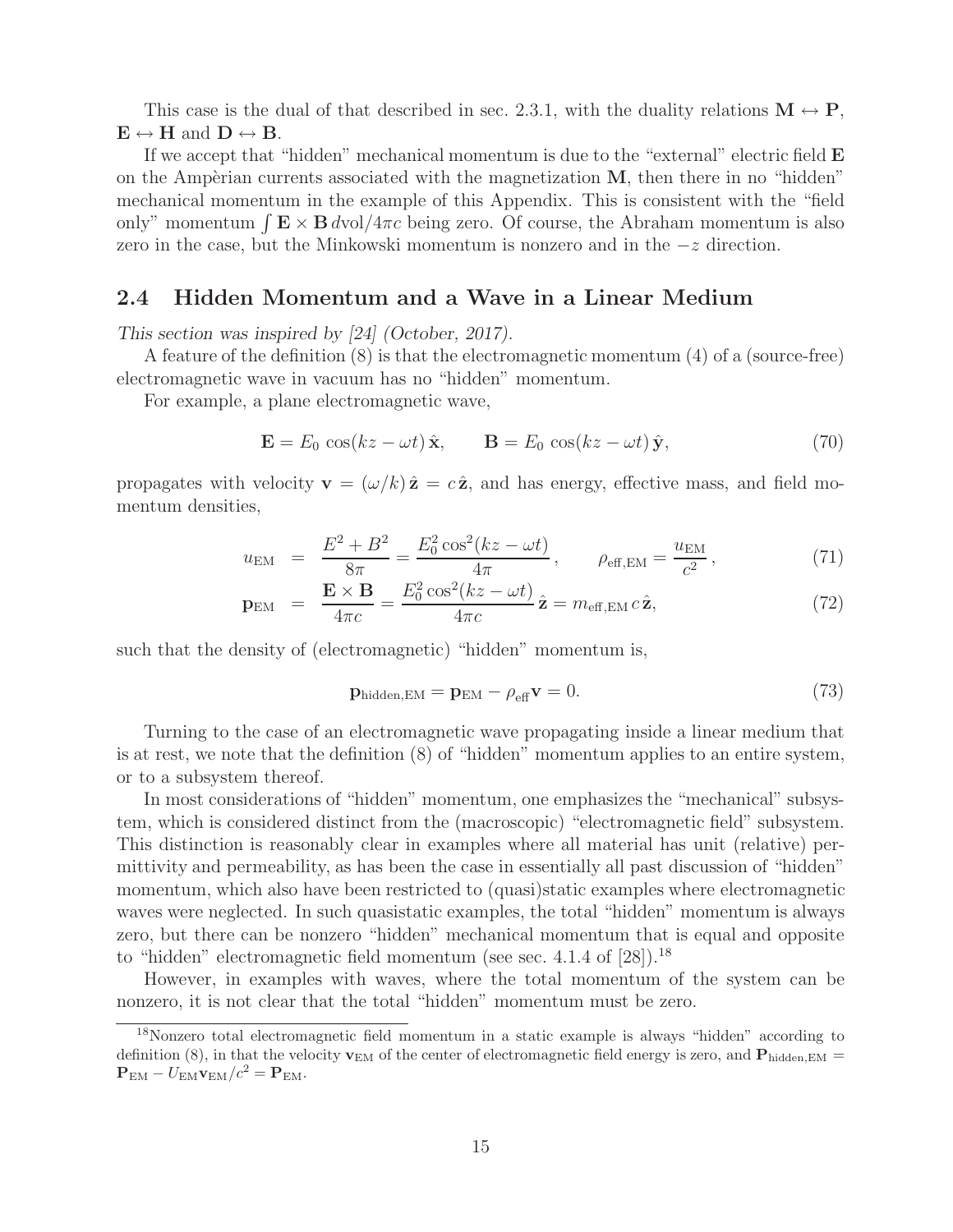This case is the dual of that described in sec. 2.3.1, with the duality relations $\mathbf{M} \leftrightarrow \mathbf{P}$, $\mathbf{E} \leftrightarrow \mathbf{H}$ and $\mathbf{D} \leftrightarrow \mathbf{B}$.

If we accept that "hidden" mechanical momentum is due to the "external" electric field $\mathbf{E}$ on the Ampèrian currents associated with the magnetization $\mathbf{M}$, then there in no "hidden" mechanical momentum in the example of this Appendix. This is consistent with the "field only" momentum $\int \mathbf{E} \times \mathbf{B}\, d\text{vol}/4\pi c$ being zero. Of course, the Abraham momentum is also zero in the case, but the Minkowski momentum is nonzero and in the $-z$ direction.

## 2.4 Hidden Momentum and a Wave in a Linear Medium

*This section was inspired by [24] (October, 2017).*

A feature of the definition (8) is that the electromagnetic momentum (4) of a (source-free) electromagnetic wave in vacuum has no "hidden" momentum.

For example, a plane electromagnetic wave,

$$\mathbf{E} = E_0 \cos(kz - \omega t)\,\hat{\mathbf{x}}, \qquad \mathbf{B} = E_0 \cos(kz - \omega t)\,\hat{\mathbf{y}}, \tag{70}$$

propagates with velocity $\mathbf{v} = (\omega/k)\,\hat{\mathbf{z}} = c\,\hat{\mathbf{z}}$, and has energy, effective mass, and field momentum densities,

$$u_{\text{EM}} = \frac{E^2 + B^2}{8\pi} = \frac{E_0^2 \cos^2(kz - \omega t)}{4\pi}, \qquad \rho_{\text{eff,EM}} = \frac{u_{\text{EM}}}{c^2}, \tag{71}$$

$$\mathbf{p}_{\text{EM}} = \frac{\mathbf{E} \times \mathbf{B}}{4\pi c} = \frac{E_0^2 \cos^2(kz - \omega t)}{4\pi c}\,\hat{\mathbf{z}} = m_{\text{eff,EM}}\, c\,\hat{\mathbf{z}}, \tag{72}$$

such that the density of (electromagnetic) "hidden" momentum is,

$$\mathbf{p}_{\text{hidden,EM}} = \mathbf{p}_{\text{EM}} - \rho_{\text{eff}}\mathbf{v} = 0. \tag{73}$$

Turning to the case of an electromagnetic wave propagating inside a linear medium that is at rest, we note that the definition (8) of "hidden" momentum applies to an entire system, or to a subsystem thereof.

In most considerations of "hidden" momentum, one emphasizes the "mechanical" subsystem, which is considered distinct from the (macroscopic) "electromagnetic field" subsystem. This distinction is reasonably clear in examples where all material has unit (relative) permittivity and permeability, as has been the case in essentially all past discussion of "hidden" momentum, which also have been restricted to (quasi)static examples where electromagnetic waves were neglected. In such quasistatic examples, the total "hidden" momentum is always zero, but there can be nonzero "hidden" mechanical momentum that is equal and opposite to "hidden" electromagnetic field momentum (see sec. 4.1.4 of [28]).[18]

However, in examples with waves, where the total momentum of the system can be nonzero, it is not clear that the total "hidden" momentum must be zero.

[18] Nonzero total electromagnetic field momentum in a static example is always "hidden" according to definition (8), in that the velocity $\mathbf{v}_{\text{EM}}$ of the center of electromagnetic field energy is zero, and $\mathbf{P}_{\text{hidden,EM}} = \mathbf{P}_{\text{EM}} - U_{\text{EM}}\mathbf{v}_{\text{EM}}/c^2 = \mathbf{P}_{\text{EM}}$.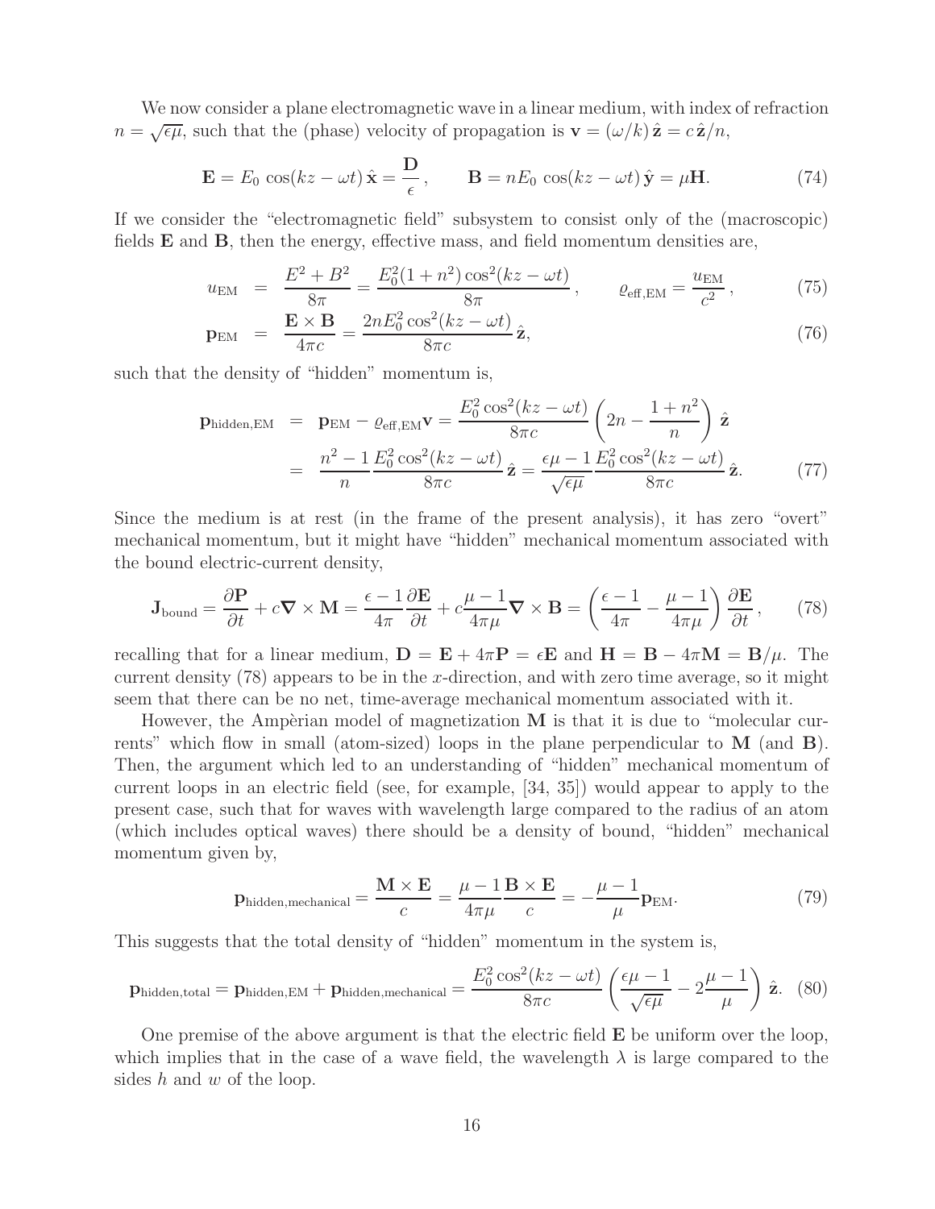We now consider a plane electromagnetic wave in a linear medium, with index of refraction $n = \sqrt{\epsilon\mu}$, such that the (phase) velocity of propagation is $\mathbf{v} = (\omega/k)\,\hat{\mathbf{z}} = c\,\hat{\mathbf{z}}/n$,

$$\mathbf{E} = E_0\,\cos(kz - \omega t)\,\hat{\mathbf{x}} = \frac{\mathbf{D}}{\epsilon}\,, \qquad \mathbf{B} = nE_0\,\cos(kz - \omega t)\,\hat{\mathbf{y}} = \mu\mathbf{H}. \tag{74}$$

If we consider the "electromagnetic field" subsystem to consist only of the (macroscopic) fields $\mathbf{E}$ and $\mathbf{B}$, then the energy, effective mass, and field momentum densities are,

$$u_{\rm EM} = \frac{E^2 + B^2}{8\pi} = \frac{E_0^2(1+n^2)\cos^2(kz - \omega t)}{8\pi}\,, \qquad \varrho_{\rm eff,EM} = \frac{u_{\rm EM}}{c^2}\,, \tag{75}$$

$$\mathbf{p}_{\rm EM} = \frac{\mathbf{E}\times\mathbf{B}}{4\pi c} = \frac{2nE_0^2\cos^2(kz - \omega t)}{8\pi c}\,\hat{\mathbf{z}}, \tag{76}$$

such that the density of "hidden" momentum is,

$$\begin{aligned}\mathbf{p}_{\rm hidden,EM} &= \mathbf{p}_{\rm EM} - \varrho_{\rm eff,EM}\mathbf{v} = \frac{E_0^2\cos^2(kz - \omega t)}{8\pi c}\left(2n - \frac{1+n^2}{n}\right)\hat{\mathbf{z}} \\ &= \frac{n^2-1}{n}\frac{E_0^2\cos^2(kz - \omega t)}{8\pi c}\,\hat{\mathbf{z}} = \frac{\epsilon\mu - 1}{\sqrt{\epsilon\mu}}\frac{E_0^2\cos^2(kz - \omega t)}{8\pi c}\,\hat{\mathbf{z}}.\end{aligned} \tag{77}$$

Since the medium is at rest (in the frame of the present analysis), it has zero "overt" mechanical momentum, but it might have "hidden" mechanical momentum associated with the bound electric-current density,

$$\mathbf{J}_{\rm bound} = \frac{\partial\mathbf{P}}{\partial t} + c\boldsymbol{\nabla}\times\mathbf{M} = \frac{\epsilon-1}{4\pi}\frac{\partial\mathbf{E}}{\partial t} + c\frac{\mu-1}{4\pi\mu}\boldsymbol{\nabla}\times\mathbf{B} = \left(\frac{\epsilon-1}{4\pi} - \frac{\mu-1}{4\pi\mu}\right)\frac{\partial\mathbf{E}}{\partial t}\,, \tag{78}$$

recalling that for a linear medium, $\mathbf{D} = \mathbf{E} + 4\pi\mathbf{P} = \epsilon\mathbf{E}$ and $\mathbf{H} = \mathbf{B} - 4\pi\mathbf{M} = \mathbf{B}/\mu$. The current density (78) appears to be in the $x$-direction, and with zero time average, so it might seem that there can be no net, time-average mechanical momentum associated with it.

However, the Ampèrian model of magnetization $\mathbf{M}$ is that it is due to "molecular currents" which flow in small (atom-sized) loops in the plane perpendicular to $\mathbf{M}$ (and $\mathbf{B}$). Then, the argument which led to an understanding of "hidden" mechanical momentum of current loops in an electric field (see, for example, [34, 35]) would appear to apply to the present case, such that for waves with wavelength large compared to the radius of an atom (which includes optical waves) there should be a density of bound, "hidden" mechanical momentum given by,

$$\mathbf{p}_{\rm hidden,mechanical} = \frac{\mathbf{M}\times\mathbf{E}}{c} = \frac{\mu-1}{4\pi\mu}\frac{\mathbf{B}\times\mathbf{E}}{c} = -\frac{\mu-1}{\mu}\mathbf{p}_{\rm EM}. \tag{79}$$

This suggests that the total density of "hidden" momentum in the system is,

$$\mathbf{p}_{\rm hidden,total} = \mathbf{p}_{\rm hidden,EM} + \mathbf{p}_{\rm hidden,mechanical} = \frac{E_0^2\cos^2(kz - \omega t)}{8\pi c}\left(\frac{\epsilon\mu - 1}{\sqrt{\epsilon\mu}} - 2\frac{\mu-1}{\mu}\right)\hat{\mathbf{z}}. \tag{80}$$

One premise of the above argument is that the electric field $\mathbf{E}$ be uniform over the loop, which implies that in the case of a wave field, the wavelength $\lambda$ is large compared to the sides $h$ and $w$ of the loop.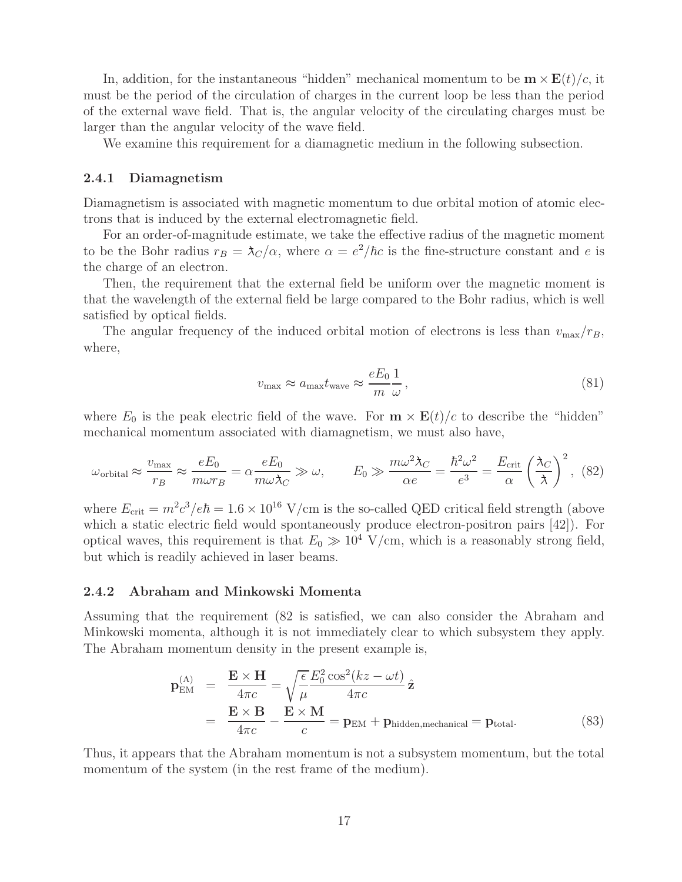In, addition, for the instantaneous "hidden" mechanical momentum to be $\mathbf{m} \times \mathbf{E}(t)/c$, it must be the period of the circulation of charges in the current loop be less than the period of the external wave field. That is, the angular velocity of the circulating charges must be larger than the angular velocity of the wave field.

We examine this requirement for a diamagnetic medium in the following subsection.

### 2.4.1 Diamagnetism

Diamagnetism is associated with magnetic momentum to due orbital motion of atomic electrons that is induced by the external electromagnetic field.

For an order-of-magnitude estimate, we take the effective radius of the magnetic moment to be the Bohr radius $r_B = \lambda\!\!\!^{-}_C/\alpha$, where $\alpha = e^2/\hbar c$ is the fine-structure constant and $e$ is the charge of an electron.

Then, the requirement that the external field be uniform over the magnetic moment is that the wavelength of the external field be large compared to the Bohr radius, which is well satisfied by optical fields.

The angular frequency of the induced orbital motion of electrons is less than $v_{\rm max}/r_B$, where,

$$v_{\rm max} \approx a_{\rm max} t_{\rm wave} \approx \frac{eE_0}{m}\frac{1}{\omega}\,, \tag{81}$$

where $E_0$ is the peak electric field of the wave. For $\mathbf{m} \times \mathbf{E}(t)/c$ to describe the "hidden" mechanical momentum associated with diamagnetism, we must also have,

$$\omega_{\rm orbital} \approx \frac{v_{\rm max}}{r_B} \approx \frac{eE_0}{m\omega r_B} = \alpha \frac{eE_0}{m\omega \lambda\!\!\!^{-}_C} \gg \omega, \qquad E_0 \gg \frac{m\omega^2 \lambda\!\!\!^{-}_C}{\alpha e} = \frac{\hbar^2\omega^2}{e^3} = \frac{E_{\rm crit}}{\alpha}\left(\frac{\lambda\!\!\!^{-}_C}{\lambda\!\!\!^{-}}\right)^2, \tag{82}$$

where $E_{\rm crit} = m^2c^3/e\hbar = 1.6 \times 10^{16}$ V/cm is the so-called QED critical field strength (above which a static electric field would spontaneously produce electron-positron pairs [42]). For optical waves, this requirement is that $E_0 \gg 10^4$ V/cm, which is a reasonably strong field, but which is readily achieved in laser beams.

### 2.4.2 Abraham and Minkowski Momenta

Assuming that the requirement (82 is satisfied, we can also consider the Abraham and Minkowski momenta, although it is not immediately clear to which subsystem they apply. The Abraham momentum density in the present example is,

$$\begin{aligned}
\mathbf{p}^{(\rm A)}_{\rm EM} &= \frac{\mathbf{E} \times \mathbf{H}}{4\pi c} = \sqrt{\frac{\epsilon}{\mu}} \frac{E_0^2 \cos^2(kz - \omega t)}{4\pi c}\,\hat{\mathbf{z}} \\
&= \frac{\mathbf{E} \times \mathbf{B}}{4\pi c} - \frac{\mathbf{E} \times \mathbf{M}}{c} = \mathbf{p}_{\rm EM} + \mathbf{p}_{\rm hidden,mechanical} = \mathbf{p}_{\rm total}.
\end{aligned} \tag{83}$$

Thus, it appears that the Abraham momentum is not a subsystem momentum, but the total momentum of the system (in the rest frame of the medium).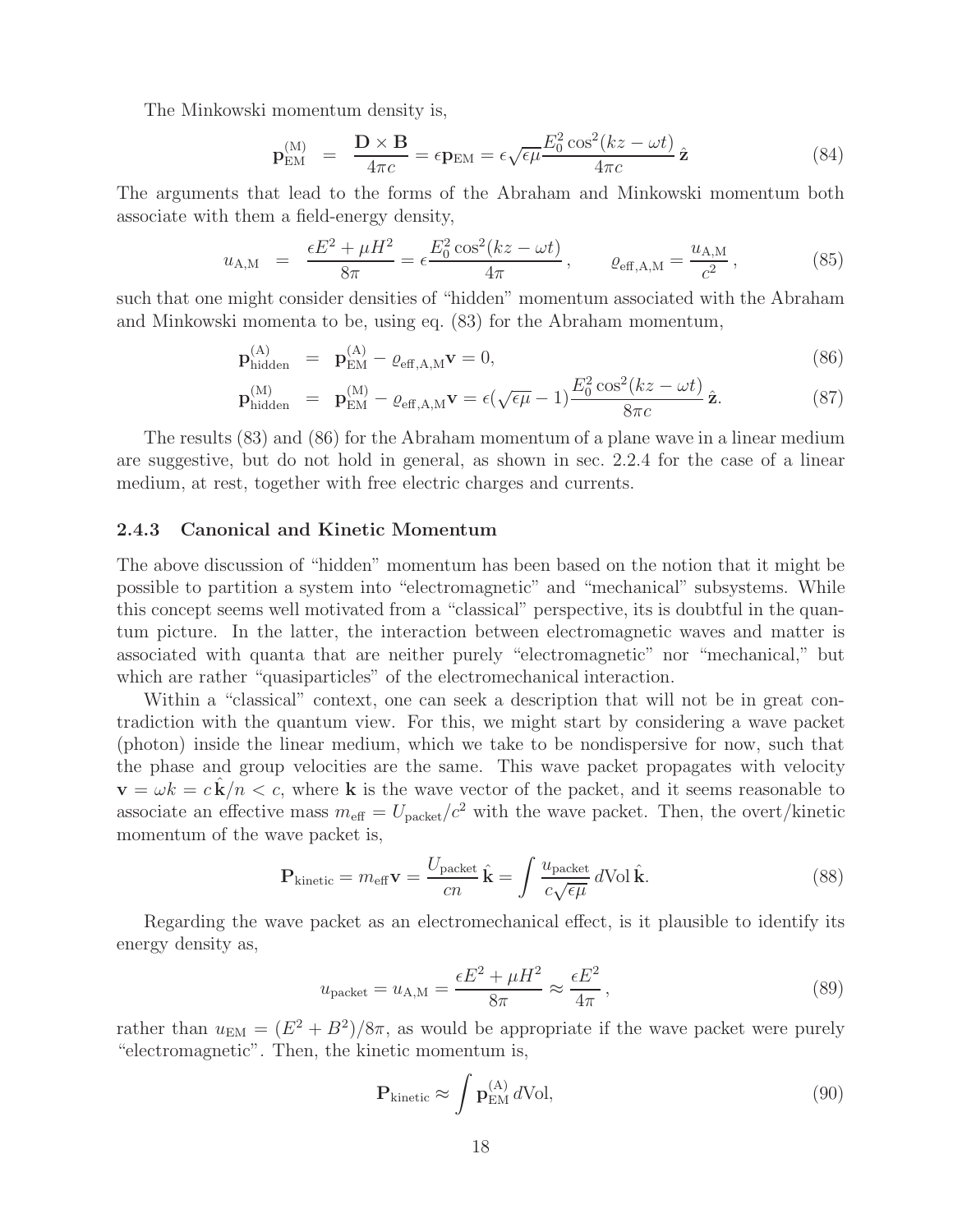The Minkowski momentum density is,

$$\mathbf{p}_{\rm EM}^{(\rm M)} = \frac{\mathbf{D}\times\mathbf{B}}{4\pi c} = \epsilon \mathbf{p}_{\rm EM} = \epsilon\sqrt{\epsilon\mu}\frac{E_0^2\cos^2(kz-\omega t)}{4\pi c}\,\hat{\mathbf{z}} \tag{84}$$

The arguments that lead to the forms of the Abraham and Minkowski momentum both associate with them a field-energy density,

$$u_{\rm A,M} = \frac{\epsilon E^2 + \mu H^2}{8\pi} = \epsilon\frac{E_0^2\cos^2(kz-\omega t)}{4\pi}\,, \qquad \varrho_{\rm eff,A,M} = \frac{u_{\rm A,M}}{c^2}\,, \tag{85}$$

such that one might consider densities of "hidden" momentum associated with the Abraham and Minkowski momenta to be, using eq. (83) for the Abraham momentum,

$$\mathbf{p}_{\rm hidden}^{(\rm A)} = \mathbf{p}_{\rm EM}^{(\rm A)} - \varrho_{\rm eff,A,M}\mathbf{v} = 0, \tag{86}$$

$$\mathbf{p}_{\rm hidden}^{(\rm M)} = \mathbf{p}_{\rm EM}^{(\rm M)} - \varrho_{\rm eff,A,M}\mathbf{v} = \epsilon(\sqrt{\epsilon\mu}-1)\frac{E_0^2\cos^2(kz-\omega t)}{8\pi c}\,\hat{\mathbf{z}}. \tag{87}$$

The results (83) and (86) for the Abraham momentum of a plane wave in a linear medium are suggestive, but do not hold in general, as shown in sec. 2.2.4 for the case of a linear medium, at rest, together with free electric charges and currents.

### 2.4.3 Canonical and Kinetic Momentum

The above discussion of "hidden" momentum has been based on the notion that it might be possible to partition a system into "electromagnetic" and "mechanical" subsystems. While this concept seems well motivated from a "classical" perspective, its is doubtful in the quantum picture. In the latter, the interaction between electromagnetic waves and matter is associated with quanta that are neither purely "electromagnetic" nor "mechanical," but which are rather "quasiparticles" of the electromechanical interaction.

Within a "classical" context, one can seek a description that will not be in great contradiction with the quantum view. For this, we might start by considering a wave packet (photon) inside the linear medium, which we take to be nondispersive for now, such that the phase and group velocities are the same. This wave packet propagates with velocity $\mathbf{v} = \omega k = c\,\hat{\mathbf{k}}/n < c$, where $\mathbf{k}$ is the wave vector of the packet, and it seems reasonable to associate an effective mass $m_{\rm eff} = U_{\rm packet}/c^2$ with the wave packet. Then, the overt/kinetic momentum of the wave packet is,

$$\mathbf{P}_{\rm kinetic} = m_{\rm eff}\mathbf{v} = \frac{U_{\rm packet}}{cn}\,\hat{\mathbf{k}} = \int \frac{u_{\rm packet}}{c\sqrt{\epsilon\mu}}\,d{\rm Vol}\,\hat{\mathbf{k}}. \tag{88}$$

Regarding the wave packet as an electromechanical effect, is it plausible to identify its energy density as,

$$u_{\rm packet} = u_{\rm A,M} = \frac{\epsilon E^2 + \mu H^2}{8\pi} \approx \frac{\epsilon E^2}{4\pi}\,, \tag{89}$$

rather than $u_{\rm EM} = (E^2 + B^2)/8\pi$, as would be appropriate if the wave packet were purely "electromagnetic". Then, the kinetic momentum is,

$$\mathbf{P}_{\rm kinetic} \approx \int \mathbf{p}_{\rm EM}^{(\rm A)}\,d{\rm Vol}, \tag{90}$$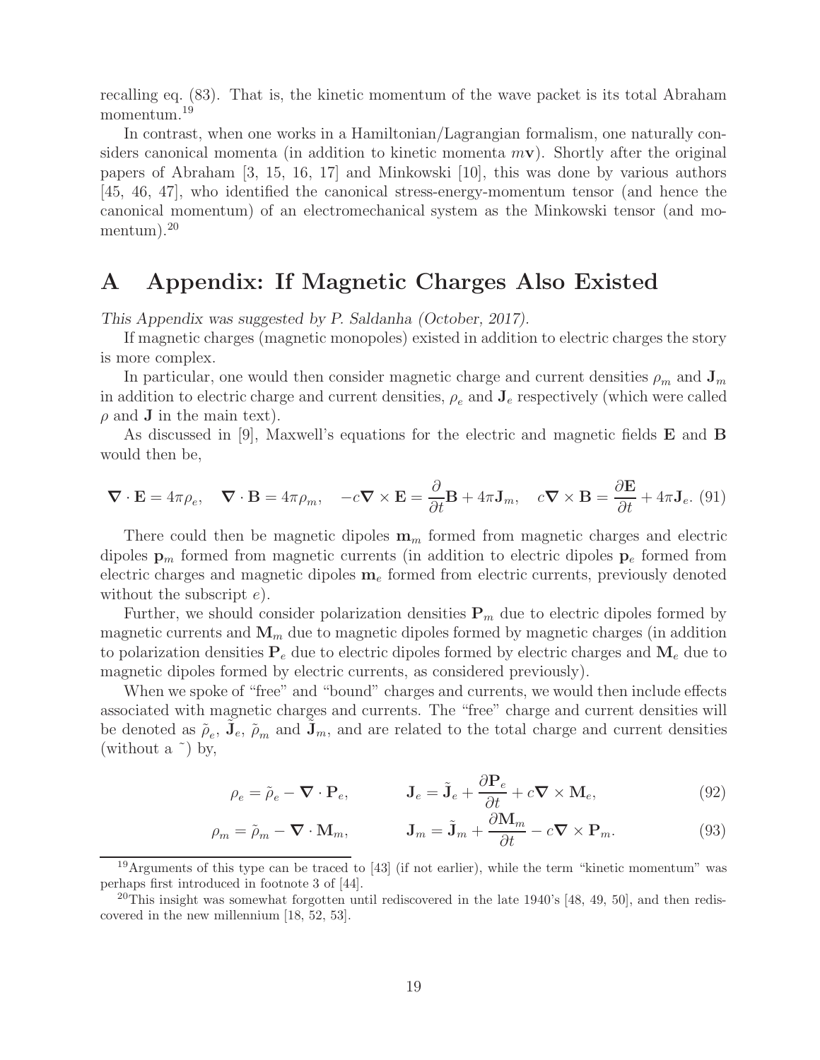recalling eq. (83). That is, the kinetic momentum of the wave packet is its total Abraham momentum.[19]

In contrast, when one works in a Hamiltonian/Lagrangian formalism, one naturally considers canonical momenta (in addition to kinetic momenta $m\mathbf{v}$). Shortly after the original papers of Abraham [3, 15, 16, 17] and Minkowski [10], this was done by various authors [45, 46, 47], who identified the canonical stress-energy-momentum tensor (and hence the canonical momentum) of an electromechanical system as the Minkowski tensor (and momentum).[20]

# A Appendix: If Magnetic Charges Also Existed

*This Appendix was suggested by P. Saldanha (October, 2017).*

If magnetic charges (magnetic monopoles) existed in addition to electric charges the story is more complex.

In particular, one would then consider magnetic charge and current densities $\rho_m$ and $\mathbf{J}_m$ in addition to electric charge and current densities, $\rho_e$ and $\mathbf{J}_e$ respectively (which were called $\rho$ and $\mathbf{J}$ in the main text).

As discussed in [9], Maxwell's equations for the electric and magnetic fields $\mathbf{E}$ and $\mathbf{B}$ would then be,

$$\boldsymbol{\nabla}\cdot\mathbf{E} = 4\pi\rho_e, \quad \boldsymbol{\nabla}\cdot\mathbf{B} = 4\pi\rho_m, \quad -c\boldsymbol{\nabla}\times\mathbf{E} = \frac{\partial}{\partial t}\mathbf{B} + 4\pi\mathbf{J}_m, \quad c\boldsymbol{\nabla}\times\mathbf{B} = \frac{\partial \mathbf{E}}{\partial t} + 4\pi\mathbf{J}_e. \quad (91)$$

There could then be magnetic dipoles $\mathbf{m}_m$ formed from magnetic charges and electric dipoles $\mathbf{p}_m$ formed from magnetic currents (in addition to electric dipoles $\mathbf{p}_e$ formed from electric charges and magnetic dipoles $\mathbf{m}_e$ formed from electric currents, previously denoted without the subscript $e$).

Further, we should consider polarization densities $\mathbf{P}_m$ due to electric dipoles formed by magnetic currents and $\mathbf{M}_m$ due to magnetic dipoles formed by magnetic charges (in addition to polarization densities $\mathbf{P}_e$ due to electric dipoles formed by electric charges and $\mathbf{M}_e$ due to magnetic dipoles formed by electric currents, as considered previously).

When we spoke of "free" and "bound" charges and currents, we would then include effects associated with magnetic charges and currents. The "free" charge and current densities will be denoted as $\tilde{\rho}_e$, $\tilde{\mathbf{J}}_e$, $\tilde{\rho}_m$ and $\tilde{\mathbf{J}}_m$, and are related to the total charge and current densities (without a $\tilde{}$) by,

$$\rho_e = \tilde{\rho}_e - \boldsymbol{\nabla}\cdot\mathbf{P}_e, \qquad \mathbf{J}_e = \tilde{\mathbf{J}}_e + \frac{\partial \mathbf{P}_e}{\partial t} + c\boldsymbol{\nabla}\times\mathbf{M}_e, \quad (92)$$

$$\rho_m = \tilde{\rho}_m - \boldsymbol{\nabla}\cdot\mathbf{M}_m, \qquad \mathbf{J}_m = \tilde{\mathbf{J}}_m + \frac{\partial \mathbf{M}_m}{\partial t} - c\boldsymbol{\nabla}\times\mathbf{P}_m. \quad (93)$$

[19] Arguments of this type can be traced to [43] (if not earlier), while the term "kinetic momentum" was perhaps first introduced in footnote 3 of [44].

[20] This insight was somewhat forgotten until rediscovered in the late 1940's [48, 49, 50], and then rediscovered in the new millennium [18, 52, 53].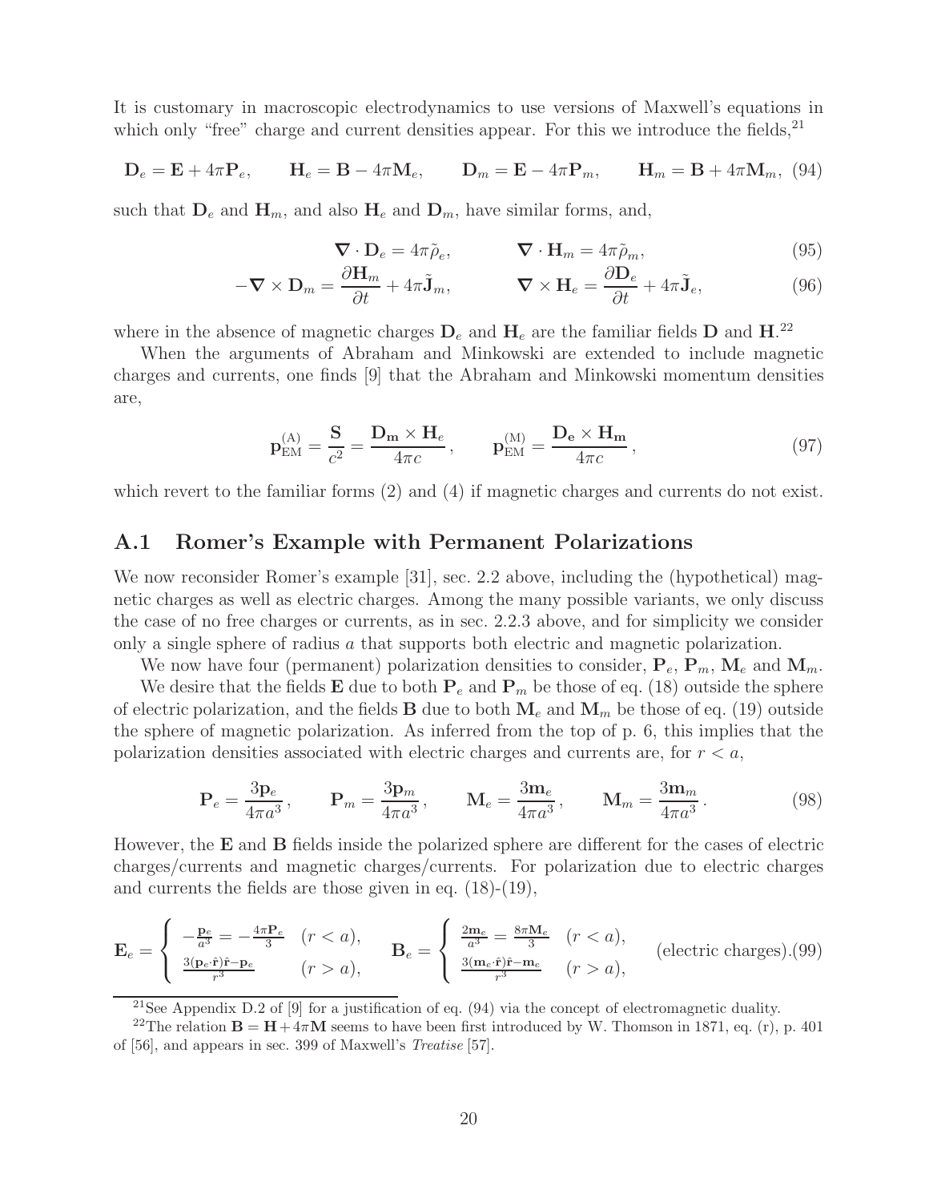It is customary in macroscopic electrodynamics to use versions of Maxwell's equations in which only "free" charge and current densities appear. For this we introduce the fields,[21]

$$\mathbf{D}_e = \mathbf{E} + 4\pi\mathbf{P}_e, \qquad \mathbf{H}_e = \mathbf{B} - 4\pi\mathbf{M}_e, \qquad \mathbf{D}_m = \mathbf{E} - 4\pi\mathbf{P}_m, \qquad \mathbf{H}_m = \mathbf{B} + 4\pi\mathbf{M}_m, \tag{94}$$

such that $\mathbf{D}_e$ and $\mathbf{H}_m$, and also $\mathbf{H}_e$ and $\mathbf{D}_m$, have similar forms, and,

$$\boldsymbol{\nabla} \cdot \mathbf{D}_e = 4\pi\tilde{\rho}_e, \qquad \boldsymbol{\nabla} \cdot \mathbf{H}_m = 4\pi\tilde{\rho}_m, \tag{95}$$

$$-\boldsymbol{\nabla} \times \mathbf{D}_m = \frac{\partial \mathbf{H}_m}{\partial t} + 4\pi\tilde{\mathbf{J}}_m, \qquad \boldsymbol{\nabla} \times \mathbf{H}_e = \frac{\partial \mathbf{D}_e}{\partial t} + 4\pi\tilde{\mathbf{J}}_e, \tag{96}$$

where in the absence of magnetic charges $\mathbf{D}_e$ and $\mathbf{H}_e$ are the familiar fields $\mathbf{D}$ and $\mathbf{H}$.[22]

When the arguments of Abraham and Minkowski are extended to include magnetic charges and currents, one finds [9] that the Abraham and Minkowski momentum densities are,

$$\mathbf{p}_{\rm EM}^{\rm (A)} = \frac{\mathbf{S}}{c^2} = \frac{\mathbf{D_m} \times \mathbf{H}_e}{4\pi c}, \qquad \mathbf{p}_{\rm EM}^{\rm (M)} = \frac{\mathbf{D_e} \times \mathbf{H_m}}{4\pi c}, \tag{97}$$

which revert to the familiar forms (2) and (4) if magnetic charges and currents do not exist.

## A.1 Romer's Example with Permanent Polarizations

We now reconsider Romer's example [31], sec. 2.2 above, including the (hypothetical) magnetic charges as well as electric charges. Among the many possible variants, we only discuss the case of no free charges or currents, as in sec. 2.2.3 above, and for simplicity we consider only a single sphere of radius $a$ that supports both electric and magnetic polarization.

We now have four (permanent) polarization densities to consider, $\mathbf{P}_e$, $\mathbf{P}_m$, $\mathbf{M}_e$ and $\mathbf{M}_m$.

We desire that the fields $\mathbf{E}$ due to both $\mathbf{P}_e$ and $\mathbf{P}_m$ be those of eq. (18) outside the sphere of electric polarization, and the fields $\mathbf{B}$ due to both $\mathbf{M}_e$ and $\mathbf{M}_m$ be those of eq. (19) outside the sphere of magnetic polarization. As inferred from the top of p. 6, this implies that the polarization densities associated with electric charges and currents are, for $r < a$,

$$\mathbf{P}_e = \frac{3\mathbf{p}_e}{4\pi a^3}, \qquad \mathbf{P}_m = \frac{3\mathbf{p}_m}{4\pi a^3}, \qquad \mathbf{M}_e = \frac{3\mathbf{m}_e}{4\pi a^3}, \qquad \mathbf{M}_m = \frac{3\mathbf{m}_m}{4\pi a^3}. \tag{98}$$

However, the $\mathbf{E}$ and $\mathbf{B}$ fields inside the polarized sphere are different for the cases of electric charges/currents and magnetic charges/currents. For polarization due to electric charges and currents the fields are those given in eq. (18)-(19),

$$\mathbf{E}_e = \begin{cases} -\frac{\mathbf{p}_e}{a^3} = -\frac{4\pi\mathbf{P}_e}{3} & (r < a), \\ \frac{3(\mathbf{p}_e\cdot\hat{\mathbf{r}})\hat{\mathbf{r}} - \mathbf{p}_e}{r^3} & (r > a), \end{cases} \qquad \mathbf{B}_e = \begin{cases} \frac{2\mathbf{m}_e}{a^3} = \frac{8\pi\mathbf{M}_e}{3} & (r < a), \\ \frac{3(\mathbf{m}_e\cdot\hat{\mathbf{r}})\hat{\mathbf{r}} - \mathbf{m}_e}{r^3} & (r > a), \end{cases} \qquad \text{(electric charges).} \tag{99}$$

[21] See Appendix D.2 of [9] for a justification of eq. (94) via the concept of electromagnetic duality.

[22] The relation $\mathbf{B} = \mathbf{H} + 4\pi\mathbf{M}$ seems to have been first introduced by W. Thomson in 1871, eq. (r), p. 401 of [56], and appears in sec. 399 of Maxwell's *Treatise* [57].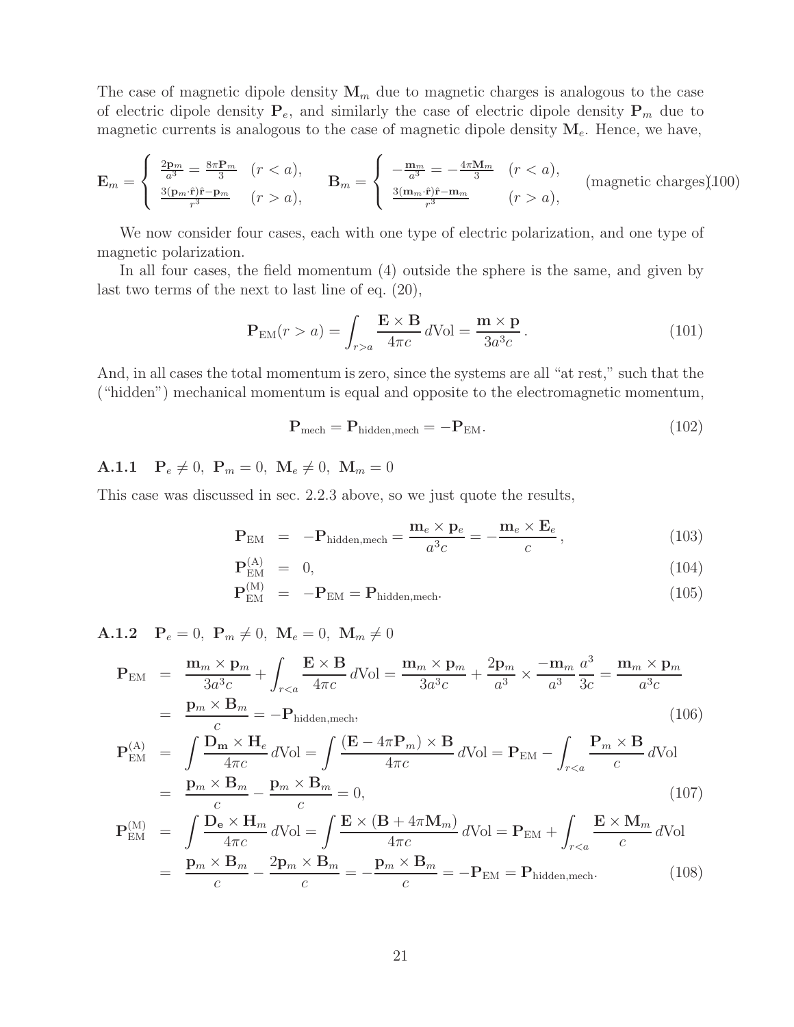The case of magnetic dipole density $\mathbf{M}_m$ due to magnetic charges is analogous to the case of electric dipole density $\mathbf{P}_e$, and similarly the case of electric dipole density $\mathbf{P}_m$ due to magnetic currents is analogous to the case of magnetic dipole density $\mathbf{M}_e$. Hence, we have,

$$
\mathbf{E}_m = \begin{cases} \frac{2\mathbf{p}_m}{a^3} = \frac{8\pi\mathbf{P}_m}{3} & (r < a), \\ \frac{3(\mathbf{p}_m\cdot\hat{\mathbf{r}})\hat{\mathbf{r}} - \mathbf{p}_m}{r^3} & (r > a), \end{cases} \qquad \mathbf{B}_m = \begin{cases} -\frac{\mathbf{m}_m}{a^3} = -\frac{4\pi\mathbf{M}_m}{3} & (r < a), \\ \frac{3(\mathbf{m}_m\cdot\hat{\mathbf{r}})\hat{\mathbf{r}} - \mathbf{m}_m}{r^3} & (r > a), \end{cases} \qquad \text{(magnetic charges)} \tag{100}
$$

We now consider four cases, each with one type of electric polarization, and one type of magnetic polarization.

In all four cases, the field momentum (4) outside the sphere is the same, and given by last two terms of the next to last line of eq. (20),

$$
\mathbf{P}_{\rm EM}(r > a) = \int_{r>a} \frac{\mathbf{E}\times\mathbf{B}}{4\pi c}\, d\text{Vol} = \frac{\mathbf{m}\times\mathbf{p}}{3a^3 c}\,. \tag{101}
$$

And, in all cases the total momentum is zero, since the systems are all "at rest," such that the ("hidden") mechanical momentum is equal and opposite to the electromagnetic momentum,

$$
\mathbf{P}_{\rm mech} = \mathbf{P}_{\rm hidden,mech} = -\mathbf{P}_{\rm EM}. \tag{102}
$$

### A.1.1 $\mathbf{P}_e \neq 0,\ \mathbf{P}_m = 0,\ \mathbf{M}_e \neq 0,\ \mathbf{M}_m = 0$

This case was discussed in sec. 2.2.3 above, so we just quote the results,

$$
\mathbf{P}_{\rm EM} = -\mathbf{P}_{\rm hidden,mech} = \frac{\mathbf{m}_e\times\mathbf{p}_e}{a^3 c} = -\frac{\mathbf{m}_e\times\mathbf{E}_e}{c}\,, \tag{103}
$$

$$
\mathbf{P}_{\rm EM}^{(\rm A)} = 0, \tag{104}
$$

$$
\mathbf{P}_{\rm EM}^{(\rm M)} = -\mathbf{P}_{\rm EM} = \mathbf{P}_{\rm hidden,mech}. \tag{105}
$$

### A.1.2 $\mathbf{P}_e = 0,\ \mathbf{P}_m \neq 0,\ \mathbf{M}_e = 0,\ \mathbf{M}_m \neq 0$

$$
\begin{aligned}
\mathbf{P}_{\rm EM} &= \frac{\mathbf{m}_m\times\mathbf{p}_m}{3a^3 c} + \int_{r<a}\frac{\mathbf{E}\times\mathbf{B}}{4\pi c}\, d\text{Vol} = \frac{\mathbf{m}_m\times\mathbf{p}_m}{3a^3 c} + \frac{2\mathbf{p}_m}{a^3}\times\frac{-\mathbf{m}_m}{a^3}\frac{a^3}{3c} = \frac{\mathbf{m}_m\times\mathbf{p}_m}{a^3 c} \\
&= \frac{\mathbf{p}_m\times\mathbf{B}_m}{c} = -\mathbf{P}_{\rm hidden,mech},
\end{aligned} \tag{106}
$$

$$
\begin{aligned}
\mathbf{P}_{\rm EM}^{(\rm A)} &= \int\frac{\mathbf{D}_\mathbf{m}\times\mathbf{H}_e}{4\pi c}\, d\text{Vol} = \int\frac{(\mathbf{E}-4\pi\mathbf{P}_m)\times\mathbf{B}}{4\pi c}\, d\text{Vol} = \mathbf{P}_{\rm EM} - \int_{r<a}\frac{\mathbf{P}_m\times\mathbf{B}}{c}\, d\text{Vol} \\
&= \frac{\mathbf{p}_m\times\mathbf{B}_m}{c} - \frac{\mathbf{p}_m\times\mathbf{B}_m}{c} = 0,
\end{aligned} \tag{107}
$$

$$
\begin{aligned}
\mathbf{P}_{\rm EM}^{(\rm M)} &= \int\frac{\mathbf{D}_\mathbf{e}\times\mathbf{H}_m}{4\pi c}\, d\text{Vol} = \int\frac{\mathbf{E}\times(\mathbf{B}+4\pi\mathbf{M}_m)}{4\pi c}\, d\text{Vol} = \mathbf{P}_{\rm EM} + \int_{r<a}\frac{\mathbf{E}\times\mathbf{M}_m}{c}\, d\text{Vol} \\
&= \frac{\mathbf{p}_m\times\mathbf{B}_m}{c} - \frac{2\mathbf{p}_m\times\mathbf{B}_m}{c} = -\frac{\mathbf{p}_m\times\mathbf{B}_m}{c} = -\mathbf{P}_{\rm EM} = \mathbf{P}_{\rm hidden,mech}.
\end{aligned} \tag{108}
$$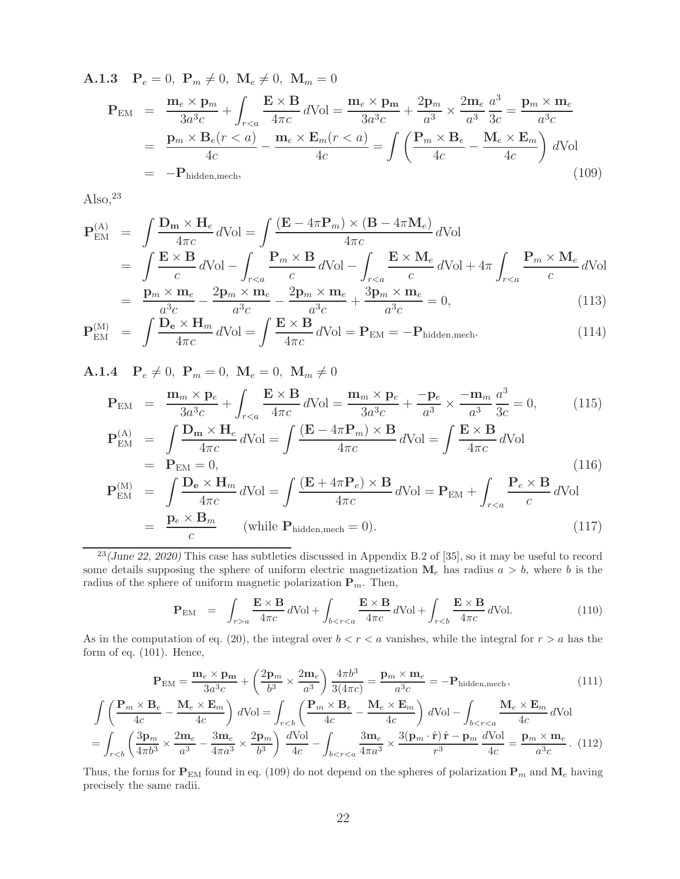### A.1.3 $\mathbf{P}_e = 0,\ \mathbf{P}_m \neq 0,\ \mathbf{M}_e \neq 0,\ \mathbf{M}_m = 0$

$$
\begin{aligned}
\mathbf{P}_{\rm EM} &= \frac{\mathbf{m}_e \times \mathbf{p}_m}{3a^3 c} + \int_{r<a} \frac{\mathbf{E}\times\mathbf{B}}{4\pi c}\, d{\rm Vol} = \frac{\mathbf{m}_e \times \mathbf{p_m}}{3a^3 c} + \frac{2\mathbf{p}_m}{a^3} \times \frac{2\mathbf{m}_e}{a^3}\,\frac{a^3}{3c} = \frac{\mathbf{p}_m \times \mathbf{m}_e}{a^3 c} \\
&= \frac{\mathbf{p}_m \times \mathbf{B}_e(r<a)}{4c} - \frac{\mathbf{m}_e \times \mathbf{E}_m(r<a)}{4c} = \int \left( \frac{\mathbf{P}_m \times \mathbf{B}_e}{4c} - \frac{\mathbf{M}_e \times \mathbf{E}_m}{4c} \right) d{\rm Vol} \\
&= -\mathbf{P}_{\rm hidden,mech}, \qquad (109)
\end{aligned}
$$

Also,[23]

$$
\begin{aligned}
\mathbf{P}_{\rm EM}^{\rm (A)} &= \int \frac{\mathbf{D_m} \times \mathbf{H}_e}{4\pi c}\, d{\rm Vol} = \int \frac{(\mathbf{E} - 4\pi \mathbf{P}_m) \times (\mathbf{B} - 4\pi \mathbf{M}_e)}{4\pi c}\, d{\rm Vol} \\
&= \int \frac{\mathbf{E}\times\mathbf{B}}{c}\, d{\rm Vol} - \int_{r<a} \frac{\mathbf{P}_m \times \mathbf{B}}{c}\, d{\rm Vol} - \int_{r<a} \frac{\mathbf{E}\times\mathbf{M}_e}{c}\, d{\rm Vol} + 4\pi \int_{r<a} \frac{\mathbf{P}_m \times \mathbf{M}_e}{c}\, d{\rm Vol} \\
&= \frac{\mathbf{p}_m \times \mathbf{m}_e}{a^3 c} - \frac{2\mathbf{p}_m \times \mathbf{m}_e}{a^3 c} - \frac{2\mathbf{p}_m \times \mathbf{m}_e}{a^3 c} + \frac{3\mathbf{p}_m \times \mathbf{m}_e}{a^3 c} = 0, \qquad (113)
\end{aligned}
$$

$$
\mathbf{P}_{\rm EM}^{\rm (M)} = \int \frac{\mathbf{D_e} \times \mathbf{H}_m}{4\pi c}\, d{\rm Vol} = \int \frac{\mathbf{E}\times\mathbf{B}}{4\pi c}\, d{\rm Vol} = \mathbf{P}_{\rm EM} = -\mathbf{P}_{\rm hidden,mech}. \qquad (114)
$$

### A.1.4 $\mathbf{P}_e \neq 0,\ \mathbf{P}_m = 0,\ \mathbf{M}_e = 0,\ \mathbf{M}_m \neq 0$

$$
\mathbf{P}_{\rm EM} = \frac{\mathbf{m}_m \times \mathbf{p}_e}{3a^3 c} + \int_{r<a} \frac{\mathbf{E}\times\mathbf{B}}{4\pi c}\, d{\rm Vol} = \frac{\mathbf{m}_m \times \mathbf{p}_e}{3a^3 c} + \frac{-\mathbf{p}_e}{a^3} \times \frac{-\mathbf{m}_m}{a^3}\,\frac{a^3}{3c} = 0, \qquad (115)
$$

$$
\begin{aligned}
\mathbf{P}_{\rm EM}^{\rm (A)} &= \int \frac{\mathbf{D_m} \times \mathbf{H}_e}{4\pi c}\, d{\rm Vol} = \int \frac{(\mathbf{E} - 4\pi \mathbf{P}_m) \times \mathbf{B}}{4\pi c}\, d{\rm Vol} = \int \frac{\mathbf{E}\times\mathbf{B}}{4\pi c}\, d{\rm Vol} \\
&= \mathbf{P}_{\rm EM} = 0, \qquad (116)
\end{aligned}
$$

$$
\begin{aligned}
\mathbf{P}_{\rm EM}^{\rm (M)} &= \int \frac{\mathbf{D_e} \times \mathbf{H}_m}{4\pi c}\, d{\rm Vol} = \int \frac{(\mathbf{E} + 4\pi \mathbf{P}_e) \times \mathbf{B}}{4\pi c}\, d{\rm Vol} = \mathbf{P}_{\rm EM} + \int_{r<a} \frac{\mathbf{P}_e \times \mathbf{B}}{c}\, d{\rm Vol} \\
&= \frac{\mathbf{p}_e \times \mathbf{B}_m}{c} \qquad (\text{while } \mathbf{P}_{\rm hidden,mech} = 0). \qquad (117)
\end{aligned}
$$

---

[23] *(June 22, 2020)* This case has subtleties discussed in Appendix B.2 of [35], so it may be useful to record some details supposing the sphere of uniform electric magnetization $\mathbf{M}_e$ has radius $a > b$, where $b$ is the radius of the sphere of uniform magnetic polarization $\mathbf{P}_m$. Then,

$$
\mathbf{P}_{\rm EM} = \int_{r>a} \frac{\mathbf{E}\times\mathbf{B}}{4\pi c}\, d{\rm Vol} + \int_{b<r<a} \frac{\mathbf{E}\times\mathbf{B}}{4\pi c}\, d{\rm Vol} + \int_{r<b} \frac{\mathbf{E}\times\mathbf{B}}{4\pi c}\, d{\rm Vol}. \qquad (110)
$$

As in the computation of eq. (20), the integral over $b < r < a$ vanishes, while the integral for $r > a$ has the form of eq. (101). Hence,

$$
\mathbf{P}_{\rm EM} = \frac{\mathbf{m}_e \times \mathbf{p_m}}{3a^3 c} + \left( \frac{2\mathbf{p}_m}{b^3} \times \frac{2\mathbf{m}_e}{a^3} \right) \frac{4\pi b^3}{3(4\pi c)} = \frac{\mathbf{p}_m \times \mathbf{m}_e}{a^3 c} = -\mathbf{P}_{\rm hidden,mech}, \qquad (111)
$$

$$
\begin{aligned}
&\int \left( \frac{\mathbf{P}_m \times \mathbf{B}_e}{4c} - \frac{\mathbf{M}_e \times \mathbf{E}_m}{4c} \right) d{\rm Vol} = \int_{r<b} \left( \frac{\mathbf{P}_m \times \mathbf{B}_e}{4c} - \frac{\mathbf{M}_e \times \mathbf{E}_m}{4c} \right) d{\rm Vol} - \int_{b<r<a} \frac{\mathbf{M}_e \times \mathbf{E}_m}{4c}\, d{\rm Vol} \\
&= \int_{r<b} \left( \frac{3\mathbf{p}_m}{4\pi b^3} \times \frac{2\mathbf{m}_e}{a^3} - \frac{3\mathbf{m}_e}{4\pi a^3} \times \frac{2\mathbf{p}_m}{b^3} \right) \frac{d{\rm Vol}}{4c} - \int_{b<r<a} \frac{3\mathbf{m}_e}{4\pi a^3} \times \frac{3(\mathbf{p}_m \cdot \hat{\mathbf{r}})\,\hat{\mathbf{r}} - \mathbf{p}_m}{r^3} \frac{d{\rm Vol}}{4c} = \frac{\mathbf{p}_m \times \mathbf{m}_e}{a^3 c}. \qquad (112)
\end{aligned}
$$

Thus, the forms for $\mathbf{P}_{\rm EM}$ found in eq. (109) do not depend on the spheres of polarization $\mathbf{P}_m$ and $\mathbf{M}_e$ having precisely the same radii.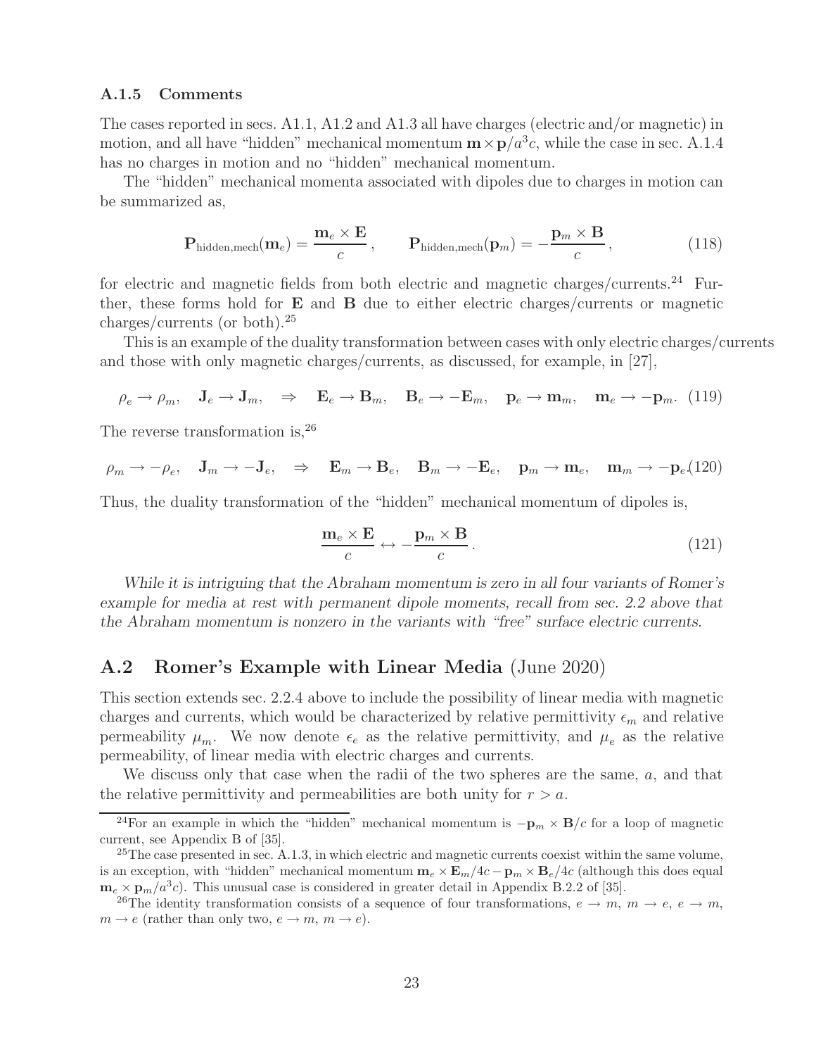### A.1.5 Comments

The cases reported in secs. A1.1, A1.2 and A1.3 all have charges (electric and/or magnetic) in motion, and all have "hidden" mechanical momentum $\mathbf{m}\times\mathbf{p}/a^3c$, while the case in sec. A.1.4 has no charges in motion and no "hidden" mechanical momentum.

The "hidden" mechanical momenta associated with dipoles due to charges in motion can be summarized as,

$$\mathbf{P}_{\text{hidden,mech}}(\mathbf{m}_e) = \frac{\mathbf{m}_e \times \mathbf{E}}{c}\,, \qquad \mathbf{P}_{\text{hidden,mech}}(\mathbf{p}_m) = -\frac{\mathbf{p}_m \times \mathbf{B}}{c}\,, \tag{118}$$

for electric and magnetic fields from both electric and magnetic charges/currents.[24] Further, these forms hold for $\mathbf{E}$ and $\mathbf{B}$ due to either electric charges/currents or magnetic charges/currents (or both).[25]

This is an example of the duality transformation between cases with only electric charges/currents and those with only magnetic charges/currents, as discussed, for example, in [27],

$$\rho_e \to \rho_m, \quad \mathbf{J}_e \to \mathbf{J}_m, \quad \Rightarrow \quad \mathbf{E}_e \to \mathbf{B}_m, \quad \mathbf{B}_e \to -\mathbf{E}_m, \quad \mathbf{p}_e \to \mathbf{m}_m, \quad \mathbf{m}_e \to -\mathbf{p}_m. \tag{119}$$

The reverse transformation is,[26]

$$\rho_m \to -\rho_e, \quad \mathbf{J}_m \to -\mathbf{J}_e, \quad \Rightarrow \quad \mathbf{E}_m \to \mathbf{B}_e, \quad \mathbf{B}_m \to -\mathbf{E}_e, \quad \mathbf{p}_m \to \mathbf{m}_e, \quad \mathbf{m}_m \to -\mathbf{p}_e. \tag{120}$$

Thus, the duality transformation of the "hidden" mechanical momentum of dipoles is,

$$\frac{\mathbf{m}_e \times \mathbf{E}}{c} \leftrightarrow -\frac{\mathbf{p}_m \times \mathbf{B}}{c}\,. \tag{121}$$

*While it is intriguing that the Abraham momentum is zero in all four variants of Romer's example for media at rest with permanent dipole moments, recall from sec. 2.2 above that the Abraham momentum is nonzero in the variants with "free" surface electric currents.*

## A.2 Romer's Example with Linear Media (June 2020)

This section extends sec. 2.2.4 above to include the possibility of linear media with magnetic charges and currents, which would be characterized by relative permittivity $\epsilon_m$ and relative permeability $\mu_m$. We now denote $\epsilon_e$ as the relative permittivity, and $\mu_e$ as the relative permeability, of linear media with electric charges and currents.

We discuss only that case when the radii of the two spheres are the same, $a$, and that the relative permittivity and permeabilities are both unity for $r > a$.

---

[24] For an example in which the "hidden" mechanical momentum is $-\mathbf{p}_m \times \mathbf{B}/c$ for a loop of magnetic current, see Appendix B of [35].

[25] The case presented in sec. A.1.3, in which electric and magnetic currents coexist within the same volume, is an exception, with "hidden" mechanical momentum $\mathbf{m}_e \times \mathbf{E}_m/4c - \mathbf{p}_m \times \mathbf{B}_e/4c$ (although this does equal $\mathbf{m}_e \times \mathbf{p}_m/a^3c$). This unusual case is considered in greater detail in Appendix B.2.2 of [35].

[26] The identity transformation consists of a sequence of four transformations, $e \to m$, $m \to e$, $e \to m$, $m \to e$ (rather than only two, $e \to m$, $m \to e$).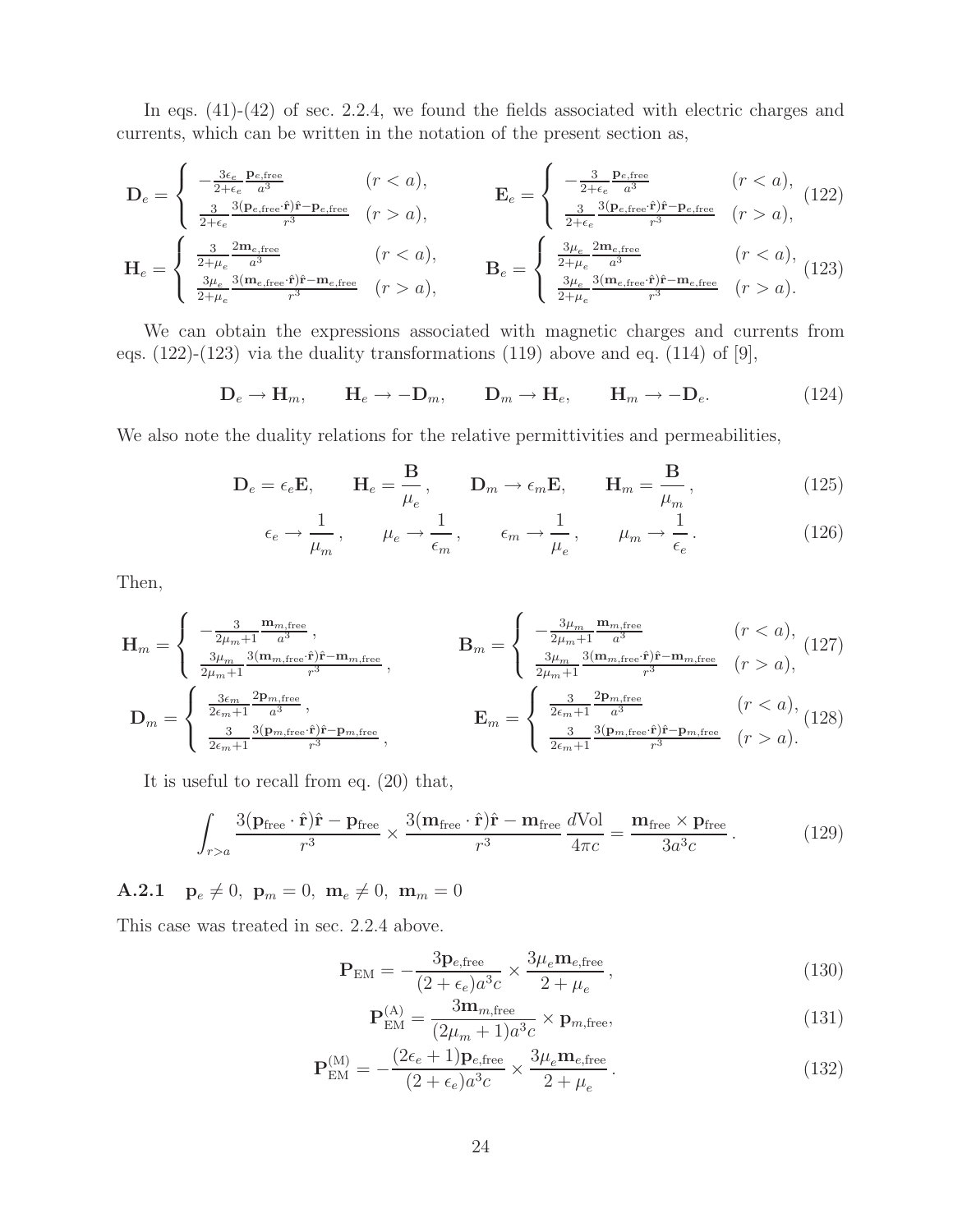In eqs. (41)-(42) of sec. 2.2.4, we found the fields associated with electric charges and currents, which can be written in the notation of the present section as,

$$
\mathbf{D}_e = \begin{cases} -\frac{3\epsilon_e}{2+\epsilon_e}\frac{\mathbf{p}_{e,\text{free}}}{a^3} & (r<a), \\ \frac{3}{2+\epsilon_e}\frac{3(\mathbf{p}_{e,\text{free}}\cdot\hat{\mathbf{r}})\hat{\mathbf{r}}-\mathbf{p}_{e,\text{free}}}{r^3} & (r>a), \end{cases} \qquad \mathbf{E}_e = \begin{cases} -\frac{3}{2+\epsilon_e}\frac{\mathbf{p}_{e,\text{free}}}{a^3} & (r<a), \\ \frac{3}{2+\epsilon_e}\frac{3(\mathbf{p}_{e,\text{free}}\cdot\hat{\mathbf{r}})\hat{\mathbf{r}}-\mathbf{p}_{e,\text{free}}}{r^3} & (r>a), \end{cases} \tag{122}
$$

$$
\mathbf{H}_e = \begin{cases} \frac{3}{2+\mu_e}\frac{2\mathbf{m}_{e,\text{free}}}{a^3} & (r<a), \\ \frac{3\mu_e}{2+\mu_e}\frac{3(\mathbf{m}_{e,\text{free}}\cdot\hat{\mathbf{r}})\hat{\mathbf{r}}-\mathbf{m}_{e,\text{free}}}{r^3} & (r>a), \end{cases} \qquad \mathbf{B}_e = \begin{cases} \frac{3\mu_e}{2+\mu_e}\frac{2\mathbf{m}_{e,\text{free}}}{a^3} & (r<a), \\ \frac{3\mu_e}{2+\mu_e}\frac{3(\mathbf{m}_{e,\text{free}}\cdot\hat{\mathbf{r}})\hat{\mathbf{r}}-\mathbf{m}_{e,\text{free}}}{r^3} & (r>a). \end{cases} \tag{123}
$$

We can obtain the expressions associated with magnetic charges and currents from eqs. (122)-(123) via the duality transformations (119) above and eq. (114) of [9],

$$
\mathbf{D}_e \to \mathbf{H}_m, \qquad \mathbf{H}_e \to -\mathbf{D}_m, \qquad \mathbf{D}_m \to \mathbf{H}_e, \qquad \mathbf{H}_m \to -\mathbf{D}_e. \tag{124}
$$

We also note the duality relations for the relative permittivities and permeabilities,

$$
\mathbf{D}_e = \epsilon_e \mathbf{E}, \qquad \mathbf{H}_e = \frac{\mathbf{B}}{\mu_e}, \qquad \mathbf{D}_m \to \epsilon_m \mathbf{E}, \qquad \mathbf{H}_m = \frac{\mathbf{B}}{\mu_m}, \tag{125}
$$

$$
\epsilon_e \to \frac{1}{\mu_m}, \qquad \mu_e \to \frac{1}{\epsilon_m}, \qquad \epsilon_m \to \frac{1}{\mu_e}, \qquad \mu_m \to \frac{1}{\epsilon_e}. \tag{126}
$$

Then,

$$
\mathbf{H}_m = \begin{cases} -\frac{3}{2\mu_m+1}\frac{\mathbf{m}_{m,\text{free}}}{a^3}, \\ \frac{3\mu_m}{2\mu_m+1}\frac{3(\mathbf{m}_{m,\text{free}}\cdot\hat{\mathbf{r}})\hat{\mathbf{r}}-\mathbf{m}_{m,\text{free}}}{r^3}, \end{cases} \qquad \mathbf{B}_m = \begin{cases} -\frac{3\mu_m}{2\mu_m+1}\frac{\mathbf{m}_{m,\text{free}}}{a^3} & (r<a), \\ \frac{3\mu_m}{2\mu_m+1}\frac{3(\mathbf{m}_{m,\text{free}}\cdot\hat{\mathbf{r}})\hat{\mathbf{r}}-\mathbf{m}_{m,\text{free}}}{r^3} & (r>a), \end{cases} \tag{127}
$$

$$
\mathbf{D}_m = \begin{cases} \frac{3\epsilon_m}{2\epsilon_m+1}\frac{2\mathbf{p}_{m,\text{free}}}{a^3}, \\ \frac{3}{2\epsilon_m+1}\frac{3(\mathbf{p}_{m,\text{free}}\cdot\hat{\mathbf{r}})\hat{\mathbf{r}}-\mathbf{p}_{m,\text{free}}}{r^3}, \end{cases} \qquad \mathbf{E}_m = \begin{cases} \frac{3}{2\epsilon_m+1}\frac{2\mathbf{p}_{m,\text{free}}}{a^3} & (r<a), \\ \frac{3}{2\epsilon_m+1}\frac{3(\mathbf{p}_{m,\text{free}}\cdot\hat{\mathbf{r}})\hat{\mathbf{r}}-\mathbf{p}_{m,\text{free}}}{r^3} & (r>a). \end{cases} \tag{128}
$$

It is useful to recall from eq. (20) that,

$$
\int_{r>a} \frac{3(\mathbf{p}_{\text{free}}\cdot\hat{\mathbf{r}})\hat{\mathbf{r}}-\mathbf{p}_{\text{free}}}{r^3} \times \frac{3(\mathbf{m}_{\text{free}}\cdot\hat{\mathbf{r}})\hat{\mathbf{r}}-\mathbf{m}_{\text{free}}}{r^3}\frac{d\text{Vol}}{4\pi c} = \frac{\mathbf{m}_{\text{free}}\times\mathbf{p}_{\text{free}}}{3a^3 c}. \tag{129}
$$

### A.2.1 $\mathbf{p}_e \neq 0,\ \mathbf{p}_m = 0,\ \mathbf{m}_e \neq 0,\ \mathbf{m}_m = 0$

This case was treated in sec. 2.2.4 above.

$$
\mathbf{P}_{\text{EM}} = -\frac{3\mathbf{p}_{e,\text{free}}}{(2+\epsilon_e)a^3 c} \times \frac{3\mu_e \mathbf{m}_{e,\text{free}}}{2+\mu_e}, \tag{130}
$$

$$
\mathbf{P}_{\text{EM}}^{(\text{A})} = \frac{3\mathbf{m}_{m,\text{free}}}{(2\mu_m+1)a^3 c} \times \mathbf{p}_{m,\text{free}}, \tag{131}
$$

$$
\mathbf{P}_{\text{EM}}^{(\text{M})} = -\frac{(2\epsilon_e+1)\mathbf{p}_{e,\text{free}}}{(2+\epsilon_e)a^3 c} \times \frac{3\mu_e \mathbf{m}_{e,\text{free}}}{2+\mu_e}. \tag{132}
$$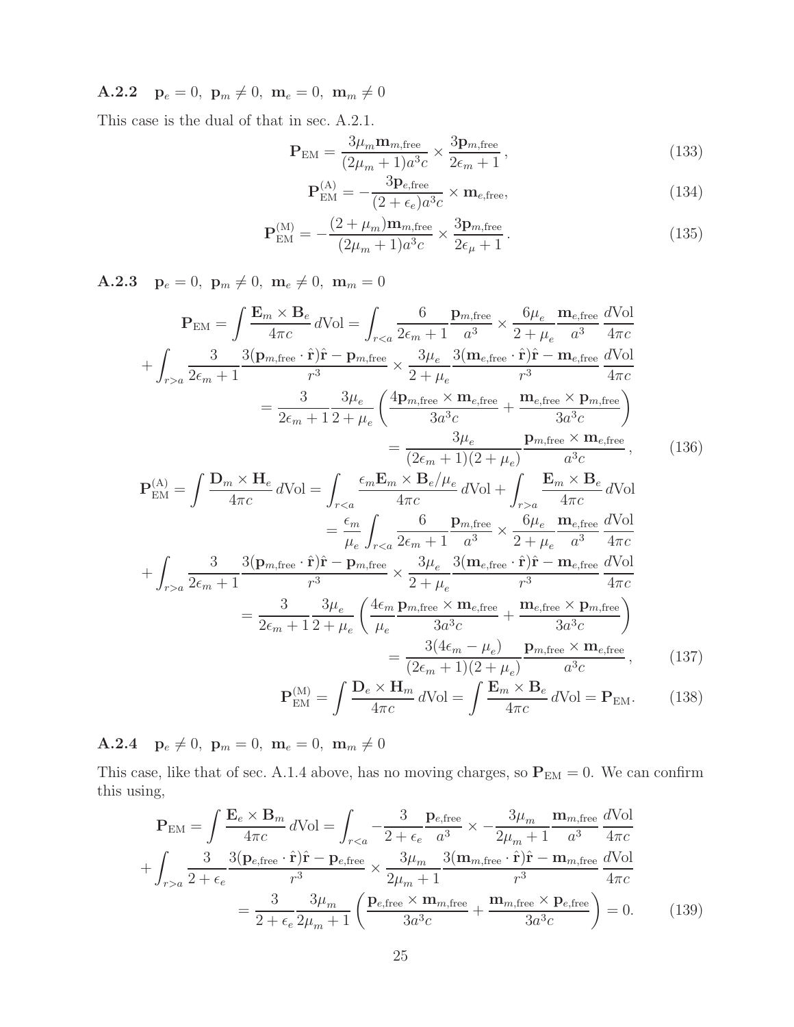### A.2.2 $\mathbf{p}_e = 0,\ \mathbf{p}_m \neq 0,\ \mathbf{m}_e = 0,\ \mathbf{m}_m \neq 0$

This case is the dual of that in sec. A.2.1.

$$
\mathbf{P}_{\rm EM} = \frac{3\mu_m \mathbf{m}_{m,\rm free}}{(2\mu_m + 1)a^3 c} \times \frac{3\mathbf{p}_{m,\rm free}}{2\epsilon_m + 1}\,, \tag{133}
$$

$$
\mathbf{P}_{\rm EM}^{\rm (A)} = -\frac{3\mathbf{p}_{e,\rm free}}{(2+\epsilon_e)a^3 c} \times \mathbf{m}_{e,\rm free}, \tag{134}
$$

$$
\mathbf{P}_{\rm EM}^{\rm (M)} = -\frac{(2+\mu_m)\mathbf{m}_{m,\rm free}}{(2\mu_m + 1)a^3 c} \times \frac{3\mathbf{p}_{m,\rm free}}{2\epsilon_\mu + 1}\,. \tag{135}
$$

### A.2.3 $\mathbf{p}_e = 0,\ \mathbf{p}_m \neq 0,\ \mathbf{m}_e \neq 0,\ \mathbf{m}_m = 0$

$$
\begin{aligned}
\mathbf{P}_{\rm EM} &= \int \frac{\mathbf{E}_m \times \mathbf{B}_e}{4\pi c}\, d{\rm Vol} = \int_{r<a} \frac{6}{2\epsilon_m + 1} \frac{\mathbf{p}_{m,\rm free}}{a^3} \times \frac{6\mu_e}{2+\mu_e} \frac{\mathbf{m}_{e,\rm free}}{a^3}\, \frac{d{\rm Vol}}{4\pi c} \\
&\quad + \int_{r>a} \frac{3}{2\epsilon_m + 1} \frac{3(\mathbf{p}_{m,\rm free}\cdot\hat{\mathbf{r}})\hat{\mathbf{r}} - \mathbf{p}_{m,\rm free}}{r^3} \times \frac{3\mu_e}{2+\mu_e} \frac{3(\mathbf{m}_{e,\rm free}\cdot\hat{\mathbf{r}})\hat{\mathbf{r}} - \mathbf{m}_{e,\rm free}}{r^3}\, \frac{d{\rm Vol}}{4\pi c} \\
&= \frac{3}{2\epsilon_m + 1} \frac{3\mu_e}{2+\mu_e} \left( \frac{4\mathbf{p}_{m,\rm free} \times \mathbf{m}_{e,\rm free}}{3a^3 c} + \frac{\mathbf{m}_{e,\rm free} \times \mathbf{p}_{m,\rm free}}{3a^3 c} \right) \\
&= \frac{3\mu_e}{(2\epsilon_m + 1)(2+\mu_e)} \frac{\mathbf{p}_{m,\rm free} \times \mathbf{m}_{e,\rm free}}{a^3 c}\,,
\end{aligned} \tag{136}
$$

$$
\begin{aligned}
\mathbf{P}_{\rm EM}^{\rm (A)} &= \int \frac{\mathbf{D}_m \times \mathbf{H}_e}{4\pi c}\, d{\rm Vol} = \int_{r<a} \frac{\epsilon_m \mathbf{E}_m \times \mathbf{B}_e/\mu_e}{4\pi c}\, d{\rm Vol} + \int_{r>a} \frac{\mathbf{E}_m \times \mathbf{B}_e}{4\pi c}\, d{\rm Vol} \\
&= \frac{\epsilon_m}{\mu_e} \int_{r<a} \frac{6}{2\epsilon_m + 1} \frac{\mathbf{p}_{m,\rm free}}{a^3} \times \frac{6\mu_e}{2+\mu_e} \frac{\mathbf{m}_{e,\rm free}}{a^3}\, \frac{d{\rm Vol}}{4\pi c} \\
&\quad + \int_{r>a} \frac{3}{2\epsilon_m + 1} \frac{3(\mathbf{p}_{m,\rm free}\cdot\hat{\mathbf{r}})\hat{\mathbf{r}} - \mathbf{p}_{m,\rm free}}{r^3} \times \frac{3\mu_e}{2+\mu_e} \frac{3(\mathbf{m}_{e,\rm free}\cdot\hat{\mathbf{r}})\hat{\mathbf{r}} - \mathbf{m}_{e,\rm free}}{r^3}\, \frac{d{\rm Vol}}{4\pi c} \\
&= \frac{3}{2\epsilon_m + 1} \frac{3\mu_e}{2+\mu_e} \left( \frac{4\epsilon_m}{\mu_e} \frac{\mathbf{p}_{m,\rm free} \times \mathbf{m}_{e,\rm free}}{3a^3 c} + \frac{\mathbf{m}_{e,\rm free} \times \mathbf{p}_{m,\rm free}}{3a^3 c} \right) \\
&= \frac{3(4\epsilon_m - \mu_e)}{(2\epsilon_m + 1)(2+\mu_e)} \frac{\mathbf{p}_{m,\rm free} \times \mathbf{m}_{e,\rm free}}{a^3 c}\,,
\end{aligned} \tag{137}
$$

$$
\mathbf{P}_{\rm EM}^{\rm (M)} = \int \frac{\mathbf{D}_e \times \mathbf{H}_m}{4\pi c}\, d{\rm Vol} = \int \frac{\mathbf{E}_m \times \mathbf{B}_e}{4\pi c}\, d{\rm Vol} = \mathbf{P}_{\rm EM}. \tag{138}
$$

### A.2.4 $\mathbf{p}_e \neq 0,\ \mathbf{p}_m = 0,\ \mathbf{m}_e = 0,\ \mathbf{m}_m \neq 0$

This case, like that of sec. A.1.4 above, has no moving charges, so $\mathbf{P}_{\rm EM} = 0$. We can confirm this using,

$$
\begin{aligned}
\mathbf{P}_{\rm EM} &= \int \frac{\mathbf{E}_e \times \mathbf{B}_m}{4\pi c}\, d{\rm Vol} = \int_{r<a} -\frac{3}{2+\epsilon_e} \frac{\mathbf{p}_{e,\rm free}}{a^3} \times -\frac{3\mu_m}{2\mu_m + 1} \frac{\mathbf{m}_{m,\rm free}}{a^3}\, \frac{d{\rm Vol}}{4\pi c} \\
&\quad + \int_{r>a} \frac{3}{2+\epsilon_e} \frac{3(\mathbf{p}_{e,\rm free}\cdot\hat{\mathbf{r}})\hat{\mathbf{r}} - \mathbf{p}_{e,\rm free}}{r^3} \times \frac{3\mu_m}{2\mu_m + 1} \frac{3(\mathbf{m}_{m,\rm free}\cdot\hat{\mathbf{r}})\hat{\mathbf{r}} - \mathbf{m}_{m,\rm free}}{r^3}\, \frac{d{\rm Vol}}{4\pi c} \\
&= \frac{3}{2+\epsilon_e} \frac{3\mu_m}{2\mu_m + 1} \left( \frac{\mathbf{p}_{e,\rm free} \times \mathbf{m}_{m,\rm free}}{3a^3 c} + \frac{\mathbf{m}_{m,\rm free} \times \mathbf{p}_{e,\rm free}}{3a^3 c} \right) = 0.
\end{aligned} \tag{139}
$$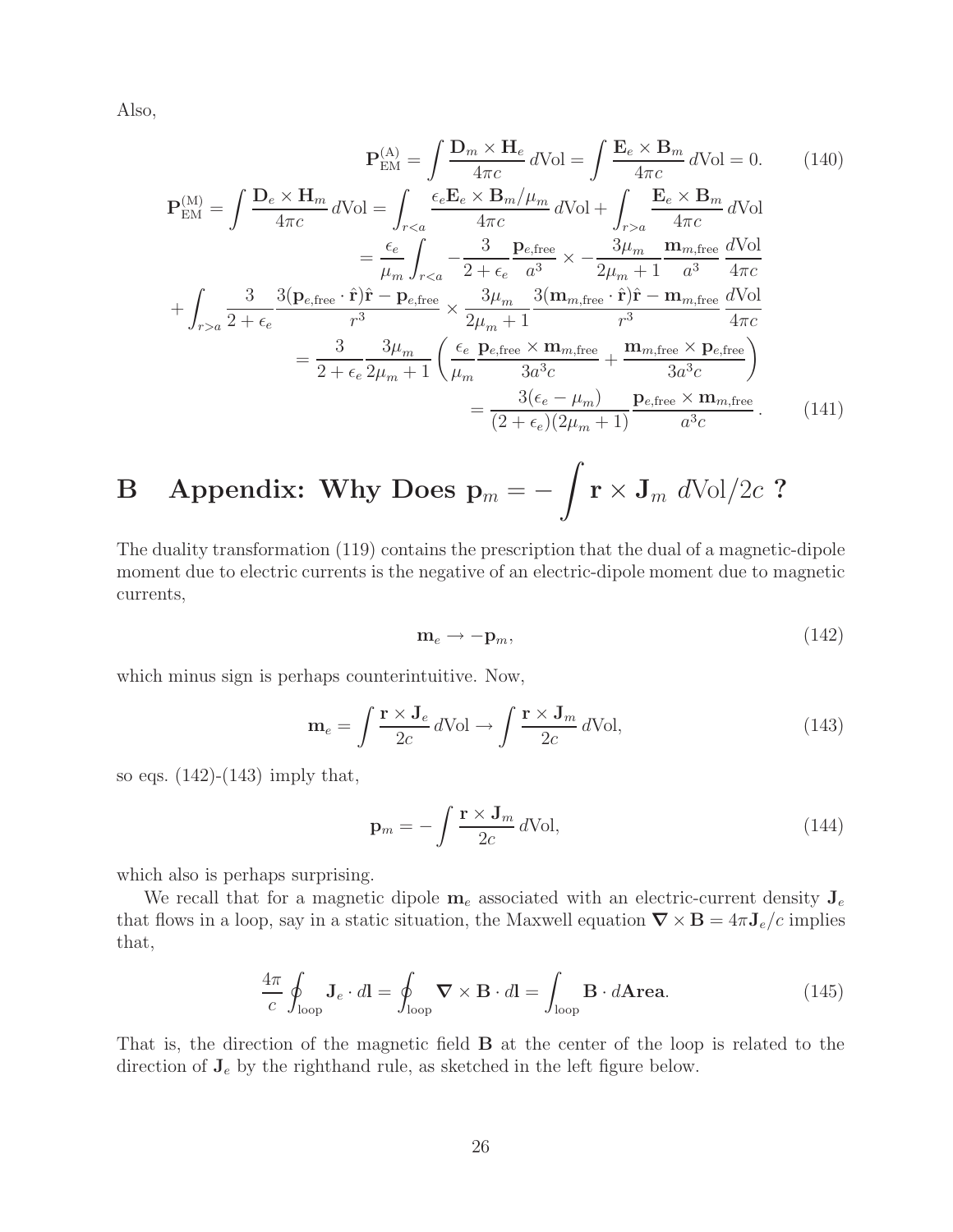Also,

$$
\mathbf{P}_{\rm EM}^{\rm (A)} = \int \frac{\mathbf{D}_m \times \mathbf{H}_e}{4\pi c}\, d{\rm Vol} = \int \frac{\mathbf{E}_e \times \mathbf{B}_m}{4\pi c}\, d{\rm Vol} = 0. \tag{140}
$$

$$
\begin{aligned}
\mathbf{P}_{\rm EM}^{\rm (M)} = \int \frac{\mathbf{D}_e \times \mathbf{H}_m}{4\pi c}\, d{\rm Vol} &= \int_{r<a} \frac{\epsilon_e \mathbf{E}_e \times \mathbf{B}_m/\mu_m}{4\pi c}\, d{\rm Vol} + \int_{r>a} \frac{\mathbf{E}_e \times \mathbf{B}_m}{4\pi c}\, d{\rm Vol} \\
&= \frac{\epsilon_e}{\mu_m} \int_{r<a} -\frac{3}{2+\epsilon_e} \frac{\mathbf{p}_{e,\rm free}}{a^3} \times -\frac{3\mu_m}{2\mu_m+1} \frac{\mathbf{m}_{m,\rm free}}{a^3} \frac{d{\rm Vol}}{4\pi c} \\
&\quad + \int_{r>a} \frac{3}{2+\epsilon_e} \frac{3(\mathbf{p}_{e,\rm free}\cdot\hat{\mathbf{r}})\hat{\mathbf{r}} - \mathbf{p}_{e,\rm free}}{r^3} \times \frac{3\mu_m}{2\mu_m+1} \frac{3(\mathbf{m}_{m,\rm free}\cdot\hat{\mathbf{r}})\hat{\mathbf{r}} - \mathbf{m}_{m,\rm free}}{r^3} \frac{d{\rm Vol}}{4\pi c} \\
&= \frac{3}{2+\epsilon_e} \frac{3\mu_m}{2\mu_m+1} \left( \frac{\epsilon_e}{\mu_m} \frac{\mathbf{p}_{e,\rm free} \times \mathbf{m}_{m,\rm free}}{3a^3 c} + \frac{\mathbf{m}_{m,\rm free} \times \mathbf{p}_{e,\rm free}}{3a^3 c} \right) \\
&= \frac{3(\epsilon_e - \mu_m)}{(2+\epsilon_e)(2\mu_m+1)} \frac{\mathbf{p}_{e,\rm free} \times \mathbf{m}_{m,\rm free}}{a^3 c}.
\end{aligned} \tag{141}
$$

# B Appendix: Why Does $\mathbf{p}_m = -\int \mathbf{r} \times \mathbf{J}_m \; d{\rm Vol}/2c$ ?

The duality transformation (119) contains the prescription that the dual of a magnetic-dipole moment due to electric currents is the negative of an electric-dipole moment due to magnetic currents,

$$
\mathbf{m}_e \to -\mathbf{p}_m, \tag{142}
$$

which minus sign is perhaps counterintuitive. Now,

$$
\mathbf{m}_e = \int \frac{\mathbf{r} \times \mathbf{J}_e}{2c}\, d{\rm Vol} \to \int \frac{\mathbf{r} \times \mathbf{J}_m}{2c}\, d{\rm Vol}, \tag{143}
$$

so eqs. (142)-(143) imply that,

$$
\mathbf{p}_m = -\int \frac{\mathbf{r} \times \mathbf{J}_m}{2c}\, d{\rm Vol}, \tag{144}
$$

which also is perhaps surprising.

We recall that for a magnetic dipole $\mathbf{m}_e$ associated with an electric-current density $\mathbf{J}_e$ that flows in a loop, say in a static situation, the Maxwell equation $\boldsymbol{\nabla} \times \mathbf{B} = 4\pi \mathbf{J}_e/c$ implies that,

$$
\frac{4\pi}{c} \oint_{\rm loop} \mathbf{J}_e \cdot d\mathbf{l} = \oint_{\rm loop} \boldsymbol{\nabla} \times \mathbf{B} \cdot d\mathbf{l} = \int_{\rm loop} \mathbf{B} \cdot d\mathbf{Area}. \tag{145}
$$

That is, the direction of the magnetic field $\mathbf{B}$ at the center of the loop is related to the direction of $\mathbf{J}_e$ by the righthand rule, as sketched in the left figure below.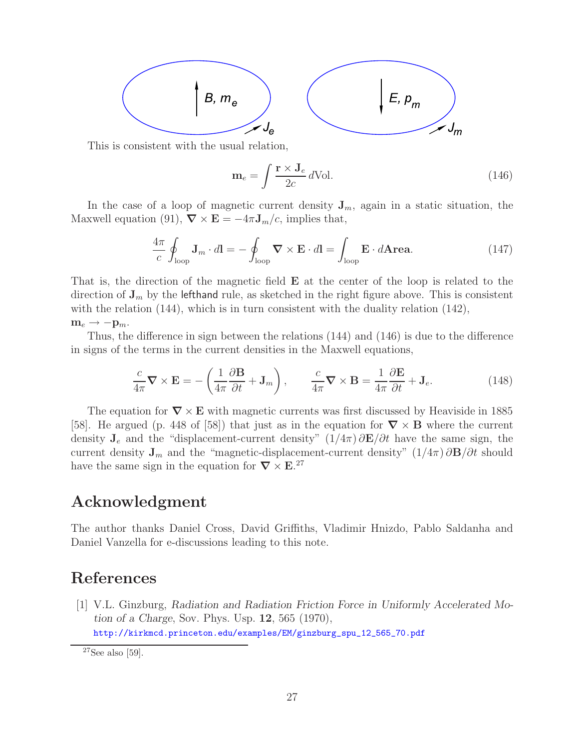This is consistent with the usual relation,

$$\mathbf{m}_e = \int \frac{\mathbf{r} \times \mathbf{J}_e}{2c}\, d\text{Vol}. \tag{146}$$

In the case of a loop of magnetic current density $\mathbf{J}_m$, again in a static situation, the Maxwell equation (91), $\boldsymbol{\nabla} \times \mathbf{E} = -4\pi \mathbf{J}_m/c$, implies that,

$$\frac{4\pi}{c} \oint_{\text{loop}} \mathbf{J}_m \cdot d\mathbf{l} = -\oint_{\text{loop}} \boldsymbol{\nabla} \times \mathbf{E} \cdot d\mathbf{l} = \int_{\text{loop}} \mathbf{E} \cdot d\mathbf{Area}. \tag{147}$$

That is, the direction of the magnetic field $\mathbf{E}$ at the center of the loop is related to the direction of $\mathbf{J}_m$ by the lefthand rule, as sketched in the right figure above. This is consistent with the relation (144), which is in turn consistent with the duality relation (142), $\mathbf{m}_e \to -\mathbf{p}_m$.

Thus, the difference in sign between the relations (144) and (146) is due to the difference in signs of the terms in the current densities in the Maxwell equations,

$$\frac{c}{4\pi} \boldsymbol{\nabla} \times \mathbf{E} = -\left( \frac{1}{4\pi} \frac{\partial \mathbf{B}}{\partial t} + \mathbf{J}_m \right), \qquad \frac{c}{4\pi} \boldsymbol{\nabla} \times \mathbf{B} = \frac{1}{4\pi} \frac{\partial \mathbf{E}}{\partial t} + \mathbf{J}_e. \tag{148}$$

The equation for $\boldsymbol{\nabla} \times \mathbf{E}$ with magnetic currents was first discussed by Heaviside in 1885 [58]. He argued (p. 448 of [58]) that just as in the equation for $\boldsymbol{\nabla} \times \mathbf{B}$ where the current density $\mathbf{J}_e$ and the "displacement-current density" $(1/4\pi)\, \partial \mathbf{E}/\partial t$ have the same sign, the current density $\mathbf{J}_m$ and the "magnetic-displacement-current density" $(1/4\pi)\, \partial \mathbf{B}/\partial t$ should have the same sign in the equation for $\boldsymbol{\nabla} \times \mathbf{E}$.[27]

## Acknowledgment

The author thanks Daniel Cross, David Griffiths, Vladimir Hnizdo, Pablo Saldanha and Daniel Vanzella for e-discussions leading to this note.

## References

[1] V.L. Ginzburg, *Radiation and Radiation Friction Force in Uniformly Accelerated Motion of a Charge*, Sov. Phys. Usp. **12**, 565 (1970), http://kirkmcd.princeton.edu/examples/EM/ginzburg_spu_12_565_70.pdf

[27] See also [59].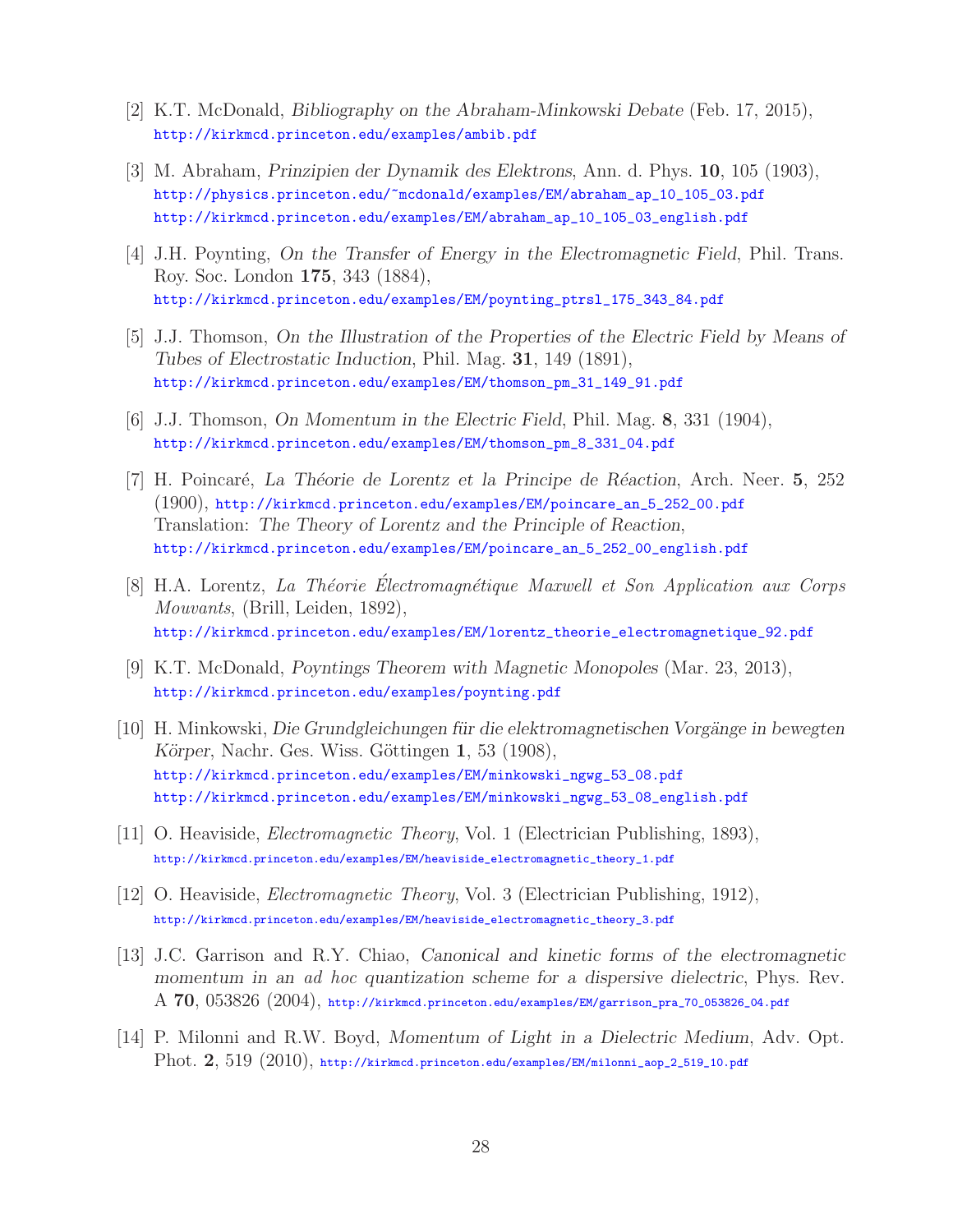[2] K.T. McDonald, *Bibliography on the Abraham-Minkowski Debate* (Feb. 17, 2015), http://kirkmcd.princeton.edu/examples/ambib.pdf

[3] M. Abraham, *Prinzipien der Dynamik des Elektrons*, Ann. d. Phys. **10**, 105 (1903), http://physics.princeton.edu/~mcdonald/examples/EM/abraham_ap_10_105_03.pdf http://kirkmcd.princeton.edu/examples/EM/abraham_ap_10_105_03_english.pdf

[4] J.H. Poynting, *On the Transfer of Energy in the Electromagnetic Field*, Phil. Trans. Roy. Soc. London **175**, 343 (1884), http://kirkmcd.princeton.edu/examples/EM/poynting_ptrsl_175_343_84.pdf

[5] J.J. Thomson, *On the Illustration of the Properties of the Electric Field by Means of Tubes of Electrostatic Induction*, Phil. Mag. **31**, 149 (1891), http://kirkmcd.princeton.edu/examples/EM/thomson_pm_31_149_91.pdf

[6] J.J. Thomson, *On Momentum in the Electric Field*, Phil. Mag. **8**, 331 (1904), http://kirkmcd.princeton.edu/examples/EM/thomson_pm_8_331_04.pdf

[7] H. Poincaré, *La Théorie de Lorentz et la Principe de Réaction*, Arch. Neer. **5**, 252 (1900), http://kirkmcd.princeton.edu/examples/EM/poincare_an_5_252_00.pdf
Translation: *The Theory of Lorentz and the Principle of Reaction*, http://kirkmcd.princeton.edu/examples/EM/poincare_an_5_252_00_english.pdf

[8] H.A. Lorentz, *La Théorie Électromagnétique Maxwell et Son Application aux Corps Mouvants*, (Brill, Leiden, 1892), http://kirkmcd.princeton.edu/examples/EM/lorentz_theorie_electromagnetique_92.pdf

[9] K.T. McDonald, *Poyntings Theorem with Magnetic Monopoles* (Mar. 23, 2013), http://kirkmcd.princeton.edu/examples/poynting.pdf

[10] H. Minkowski, *Die Grundgleichungen für die elektromagnetischen Vorgänge in bewegten Körper*, Nachr. Ges. Wiss. Göttingen **1**, 53 (1908), http://kirkmcd.princeton.edu/examples/EM/minkowski_ngwg_53_08.pdf http://kirkmcd.princeton.edu/examples/EM/minkowski_ngwg_53_08_english.pdf

[11] O. Heaviside, *Electromagnetic Theory*, Vol. 1 (Electrician Publishing, 1893), http://kirkmcd.princeton.edu/examples/EM/heaviside_electromagnetic_theory_1.pdf

[12] O. Heaviside, *Electromagnetic Theory*, Vol. 3 (Electrician Publishing, 1912), http://kirkmcd.princeton.edu/examples/EM/heaviside_electromagnetic_theory_3.pdf

[13] J.C. Garrison and R.Y. Chiao, *Canonical and kinetic forms of the electromagnetic momentum in an ad hoc quantization scheme for a dispersive dielectric*, Phys. Rev. A **70**, 053826 (2004), http://kirkmcd.princeton.edu/examples/EM/garrison_pra_70_053826_04.pdf

[14] P. Milonni and R.W. Boyd, *Momentum of Light in a Dielectric Medium*, Adv. Opt. Phot. **2**, 519 (2010), http://kirkmcd.princeton.edu/examples/EM/milonni_aop_2_519_10.pdf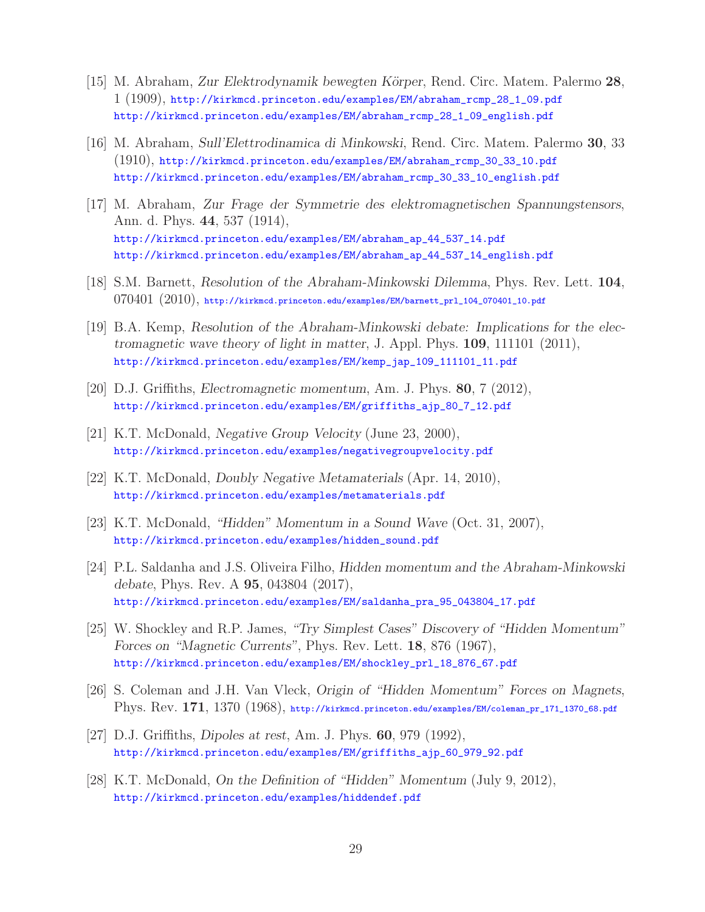[15] M. Abraham, *Zur Elektrodynamik bewegten Körper*, Rend. Circ. Matem. Palermo **28**, 1 (1909), http://kirkmcd.princeton.edu/examples/EM/abraham_rcmp_28_1_09.pdf http://kirkmcd.princeton.edu/examples/EM/abraham_rcmp_28_1_09_english.pdf

[16] M. Abraham, *Sull'Elettrodinamica di Minkowski*, Rend. Circ. Matem. Palermo **30**, 33 (1910), http://kirkmcd.princeton.edu/examples/EM/abraham_rcmp_30_33_10.pdf http://kirkmcd.princeton.edu/examples/EM/abraham_rcmp_30_33_10_english.pdf

[17] M. Abraham, *Zur Frage der Symmetrie des elektromagnetischen Spannungstensors*, Ann. d. Phys. **44**, 537 (1914), http://kirkmcd.princeton.edu/examples/EM/abraham_ap_44_537_14.pdf http://kirkmcd.princeton.edu/examples/EM/abraham_ap_44_537_14_english.pdf

[18] S.M. Barnett, *Resolution of the Abraham-Minkowski Dilemma*, Phys. Rev. Lett. **104**, 070401 (2010), http://kirkmcd.princeton.edu/examples/EM/barnett_prl_104_070401_10.pdf

[19] B.A. Kemp, *Resolution of the Abraham-Minkowski debate: Implications for the electromagnetic wave theory of light in matter*, J. Appl. Phys. **109**, 111101 (2011), http://kirkmcd.princeton.edu/examples/EM/kemp_jap_109_111101_11.pdf

[20] D.J. Griffiths, *Electromagnetic momentum*, Am. J. Phys. **80**, 7 (2012), http://kirkmcd.princeton.edu/examples/EM/griffiths_ajp_80_7_12.pdf

[21] K.T. McDonald, *Negative Group Velocity* (June 23, 2000), http://kirkmcd.princeton.edu/examples/negativegroupvelocity.pdf

[22] K.T. McDonald, *Doubly Negative Metamaterials* (Apr. 14, 2010), http://kirkmcd.princeton.edu/examples/metamaterials.pdf

[23] K.T. McDonald, *"Hidden" Momentum in a Sound Wave* (Oct. 31, 2007), http://kirkmcd.princeton.edu/examples/hidden_sound.pdf

[24] P.L. Saldanha and J.S. Oliveira Filho, *Hidden momentum and the Abraham-Minkowski debate*, Phys. Rev. A **95**, 043804 (2017), http://kirkmcd.princeton.edu/examples/EM/saldanha_pra_95_043804_17.pdf

[25] W. Shockley and R.P. James, *"Try Simplest Cases" Discovery of "Hidden Momentum" Forces on "Magnetic Currents"*, Phys. Rev. Lett. **18**, 876 (1967), http://kirkmcd.princeton.edu/examples/EM/shockley_prl_18_876_67.pdf

[26] S. Coleman and J.H. Van Vleck, *Origin of "Hidden Momentum" Forces on Magnets*, Phys. Rev. **171**, 1370 (1968), http://kirkmcd.princeton.edu/examples/EM/coleman_pr_171_1370_68.pdf

[27] D.J. Griffiths, *Dipoles at rest*, Am. J. Phys. **60**, 979 (1992), http://kirkmcd.princeton.edu/examples/EM/griffiths_ajp_60_979_92.pdf

[28] K.T. McDonald, *On the Definition of "Hidden" Momentum* (July 9, 2012), http://kirkmcd.princeton.edu/examples/hiddendef.pdf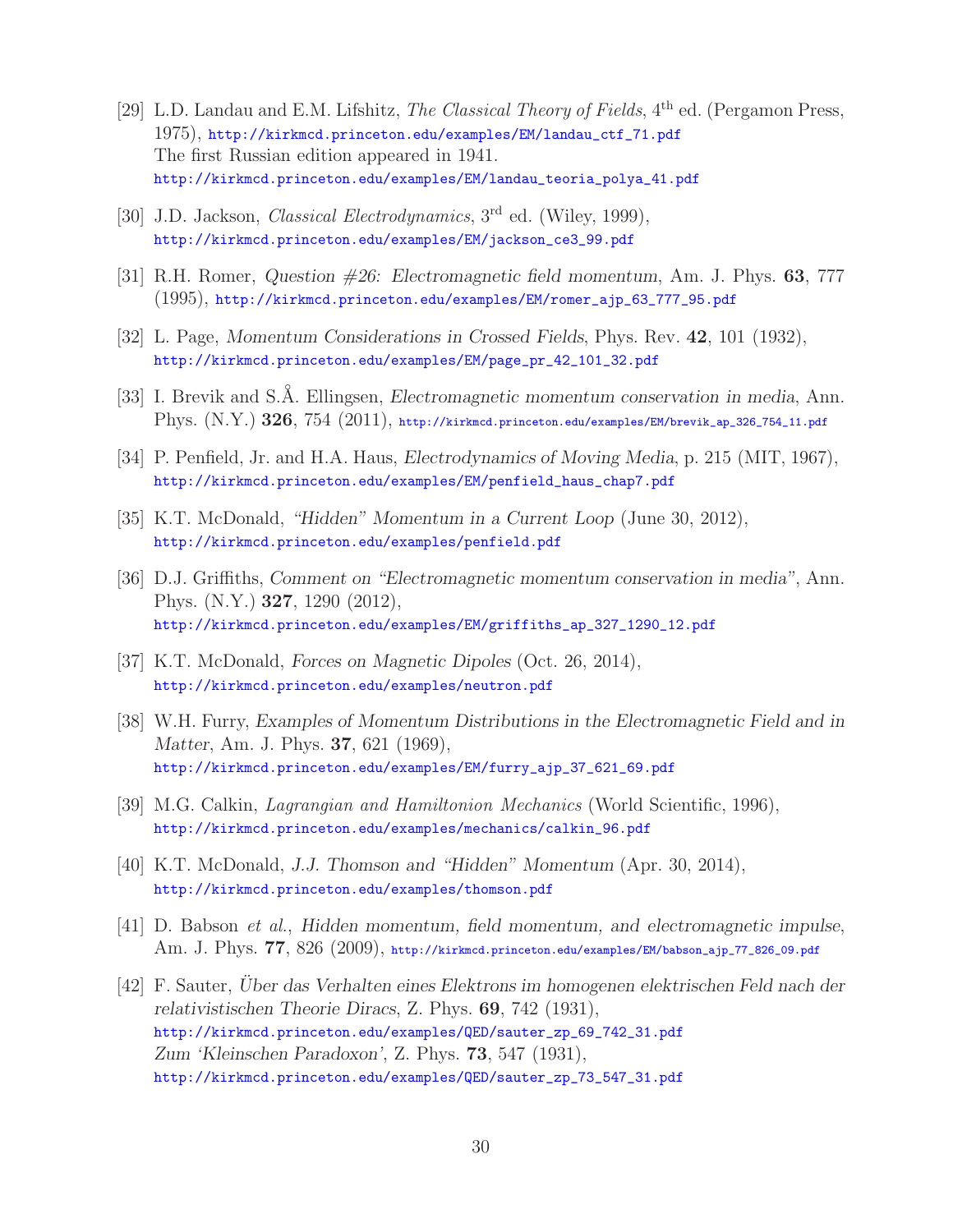[29] L.D. Landau and E.M. Lifshitz, *The Classical Theory of Fields*, 4th ed. (Pergamon Press, 1975), http://kirkmcd.princeton.edu/examples/EM/landau_ctf_71.pdf
The first Russian edition appeared in 1941.
http://kirkmcd.princeton.edu/examples/EM/landau_teoria_polya_41.pdf

[30] J.D. Jackson, *Classical Electrodynamics*, 3rd ed. (Wiley, 1999), http://kirkmcd.princeton.edu/examples/EM/jackson_ce3_99.pdf

[31] R.H. Romer, *Question #26: Electromagnetic field momentum*, Am. J. Phys. **63**, 777 (1995), http://kirkmcd.princeton.edu/examples/EM/romer_ajp_63_777_95.pdf

[32] L. Page, *Momentum Considerations in Crossed Fields*, Phys. Rev. **42**, 101 (1932), http://kirkmcd.princeton.edu/examples/EM/page_pr_42_101_32.pdf

[33] I. Brevik and S.Å. Ellingsen, *Electromagnetic momentum conservation in media*, Ann. Phys. (N.Y.) **326**, 754 (2011), http://kirkmcd.princeton.edu/examples/EM/brevik_ap_326_754_11.pdf

[34] P. Penfield, Jr. and H.A. Haus, *Electrodynamics of Moving Media*, p. 215 (MIT, 1967), http://kirkmcd.princeton.edu/examples/EM/penfield_haus_chap7.pdf

[35] K.T. McDonald, *"Hidden" Momentum in a Current Loop* (June 30, 2012), http://kirkmcd.princeton.edu/examples/penfield.pdf

[36] D.J. Griffiths, *Comment on "Electromagnetic momentum conservation in media"*, Ann. Phys. (N.Y.) **327**, 1290 (2012), http://kirkmcd.princeton.edu/examples/EM/griffiths_ap_327_1290_12.pdf

[37] K.T. McDonald, *Forces on Magnetic Dipoles* (Oct. 26, 2014), http://kirkmcd.princeton.edu/examples/neutron.pdf

[38] W.H. Furry, *Examples of Momentum Distributions in the Electromagnetic Field and in Matter*, Am. J. Phys. **37**, 621 (1969), http://kirkmcd.princeton.edu/examples/EM/furry_ajp_37_621_69.pdf

[39] M.G. Calkin, *Lagrangian and Hamiltonion Mechanics* (World Scientific, 1996), http://kirkmcd.princeton.edu/examples/mechanics/calkin_96.pdf

[40] K.T. McDonald, *J.J. Thomson and "Hidden" Momentum* (Apr. 30, 2014), http://kirkmcd.princeton.edu/examples/thomson.pdf

[41] D. Babson *et al.*, *Hidden momentum, field momentum, and electromagnetic impulse*, Am. J. Phys. **77**, 826 (2009), http://kirkmcd.princeton.edu/examples/EM/babson_ajp_77_826_09.pdf

[42] F. Sauter, *Über das Verhalten eines Elektrons im homogenen elektrischen Feld nach der relativistischen Theorie Diracs*, Z. Phys. **69**, 742 (1931), http://kirkmcd.princeton.edu/examples/QED/sauter_zp_69_742_31.pdf
*Zum 'Kleinschen Paradoxon'*, Z. Phys. **73**, 547 (1931), http://kirkmcd.princeton.edu/examples/QED/sauter_zp_73_547_31.pdf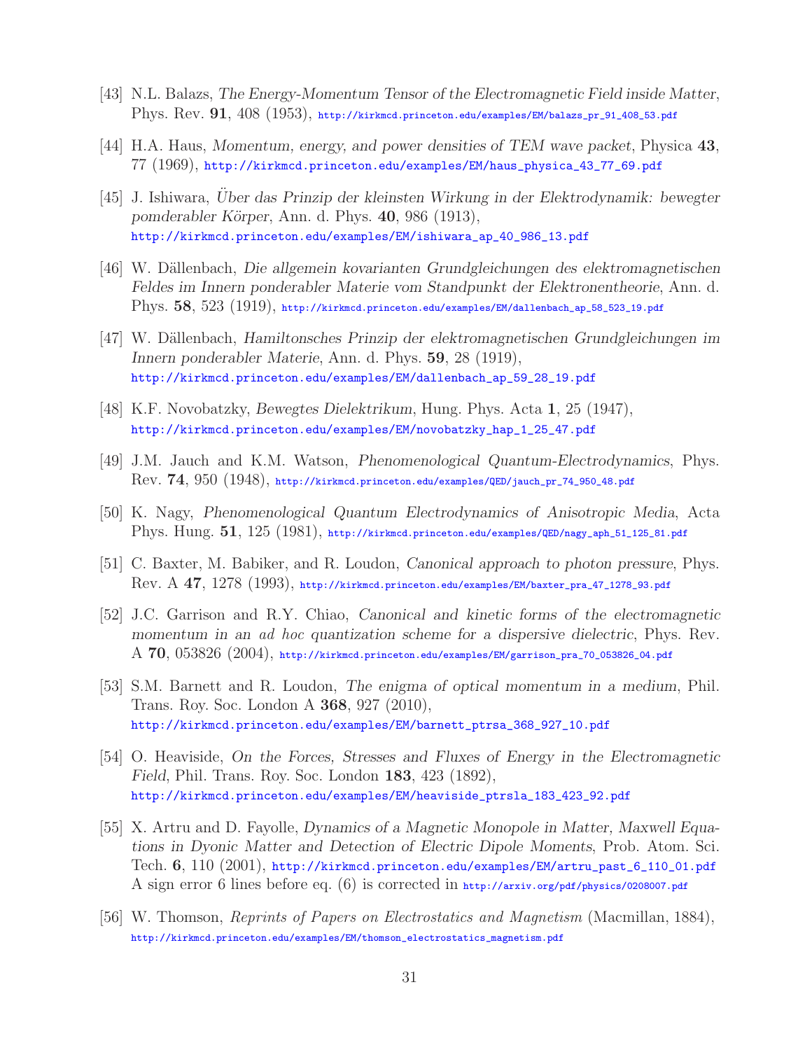[43] N.L. Balazs, *The Energy-Momentum Tensor of the Electromagnetic Field inside Matter*, Phys. Rev. **91**, 408 (1953), http://kirkmcd.princeton.edu/examples/EM/balazs_pr_91_408_53.pdf

[44] H.A. Haus, *Momentum, energy, and power densities of TEM wave packet*, Physica **43**, 77 (1969), http://kirkmcd.princeton.edu/examples/EM/haus_physica_43_77_69.pdf

[45] J. Ishiwara, *Über das Prinzip der kleinsten Wirkung in der Elektrodynamik: bewegter pomderabler Körper*, Ann. d. Phys. **40**, 986 (1913), http://kirkmcd.princeton.edu/examples/EM/ishiwara_ap_40_986_13.pdf

[46] W. Dällenbach, *Die allgemein kovarianten Grundgleichungen des elektromagnetischen Feldes im Innern ponderabler Materie vom Standpunkt der Elektronentheorie*, Ann. d. Phys. **58**, 523 (1919), http://kirkmcd.princeton.edu/examples/EM/dallenbach_ap_58_523_19.pdf

[47] W. Dällenbach, *Hamiltonsches Prinzip der elektromagnetischen Grundgleichungen im Innern ponderabler Materie*, Ann. d. Phys. **59**, 28 (1919), http://kirkmcd.princeton.edu/examples/EM/dallenbach_ap_59_28_19.pdf

[48] K.F. Novobatzky, *Bewegtes Dielektrikum*, Hung. Phys. Acta **1**, 25 (1947), http://kirkmcd.princeton.edu/examples/EM/novobatzky_hap_1_25_47.pdf

[49] J.M. Jauch and K.M. Watson, *Phenomenological Quantum-Electrodynamics*, Phys. Rev. **74**, 950 (1948), http://kirkmcd.princeton.edu/examples/QED/jauch_pr_74_950_48.pdf

[50] K. Nagy, *Phenomenological Quantum Electrodynamics of Anisotropic Media*, Acta Phys. Hung. **51**, 125 (1981), http://kirkmcd.princeton.edu/examples/QED/nagy_aph_51_125_81.pdf

[51] C. Baxter, M. Babiker, and R. Loudon, *Canonical approach to photon pressure*, Phys. Rev. A **47**, 1278 (1993), http://kirkmcd.princeton.edu/examples/EM/baxter_pra_47_1278_93.pdf

[52] J.C. Garrison and R.Y. Chiao, *Canonical and kinetic forms of the electromagnetic momentum in an ad hoc quantization scheme for a dispersive dielectric*, Phys. Rev. A **70**, 053826 (2004), http://kirkmcd.princeton.edu/examples/EM/garrison_pra_70_053826_04.pdf

[53] S.M. Barnett and R. Loudon, *The enigma of optical momentum in a medium*, Phil. Trans. Roy. Soc. London A **368**, 927 (2010), http://kirkmcd.princeton.edu/examples/EM/barnett_ptrsa_368_927_10.pdf

[54] O. Heaviside, *On the Forces, Stresses and Fluxes of Energy in the Electromagnetic Field*, Phil. Trans. Roy. Soc. London **183**, 423 (1892), http://kirkmcd.princeton.edu/examples/EM/heaviside_ptrsla_183_423_92.pdf

[55] X. Artru and D. Fayolle, *Dynamics of a Magnetic Monopole in Matter, Maxwell Equations in Dyonic Matter and Detection of Electric Dipole Moments*, Prob. Atom. Sci. Tech. **6**, 110 (2001), http://kirkmcd.princeton.edu/examples/EM/artru_past_6_110_01.pdf
A sign error 6 lines before eq. (6) is corrected in http://arxiv.org/pdf/physics/0208007.pdf

[56] W. Thomson, *Reprints of Papers on Electrostatics and Magnetism* (Macmillan, 1884), http://kirkmcd.princeton.edu/examples/EM/thomson_electrostatics_magnetism.pdf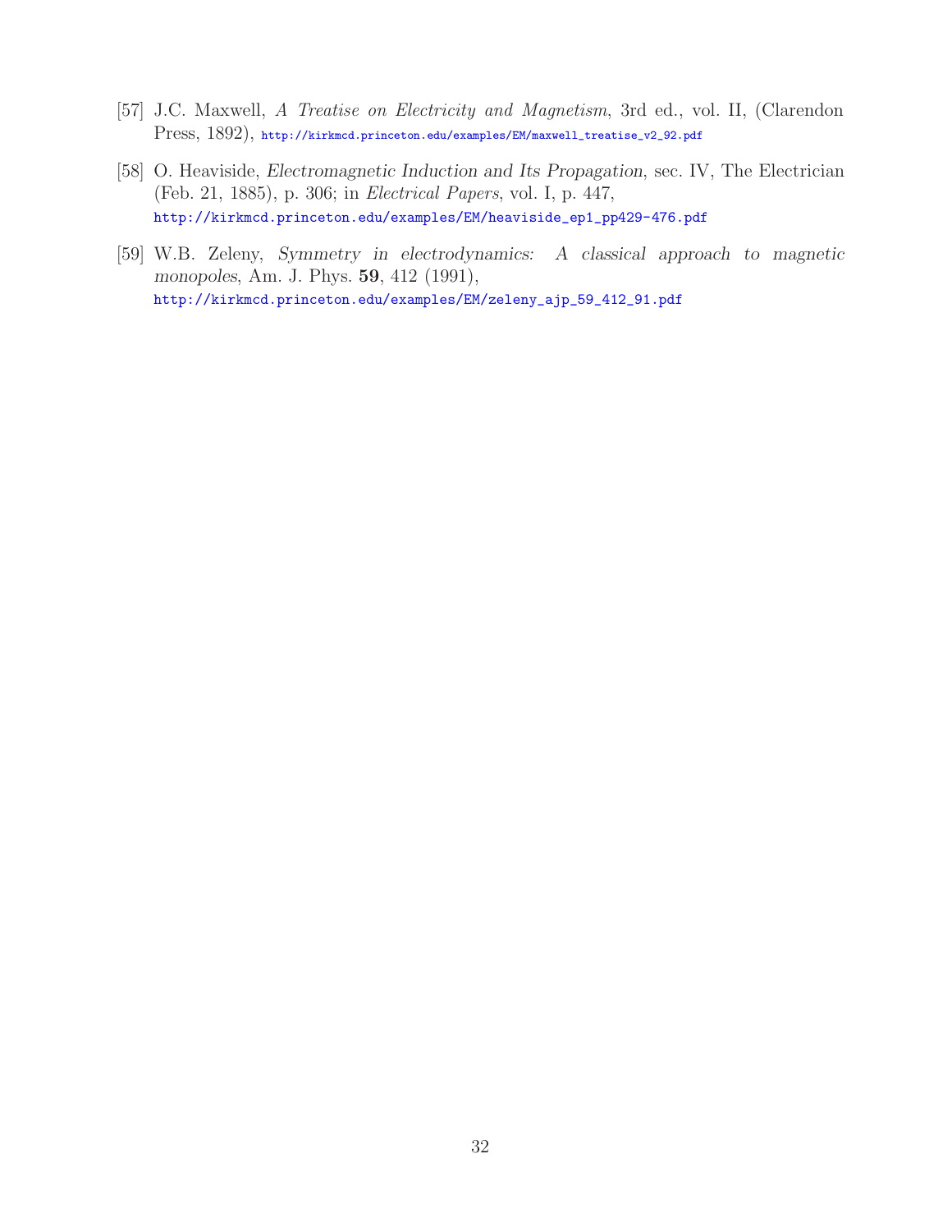[57] J.C. Maxwell, *A Treatise on Electricity and Magnetism*, 3rd ed., vol. II, (Clarendon Press, 1892), http://kirkmcd.princeton.edu/examples/EM/maxwell_treatise_v2_92.pdf

[58] O. Heaviside, *Electromagnetic Induction and Its Propagation*, sec. IV, The Electrician (Feb. 21, 1885), p. 306; in *Electrical Papers*, vol. I, p. 447, http://kirkmcd.princeton.edu/examples/EM/heaviside_ep1_pp429-476.pdf

[59] W.B. Zeleny, *Symmetry in electrodynamics: A classical approach to magnetic monopoles*, Am. J. Phys. **59**, 412 (1991), http://kirkmcd.princeton.edu/examples/EM/zeleny_ajp_59_412_91.pdf